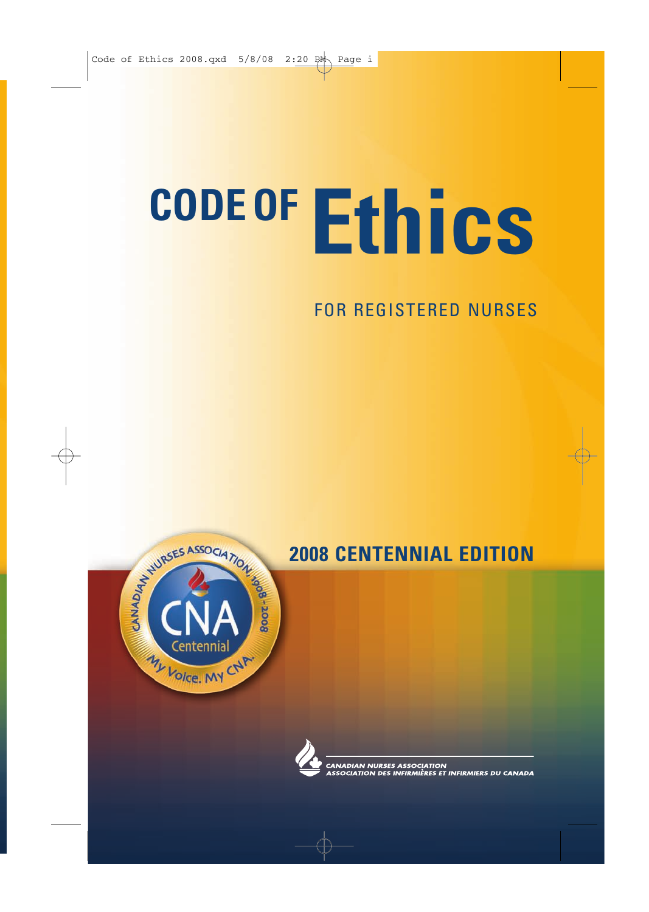# CODE OF Ethics

## FOR REGISTERED NURSES

### 2008 CENTENNIAL EDITION

CANADIAN NURSES ASSOCIATION
ASSOCIATION DES INFIRMIÈRES ET INFIRMIERS DU CANADA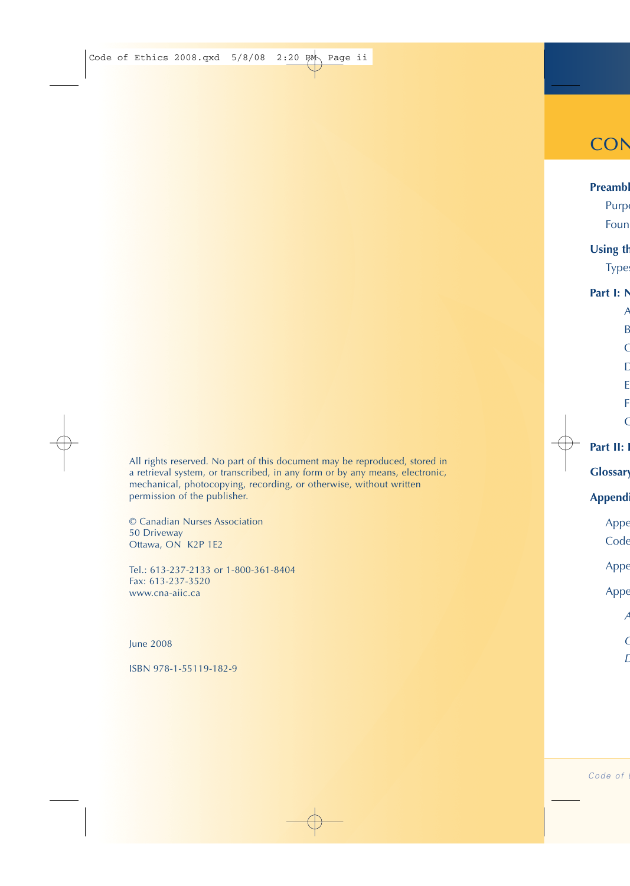All rights reserved. No part of this document may be reproduced, stored in a retrieval system, or transcribed, in any form or by any means, electronic, mechanical, photocopying, recording, or otherwise, without written permission of the publisher.

© Canadian Nurses Association
50 Driveway
Ottawa, ON K2P 1E2

Tel.: 613-237-2133 or 1-800-361-8404
Fax: 613-237-3520
www.cna-aiic.ca

June 2008

ISBN 978-1-55119-182-9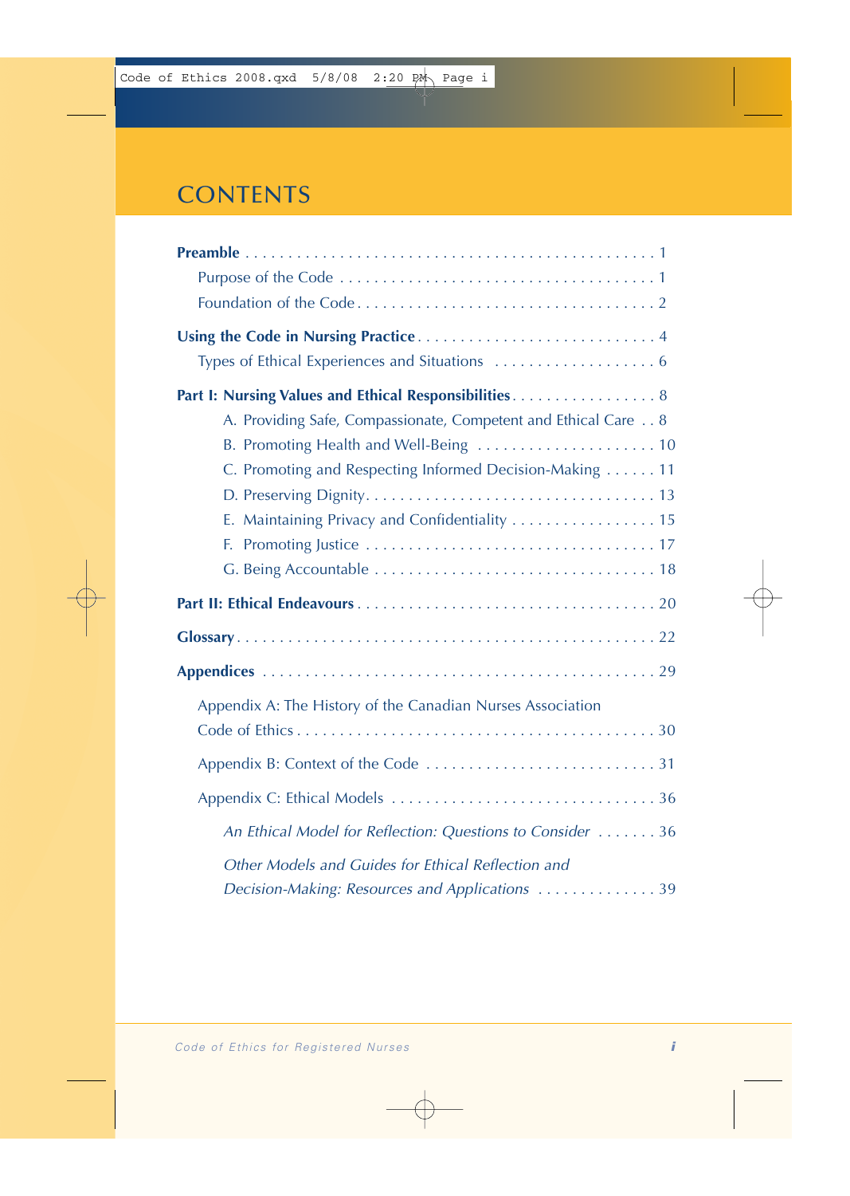# CONTENTS

**Preamble** . . . . . . . . . . . . . . . . . . . . . . . . . . . . . . . . . . . . . . . . . . . . . . . 1

- Purpose of the Code . . . . . . . . . . . . . . . . . . . . . . . . . . . . . . . . . . . . . 1
- Foundation of the Code . . . . . . . . . . . . . . . . . . . . . . . . . . . . . . . . . . . 2

**Using the Code in Nursing Practice** . . . . . . . . . . . . . . . . . . . . . . . . . . . . 4

- Types of Ethical Experiences and Situations . . . . . . . . . . . . . . . . . . . 6

**Part I: Nursing Values and Ethical Responsibilities** . . . . . . . . . . . . . . . . . 8

- A. Providing Safe, Compassionate, Competent and Ethical Care . . 8
- B. Promoting Health and Well-Being . . . . . . . . . . . . . . . . . . . . . 10
- C. Promoting and Respecting Informed Decision-Making . . . . . . 11
- D. Preserving Dignity . . . . . . . . . . . . . . . . . . . . . . . . . . . . . . . . 13
- E. Maintaining Privacy and Confidentiality . . . . . . . . . . . . . . . . . 15
- F. Promoting Justice . . . . . . . . . . . . . . . . . . . . . . . . . . . . . . . . 17
- G. Being Accountable . . . . . . . . . . . . . . . . . . . . . . . . . . . . . . . 18

**Part II: Ethical Endeavours** . . . . . . . . . . . . . . . . . . . . . . . . . . . . . . . . . 20

**Glossary** . . . . . . . . . . . . . . . . . . . . . . . . . . . . . . . . . . . . . . . . . . . . . . . 22

**Appendices** . . . . . . . . . . . . . . . . . . . . . . . . . . . . . . . . . . . . . . . . . . . . . 29

- Appendix A: The History of the Canadian Nurses Association Code of Ethics . . . . . . . . . . . . . . . . . . . . . . . . . . . . . . . . . . . . . . . . . 30
- Appendix B: Context of the Code . . . . . . . . . . . . . . . . . . . . . . . . . . 31
- Appendix C: Ethical Models . . . . . . . . . . . . . . . . . . . . . . . . . . . . . . 36
  - *An Ethical Model for Reflection: Questions to Consider* . . . . . . . 36
  - *Other Models and Guides for Ethical Reflection and Decision-Making: Resources and Applications* . . . . . . . . . . . . . . 39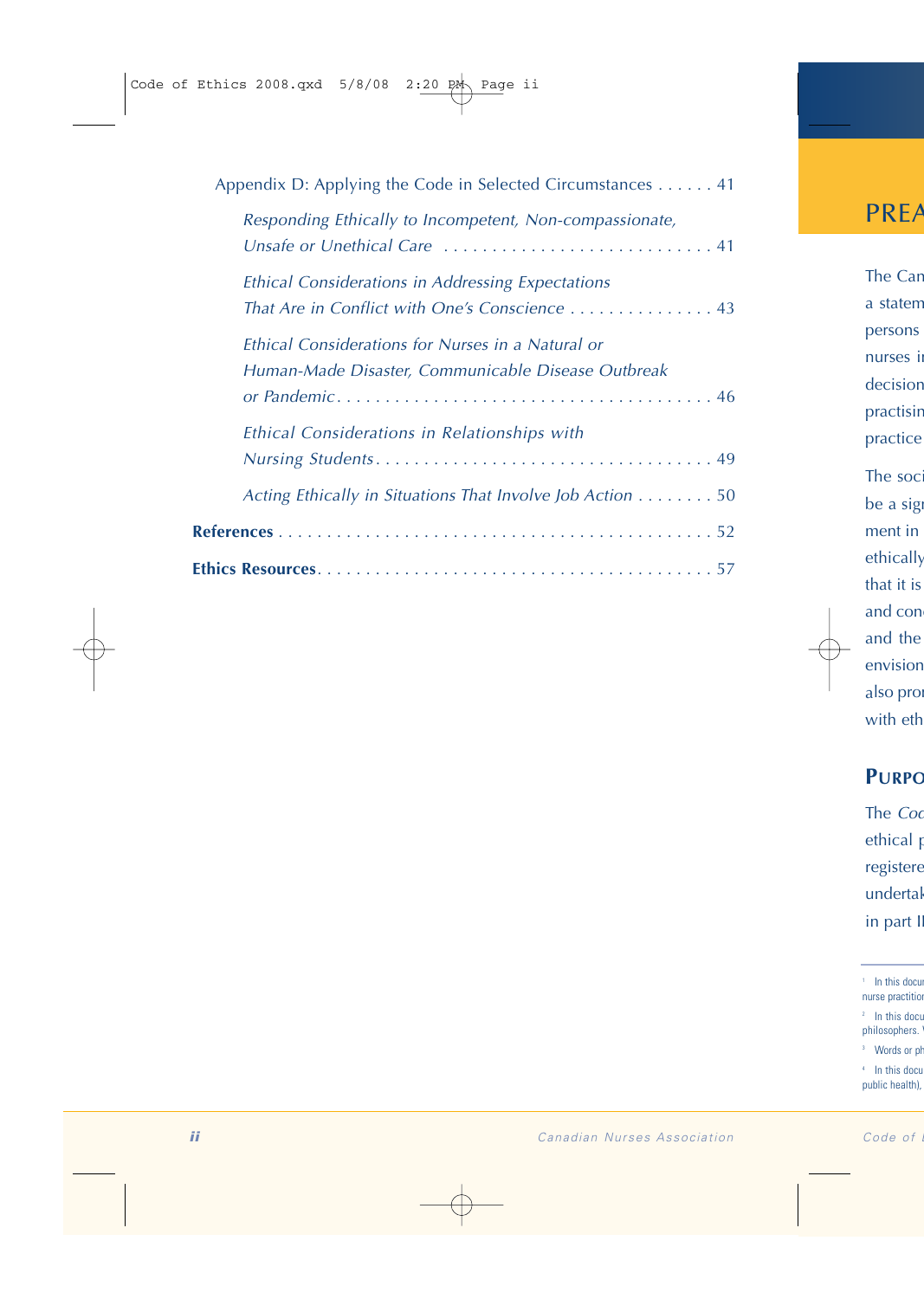Appendix D: Applying the Code in Selected Circumstances . . . . . . 41

*Responding Ethically to Incompetent, Non-compassionate, Unsafe or Unethical Care* . . . . . . . . . . . . . . . . . . . . . . . . . . . . 41

*Ethical Considerations in Addressing Expectations That Are in Conflict with One's Conscience* . . . . . . . . . . . . . . . . 43

*Ethical Considerations for Nurses in a Natural or Human-Made Disaster, Communicable Disease Outbreak or Pandemic* . . . . . . . . . . . . . . . . . . . . . . . . . . . . . . . . . . . . . . . 46

*Ethical Considerations in Relationships with Nursing Students* . . . . . . . . . . . . . . . . . . . . . . . . . . . . . . . . . . . 49

*Acting Ethically in Situations That Involve Job Action* . . . . . . . . 50

**References** . . . . . . . . . . . . . . . . . . . . . . . . . . . . . . . . . . . . . . . . . . . . . . 52

**Ethics Resources** . . . . . . . . . . . . . . . . . . . . . . . . . . . . . . . . . . . . . . . . . 57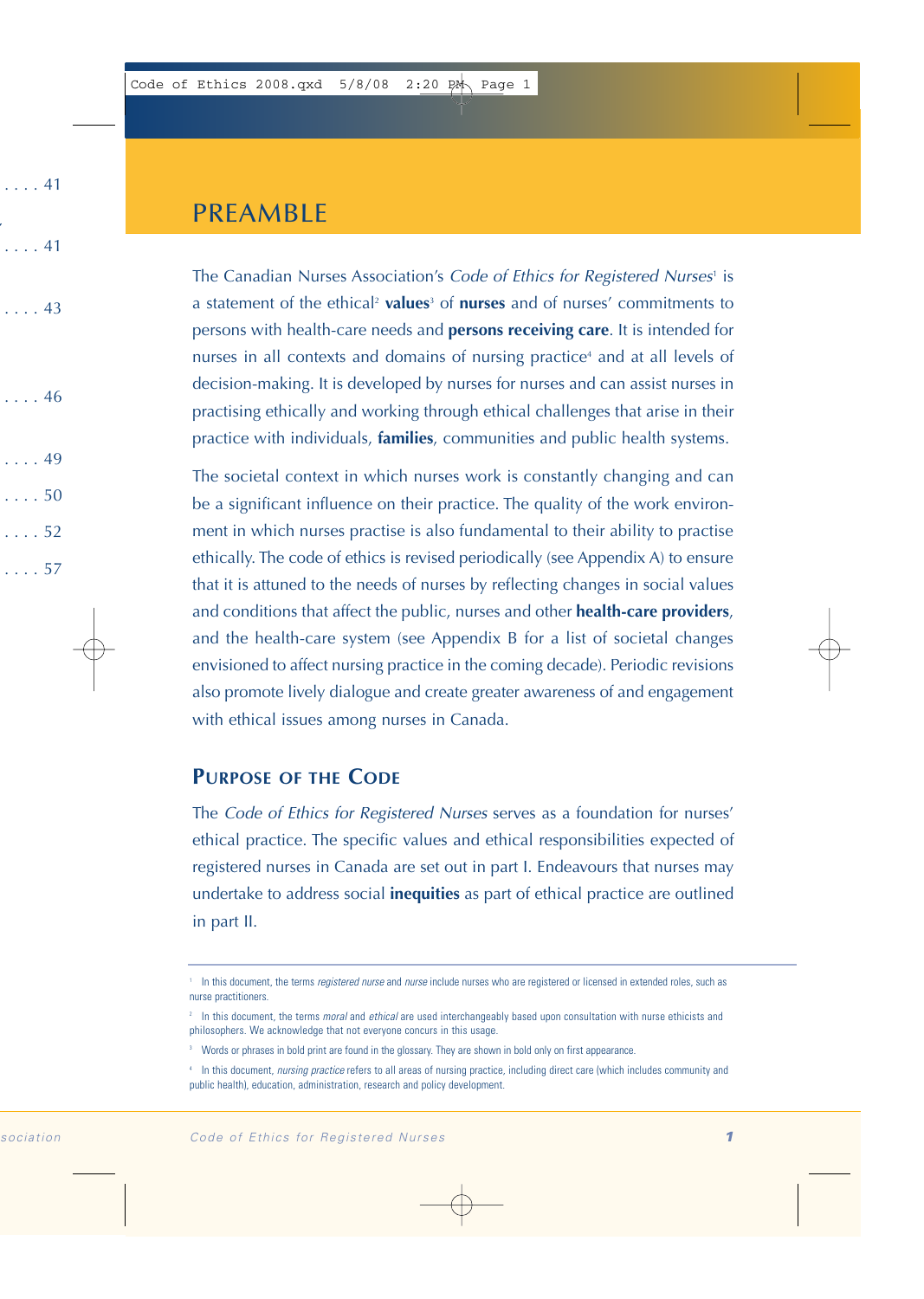# PREAMBLE

The Canadian Nurses Association's *Code of Ethics for Registered Nurses*[1] is a statement of the ethical[2] **values**[3] of **nurses** and of nurses' commitments to persons with health-care needs and **persons receiving care**. It is intended for nurses in all contexts and domains of nursing practice[4] and at all levels of decision-making. It is developed by nurses for nurses and can assist nurses in practising ethically and working through ethical challenges that arise in their practice with individuals, **families**, communities and public health systems.

The societal context in which nurses work is constantly changing and can be a significant influence on their practice. The quality of the work environment in which nurses practise is also fundamental to their ability to practise ethically. The code of ethics is revised periodically (see Appendix A) to ensure that it is attuned to the needs of nurses by reflecting changes in social values and conditions that affect the public, nurses and other **health-care providers**, and the health-care system (see Appendix B for a list of societal changes envisioned to affect nursing practice in the coming decade). Periodic revisions also promote lively dialogue and create greater awareness of and engagement with ethical issues among nurses in Canada.

## Purpose of the Code

The *Code of Ethics for Registered Nurses* serves as a foundation for nurses' ethical practice. The specific values and ethical responsibilities expected of registered nurses in Canada are set out in part I. Endeavours that nurses may undertake to address social **inequities** as part of ethical practice are outlined in part II.

---

[1] In this document, the terms *registered nurse* and *nurse* include nurses who are registered or licensed in extended roles, such as nurse practitioners.

[2] In this document, the terms *moral* and *ethical* are used interchangeably based upon consultation with nurse ethicists and philosophers. We acknowledge that not everyone concurs in this usage.

[3] Words or phrases in bold print are found in the glossary. They are shown in bold only on first appearance.

[4] In this document, *nursing practice* refers to all areas of nursing practice, including direct care (which includes community and public health), education, administration, research and policy development.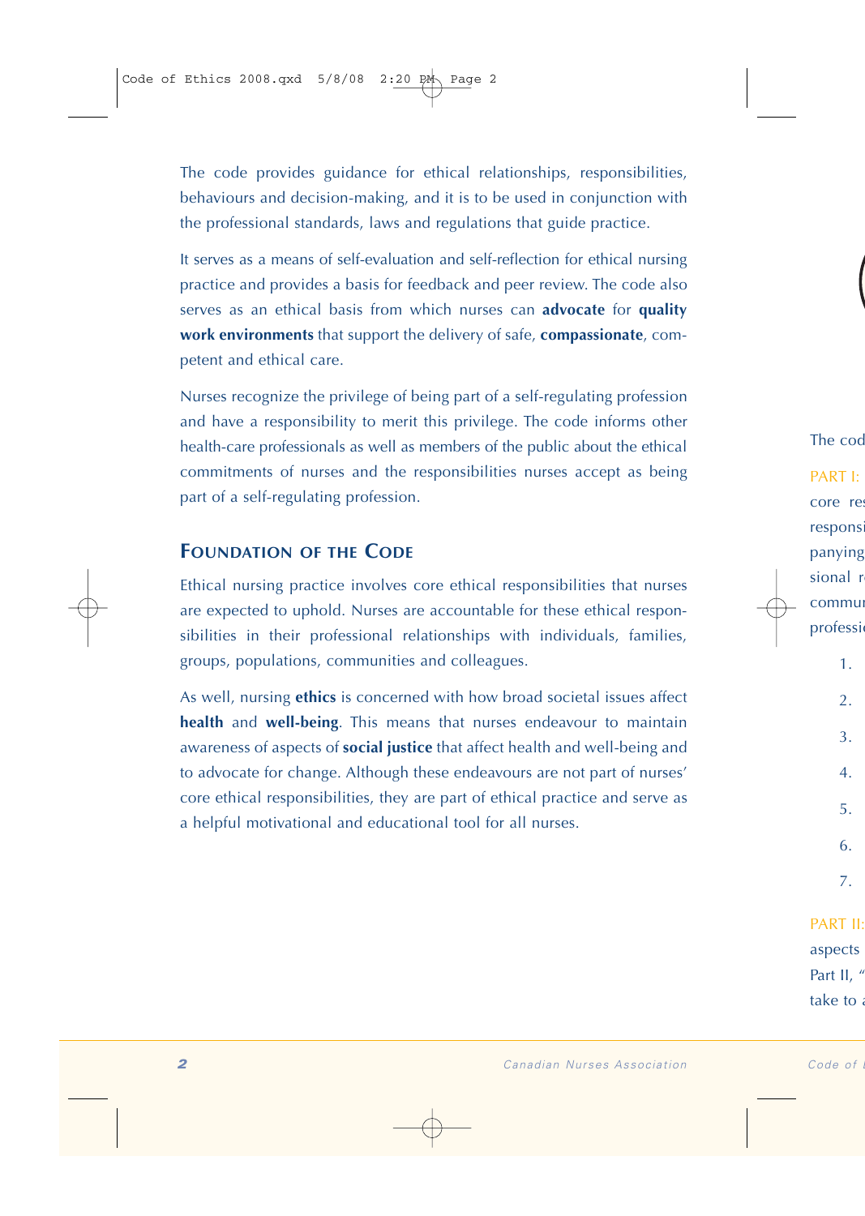The code provides guidance for ethical relationships, responsibilities, behaviours and decision-making, and it is to be used in conjunction with the professional standards, laws and regulations that guide practice.

It serves as a means of self-evaluation and self-reflection for ethical nursing practice and provides a basis for feedback and peer review. The code also serves as an ethical basis from which nurses can **advocate** for **quality work environments** that support the delivery of safe, **compassionate**, competent and ethical care.

Nurses recognize the privilege of being part of a self-regulating profession and have a responsibility to merit this privilege. The code informs other health-care professionals as well as members of the public about the ethical commitments of nurses and the responsibilities nurses accept as being part of a self-regulating profession.

## Foundation of the Code

Ethical nursing practice involves core ethical responsibilities that nurses are expected to uphold. Nurses are accountable for these ethical responsibilities in their professional relationships with individuals, families, groups, populations, communities and colleagues.

As well, nursing **ethics** is concerned with how broad societal issues affect **health** and **well-being**. This means that nurses endeavour to maintain awareness of aspects of **social justice** that affect health and well-being and to advocate for change. Although these endeavours are not part of nurses' core ethical responsibilities, they are part of ethical practice and serve as a helpful motivational and educational tool for all nurses.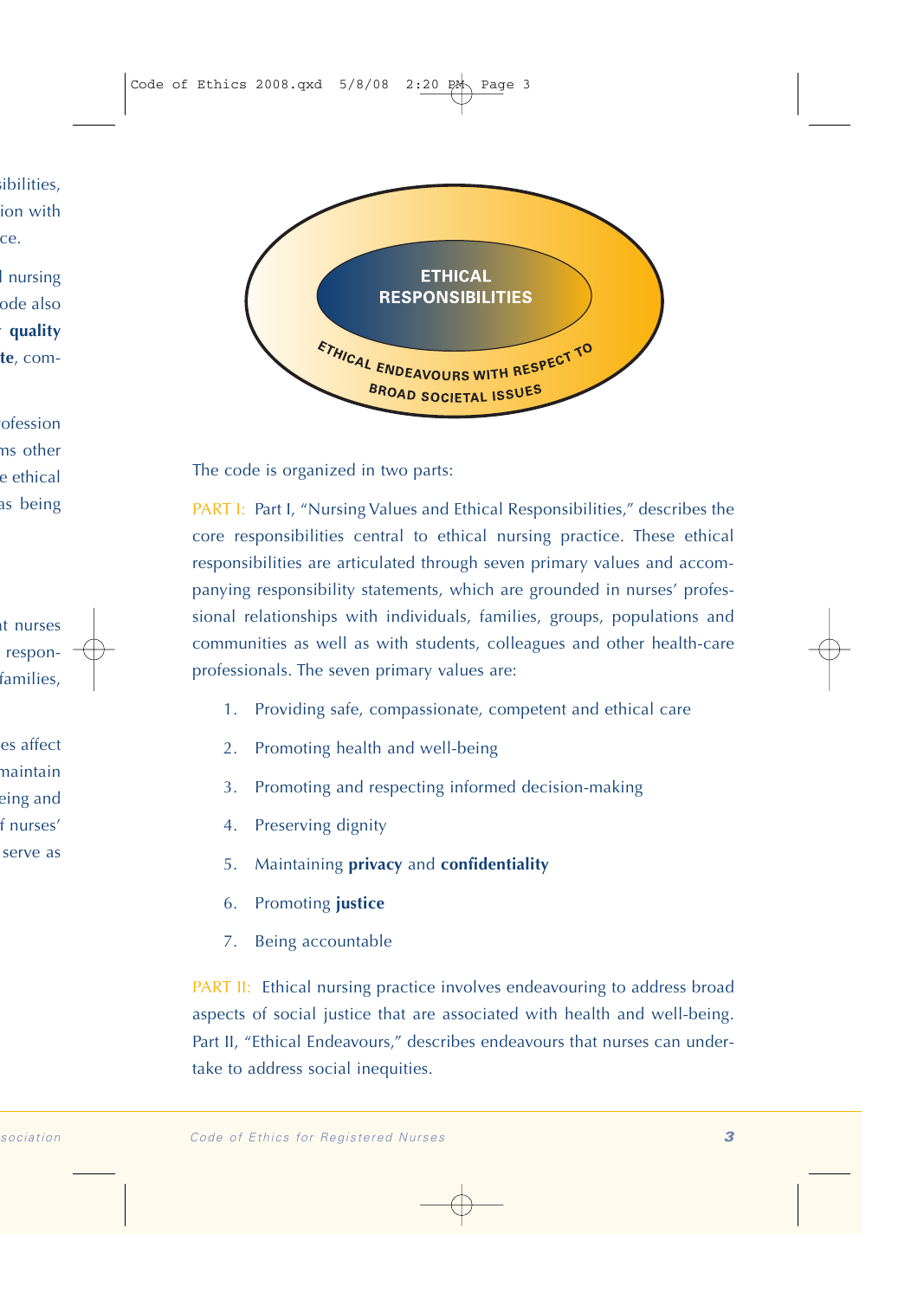ETHICAL RESPONSIBILITIES

ETHICAL ENDEAVOURS WITH RESPECT TO BROAD SOCIETAL ISSUES

The code is organized in two parts:

PART I: Part I, "Nursing Values and Ethical Responsibilities," describes the core responsibilities central to ethical nursing practice. These ethical responsibilities are articulated through seven primary values and accompanying responsibility statements, which are grounded in nurses' professional relationships with individuals, families, groups, populations and communities as well as with students, colleagues and other health-care professionals. The seven primary values are:

1. Providing safe, compassionate, competent and ethical care
2. Promoting health and well-being
3. Promoting and respecting informed decision-making
4. Preserving dignity
5. Maintaining **privacy** and **confidentiality**
6. Promoting **justice**
7. Being accountable

PART II: Ethical nursing practice involves endeavouring to address broad aspects of social justice that are associated with health and well-being. Part II, "Ethical Endeavours," describes endeavours that nurses can undertake to address social inequities.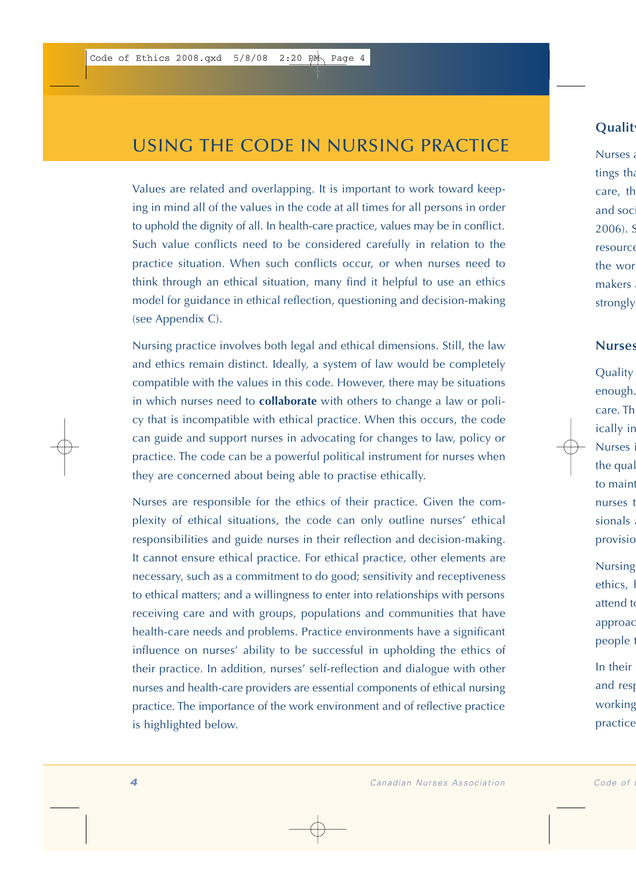# USING THE CODE IN NURSING PRACTICE

Values are related and overlapping. It is important to work toward keeping in mind all of the values in the code at all times for all persons in order to uphold the dignity of all. In health-care practice, values may be in conflict. Such value conflicts need to be considered carefully in relation to the practice situation. When such conflicts occur, or when nurses need to think through an ethical situation, many find it helpful to use an ethics model for guidance in ethical reflection, questioning and decision-making (see Appendix C).

Nursing practice involves both legal and ethical dimensions. Still, the law and ethics remain distinct. Ideally, a system of law would be completely compatible with the values in this code. However, there may be situations in which nurses need to **collaborate** with others to change a law or policy that is incompatible with ethical practice. When this occurs, the code can guide and support nurses in advocating for changes to law, policy or practice. The code can be a powerful political instrument for nurses when they are concerned about being able to practise ethically.

Nurses are responsible for the ethics of their practice. Given the complexity of ethical situations, the code can only outline nurses' ethical responsibilities and guide nurses in their reflection and decision-making. It cannot ensure ethical practice. For ethical practice, other elements are necessary, such as a commitment to do good; sensitivity and receptiveness to ethical matters; and a willingness to enter into relationships with persons receiving care and with groups, populations and communities that have health-care needs and problems. Practice environments have a significant influence on nurses' ability to be successful in upholding the ethics of their practice. In addition, nurses' self-reflection and dialogue with other nurses and health-care providers are essential components of ethical nursing practice. The importance of the work environment and of reflective practice is highlighted below.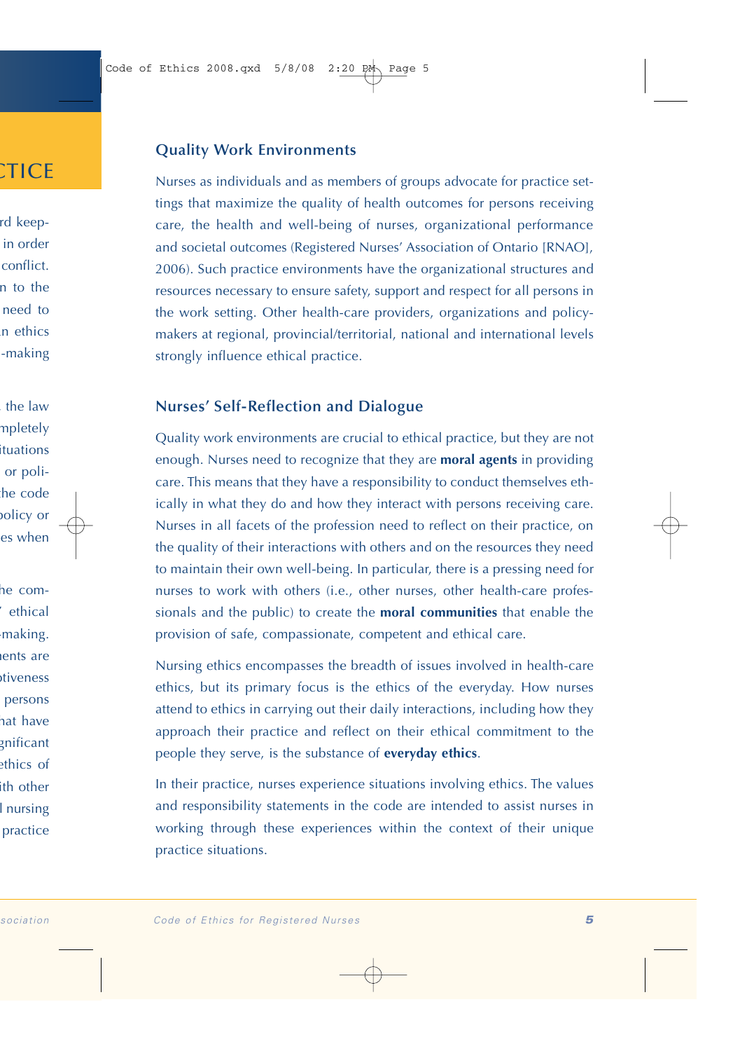## Quality Work Environments

Nurses as individuals and as members of groups advocate for practice settings that maximize the quality of health outcomes for persons receiving care, the health and well-being of nurses, organizational performance and societal outcomes (Registered Nurses' Association of Ontario [RNAO], 2006). Such practice environments have the organizational structures and resources necessary to ensure safety, support and respect for all persons in the work setting. Other health-care providers, organizations and policy-makers at regional, provincial/territorial, national and international levels strongly influence ethical practice.

## Nurses' Self-Reflection and Dialogue

Quality work environments are crucial to ethical practice, but they are not enough. Nurses need to recognize that they are **moral agents** in providing care. This means that they have a responsibility to conduct themselves ethically in what they do and how they interact with persons receiving care. Nurses in all facets of the profession need to reflect on their practice, on the quality of their interactions with others and on the resources they need to maintain their own well-being. In particular, there is a pressing need for nurses to work with others (i.e., other nurses, other health-care professionals and the public) to create the **moral communities** that enable the provision of safe, compassionate, competent and ethical care.

Nursing ethics encompasses the breadth of issues involved in health-care ethics, but its primary focus is the ethics of the everyday. How nurses attend to ethics in carrying out their daily interactions, including how they approach their practice and reflect on their ethical commitment to the people they serve, is the substance of **everyday ethics**.

In their practice, nurses experience situations involving ethics. The values and responsibility statements in the code are intended to assist nurses in working through these experiences within the context of their unique practice situations.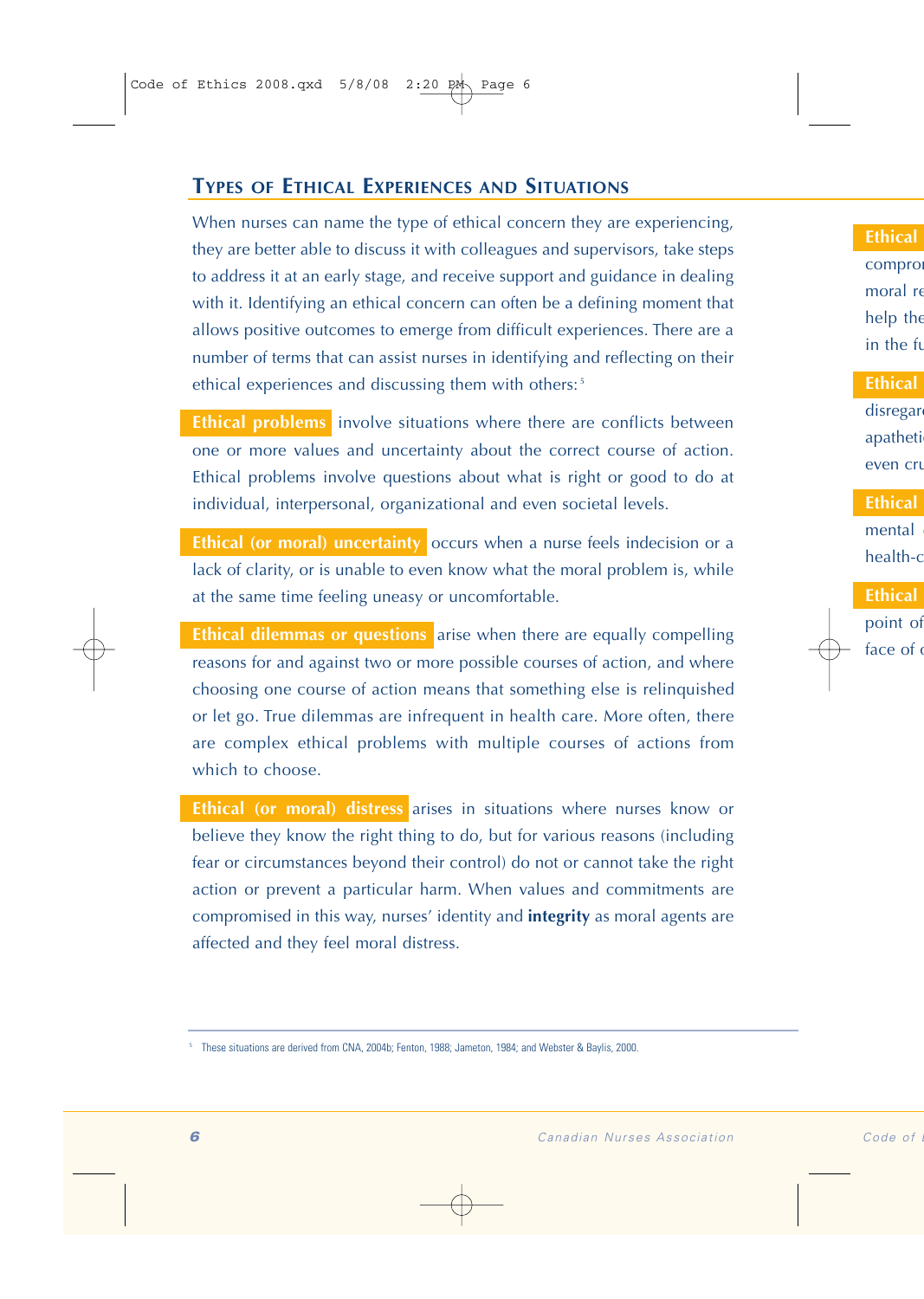## Types of Ethical Experiences and Situations

When nurses can name the type of ethical concern they are experiencing, they are better able to discuss it with colleagues and supervisors, take steps to address it at an early stage, and receive support and guidance in dealing with it. Identifying an ethical concern can often be a defining moment that allows positive outcomes to emerge from difficult experiences. There are a number of terms that can assist nurses in identifying and reflecting on their ethical experiences and discussing them with others:[5]

**Ethical problems** involve situations where there are conflicts between one or more values and uncertainty about the correct course of action. Ethical problems involve questions about what is right or good to do at individual, interpersonal, organizational and even societal levels.

**Ethical (or moral) uncertainty** occurs when a nurse feels indecision or a lack of clarity, or is unable to even know what the moral problem is, while at the same time feeling uneasy or uncomfortable.

**Ethical dilemmas or questions** arise when there are equally compelling reasons for and against two or more possible courses of action, and where choosing one course of action means that something else is relinquished or let go. True dilemmas are infrequent in health care. More often, there are complex ethical problems with multiple courses of actions from which to choose.

**Ethical (or moral) distress** arises in situations where nurses know or believe they know the right thing to do, but for various reasons (including fear or circumstances beyond their control) do not or cannot take the right action or prevent a particular harm. When values and commitments are compromised in this way, nurses' identity and **integrity** as moral agents are affected and they feel moral distress.

[5] These situations are derived from CNA, 2004b; Fenton, 1988; Jameton, 1984; and Webster & Baylis, 2000.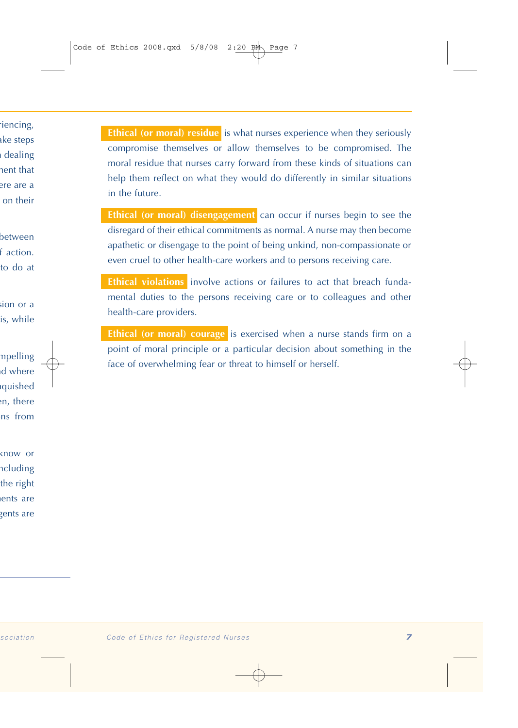**Ethical (or moral) residue** is what nurses experience when they seriously compromise themselves or allow themselves to be compromised. The moral residue that nurses carry forward from these kinds of situations can help them reflect on what they would do differently in similar situations in the future.

**Ethical (or moral) disengagement** can occur if nurses begin to see the disregard of their ethical commitments as normal. A nurse may then become apathetic or disengage to the point of being unkind, non-compassionate or even cruel to other health-care workers and to persons receiving care.

**Ethical violations** involve actions or failures to act that breach fundamental duties to the persons receiving care or to colleagues and other health-care providers.

**Ethical (or moral) courage** is exercised when a nurse stands firm on a point of moral principle or a particular decision about something in the face of overwhelming fear or threat to himself or herself.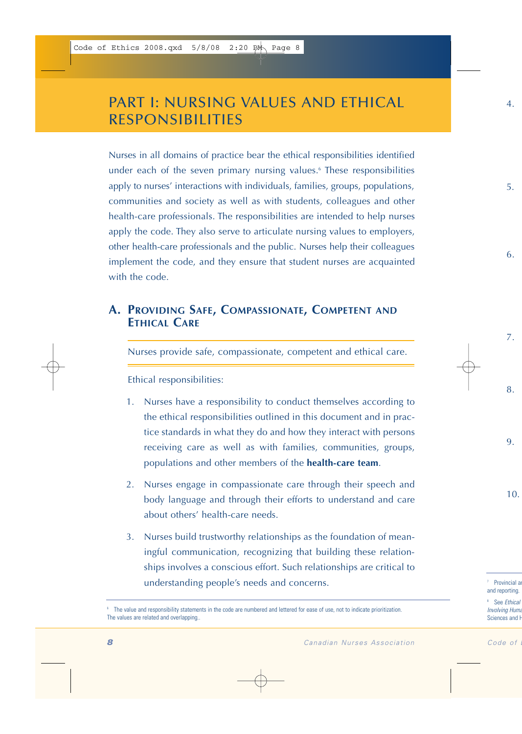# PART I: NURSING VALUES AND ETHICAL RESPONSIBILITIES

Nurses in all domains of practice bear the ethical responsibilities identified under each of the seven primary nursing values.[6] These responsibilities apply to nurses' interactions with individuals, families, groups, populations, communities and society as well as with students, colleagues and other health-care professionals. The responsibilities are intended to help nurses apply the code. They also serve to articulate nursing values to employers, other health-care professionals and the public. Nurses help their colleagues implement the code, and they ensure that student nurses are acquainted with the code.

## A. Providing Safe, Compassionate, Competent and Ethical Care

Nurses provide safe, compassionate, competent and ethical care.

Ethical responsibilities:

1. Nurses have a responsibility to conduct themselves according to the ethical responsibilities outlined in this document and in practice standards in what they do and how they interact with persons receiving care as well as with families, communities, groups, populations and other members of the **health-care team**.
2. Nurses engage in compassionate care through their speech and body language and through their efforts to understand and care about others' health-care needs.
3. Nurses build trustworthy relationships as the foundation of meaningful communication, recognizing that building these relationships involves a conscious effort. Such relationships are critical to understanding people's needs and concerns.

[6] The value and responsibility statements in the code are numbered and lettered for ease of use, not to indicate prioritization. The values are related and overlapping..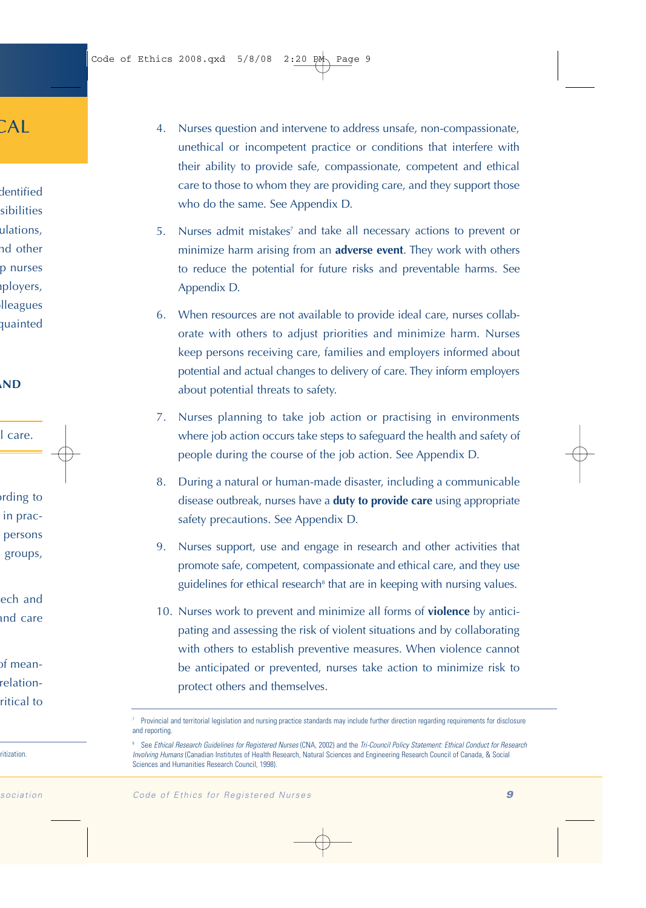4. Nurses question and intervene to address unsafe, non-compassionate, unethical or incompetent practice or conditions that interfere with their ability to provide safe, compassionate, competent and ethical care to those to whom they are providing care, and they support those who do the same. See Appendix D.

5. Nurses admit mistakes[7] and take all necessary actions to prevent or minimize harm arising from an **adverse event**. They work with others to reduce the potential for future risks and preventable harms. See Appendix D.

6. When resources are not available to provide ideal care, nurses collaborate with others to adjust priorities and minimize harm. Nurses keep persons receiving care, families and employers informed about potential and actual changes to delivery of care. They inform employers about potential threats to safety.

7. Nurses planning to take job action or practising in environments where job action occurs take steps to safeguard the health and safety of people during the course of the job action. See Appendix D.

8. During a natural or human-made disaster, including a communicable disease outbreak, nurses have a **duty to provide care** using appropriate safety precautions. See Appendix D.

9. Nurses support, use and engage in research and other activities that promote safe, competent, compassionate and ethical care, and they use guidelines for ethical research[8] that are in keeping with nursing values.

10. Nurses work to prevent and minimize all forms of **violence** by anticipating and assessing the risk of violent situations and by collaborating with others to establish preventive measures. When violence cannot be anticipated or prevented, nurses take action to minimize risk to protect others and themselves.

---

[7] Provincial and territorial legislation and nursing practice standards may include further direction regarding requirements for disclosure and reporting.

[8] See *Ethical Research Guidelines for Registered Nurses* (CNA, 2002) and the *Tri-Council Policy Statement: Ethical Conduct for Research Involving Humans* (Canadian Institutes of Health Research, Natural Sciences and Engineering Research Council of Canada, & Social Sciences and Humanities Research Council, 1998).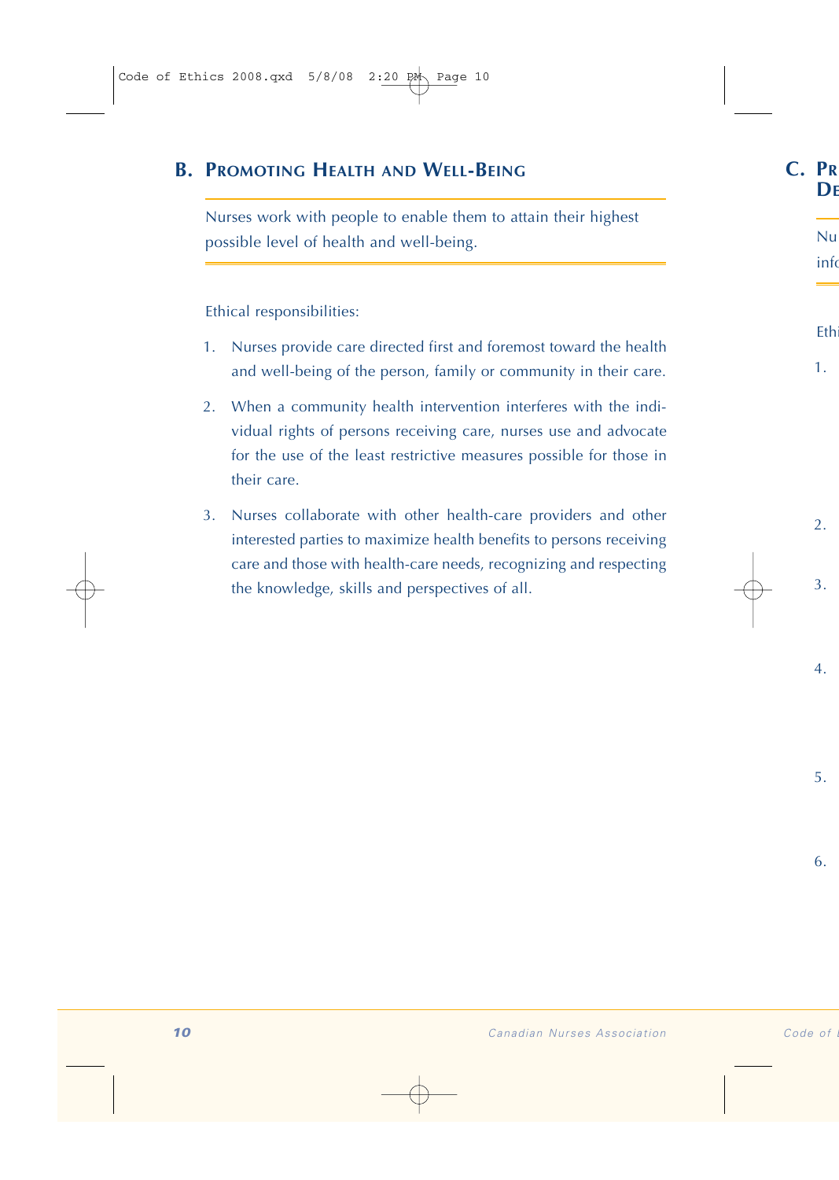## B. Promoting Health and Well-Being

Nurses work with people to enable them to attain their highest possible level of health and well-being.

Ethical responsibilities:

1. Nurses provide care directed first and foremost toward the health and well-being of the person, family or community in their care.
2. When a community health intervention interferes with the individual rights of persons receiving care, nurses use and advocate for the use of the least restrictive measures possible for those in their care.
3. Nurses collaborate with other health-care providers and other interested parties to maximize health benefits to persons receiving care and those with health-care needs, recognizing and respecting the knowledge, skills and perspectives of all.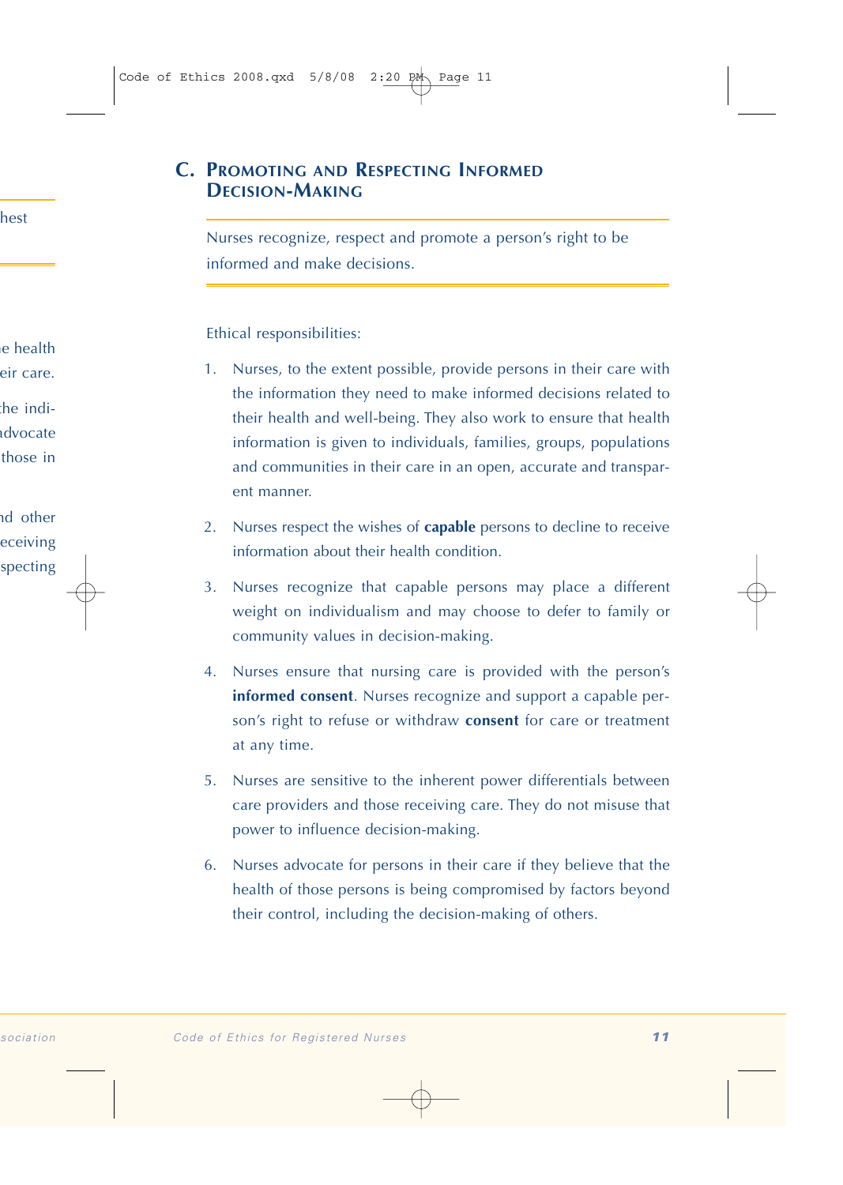## C. Promoting and Respecting Informed Decision-Making

Nurses recognize, respect and promote a person's right to be informed and make decisions.

Ethical responsibilities:

1. Nurses, to the extent possible, provide persons in their care with the information they need to make informed decisions related to their health and well-being. They also work to ensure that health information is given to individuals, families, groups, populations and communities in their care in an open, accurate and transparent manner.

2. Nurses respect the wishes of **capable** persons to decline to receive information about their health condition.

3. Nurses recognize that capable persons may place a different weight on individualism and may choose to defer to family or community values in decision-making.

4. Nurses ensure that nursing care is provided with the person's **informed consent**. Nurses recognize and support a capable person's right to refuse or withdraw **consent** for care or treatment at any time.

5. Nurses are sensitive to the inherent power differentials between care providers and those receiving care. They do not misuse that power to influence decision-making.

6. Nurses advocate for persons in their care if they believe that the health of those persons is being compromised by factors beyond their control, including the decision-making of others.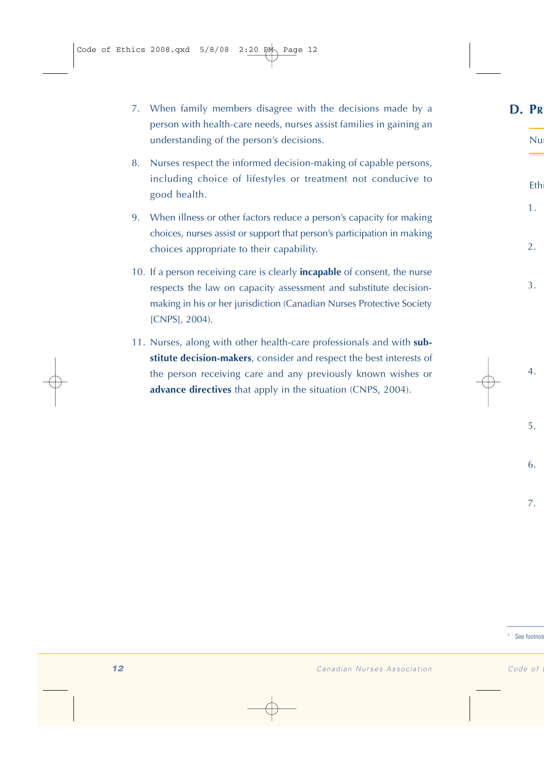7. When family members disagree with the decisions made by a person with health-care needs, nurses assist families in gaining an understanding of the person's decisions.

8. Nurses respect the informed decision-making of capable persons, including choice of lifestyles or treatment not conducive to good health.

9. When illness or other factors reduce a person's capacity for making choices, nurses assist or support that person's participation in making choices appropriate to their capability.

10. If a person receiving care is clearly **incapable** of consent, the nurse respects the law on capacity assessment and substitute decision-making in his or her jurisdiction (Canadian Nurses Protective Society [CNPS], 2004).

11. Nurses, along with other health-care professionals and with **substitute decision-makers**, consider and respect the best interests of the person receiving care and any previously known wishes or **advance directives** that apply in the situation (CNPS, 2004).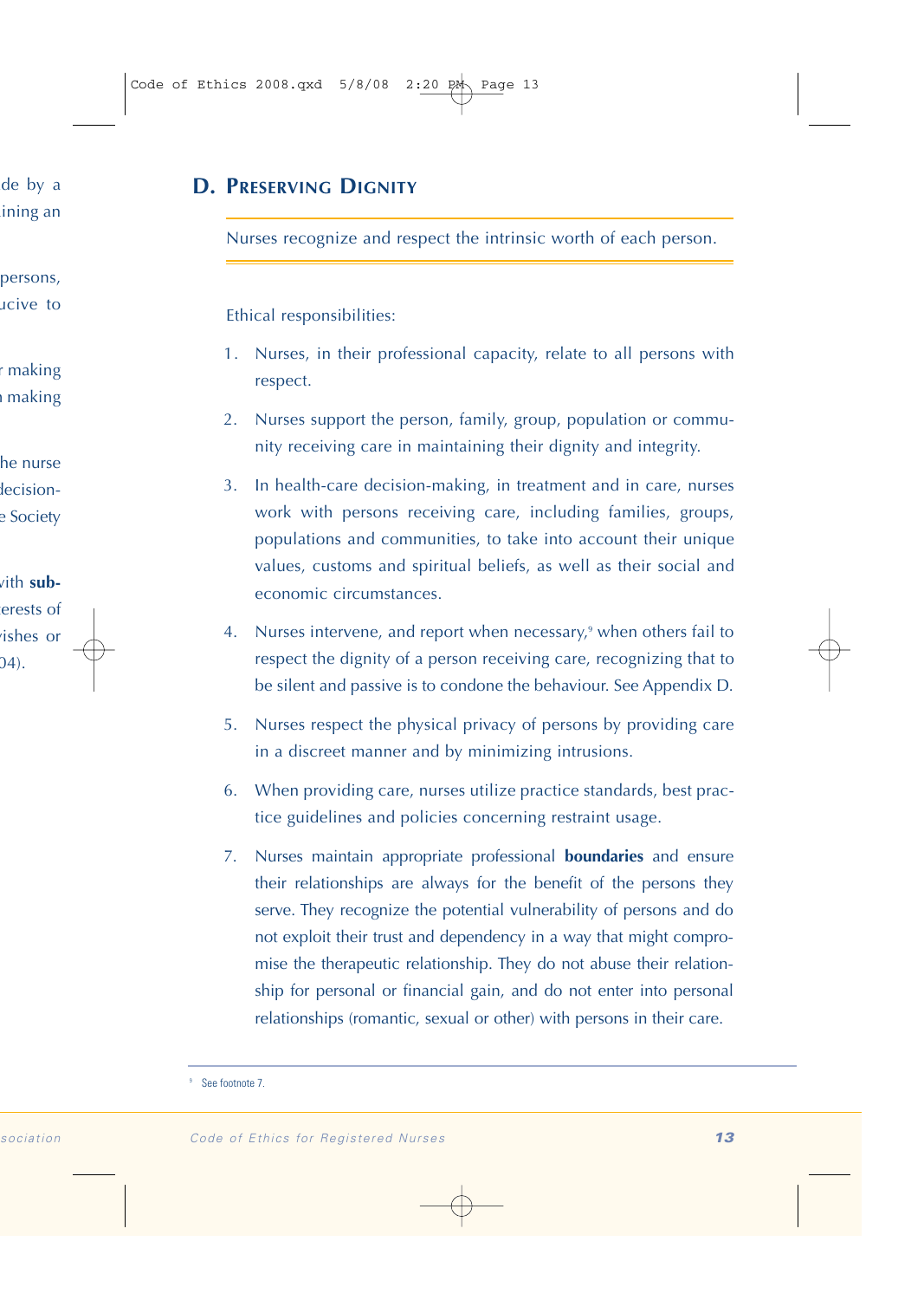## D. Preserving Dignity

Nurses recognize and respect the intrinsic worth of each person.

Ethical responsibilities:

1. Nurses, in their professional capacity, relate to all persons with respect.
2. Nurses support the person, family, group, population or community receiving care in maintaining their dignity and integrity.
3. In health-care decision-making, in treatment and in care, nurses work with persons receiving care, including families, groups, populations and communities, to take into account their unique values, customs and spiritual beliefs, as well as their social and economic circumstances.
4. Nurses intervene, and report when necessary,[9] when others fail to respect the dignity of a person receiving care, recognizing that to be silent and passive is to condone the behaviour. See Appendix D.
5. Nurses respect the physical privacy of persons by providing care in a discreet manner and by minimizing intrusions.
6. When providing care, nurses utilize practice standards, best practice guidelines and policies concerning restraint usage.
7. Nurses maintain appropriate professional **boundaries** and ensure their relationships are always for the benefit of the persons they serve. They recognize the potential vulnerability of persons and do not exploit their trust and dependency in a way that might compromise the therapeutic relationship. They do not abuse their relationship for personal or financial gain, and do not enter into personal relationships (romantic, sexual or other) with persons in their care.

---

[9] See footnote 7.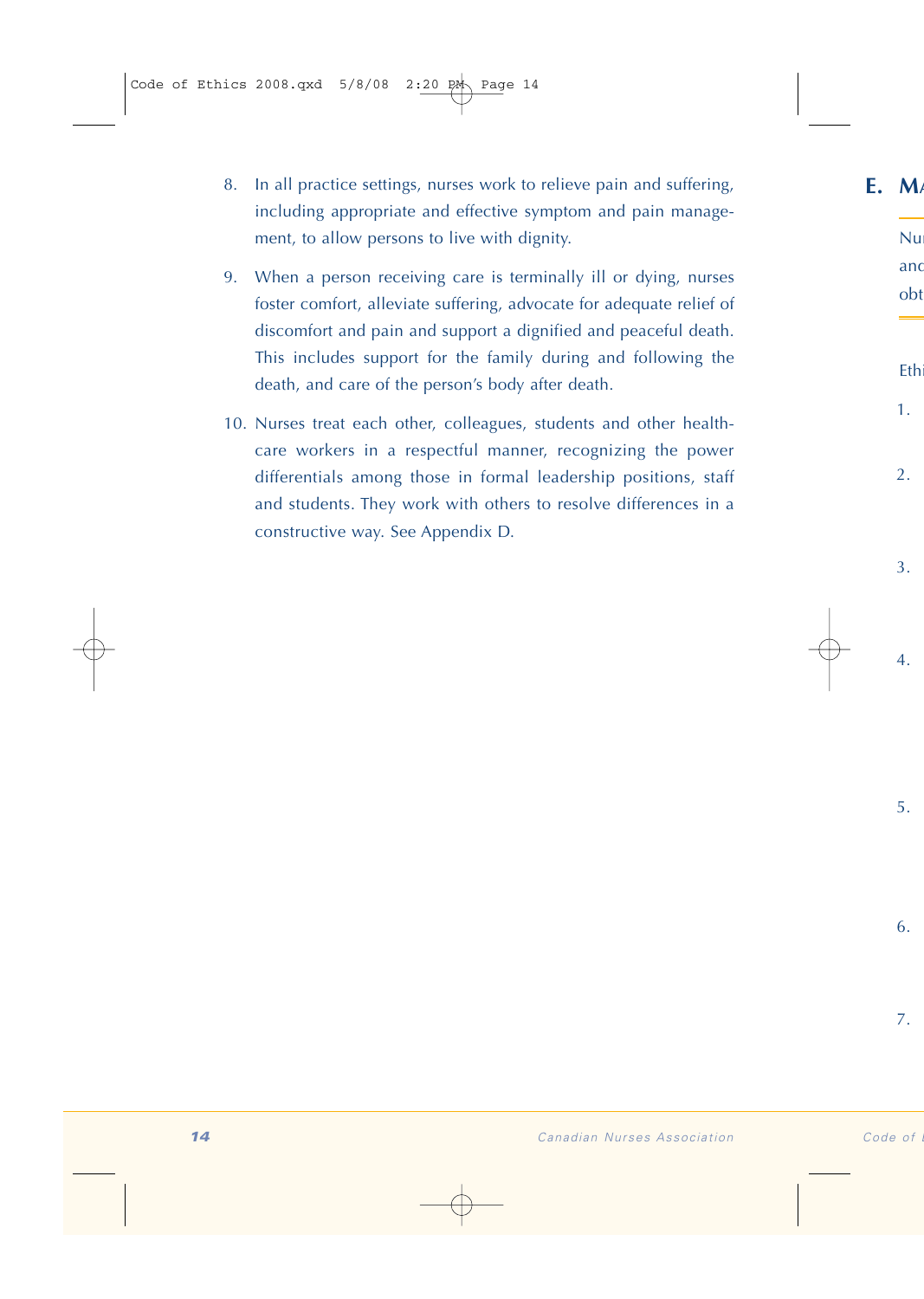8. In all practice settings, nurses work to relieve pain and suffering, including appropriate and effective symptom and pain management, to allow persons to live with dignity.

9. When a person receiving care is terminally ill or dying, nurses foster comfort, alleviate suffering, advocate for adequate relief of discomfort and pain and support a dignified and peaceful death. This includes support for the family during and following the death, and care of the person's body after death.

10. Nurses treat each other, colleagues, students and other healthcare workers in a respectful manner, recognizing the power differentials among those in formal leadership positions, staff and students. They work with others to resolve differences in a constructive way. See Appendix D.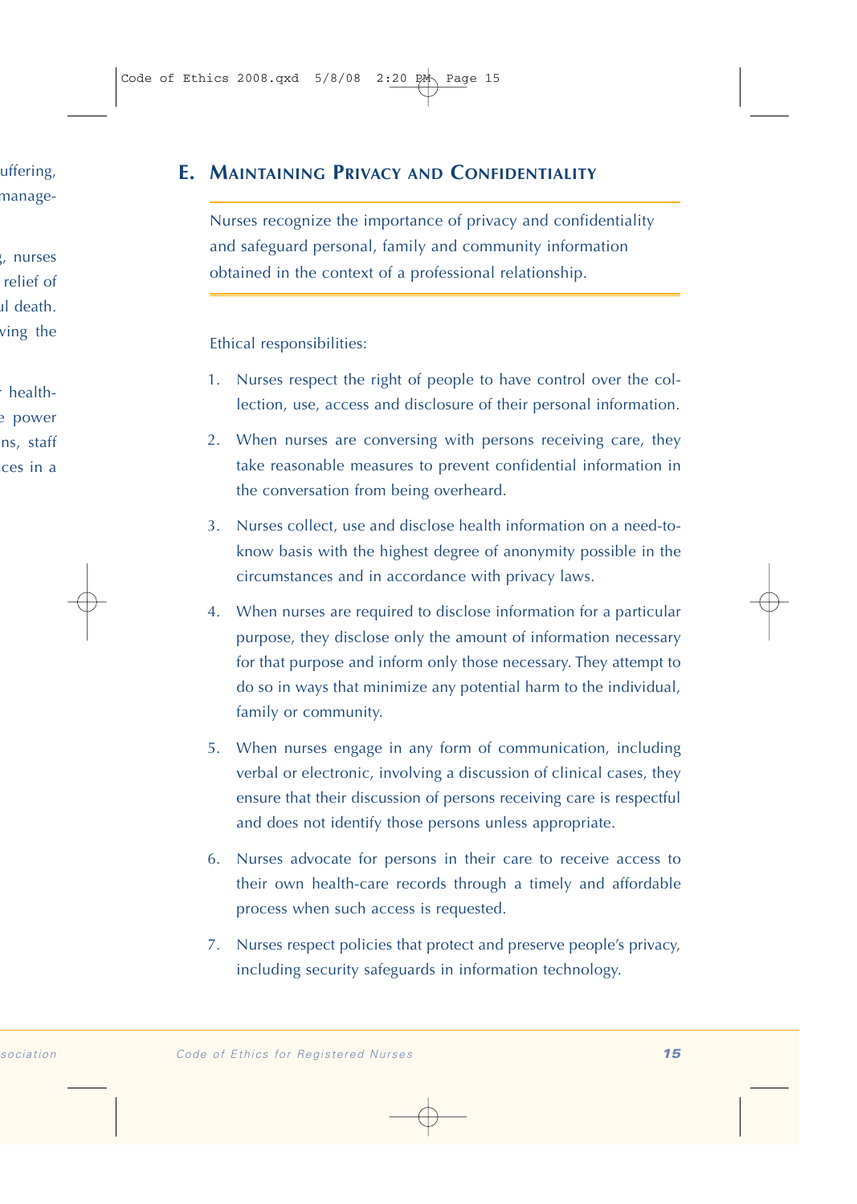## E. Maintaining Privacy and Confidentiality

Nurses recognize the importance of privacy and confidentiality and safeguard personal, family and community information obtained in the context of a professional relationship.

Ethical responsibilities:

1. Nurses respect the right of people to have control over the collection, use, access and disclosure of their personal information.
2. When nurses are conversing with persons receiving care, they take reasonable measures to prevent confidential information in the conversation from being overheard.
3. Nurses collect, use and disclose health information on a need-to-know basis with the highest degree of anonymity possible in the circumstances and in accordance with privacy laws.
4. When nurses are required to disclose information for a particular purpose, they disclose only the amount of information necessary for that purpose and inform only those necessary. They attempt to do so in ways that minimize any potential harm to the individual, family or community.
5. When nurses engage in any form of communication, including verbal or electronic, involving a discussion of clinical cases, they ensure that their discussion of persons receiving care is respectful and does not identify those persons unless appropriate.
6. Nurses advocate for persons in their care to receive access to their own health-care records through a timely and affordable process when such access is requested.
7. Nurses respect policies that protect and preserve people's privacy, including security safeguards in information technology.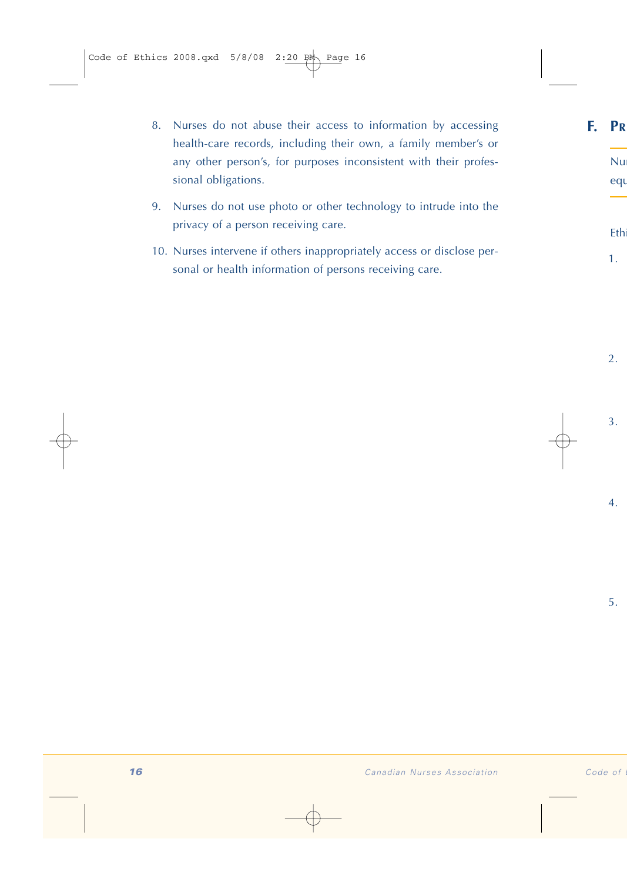8. Nurses do not abuse their access to information by accessing health-care records, including their own, a family member's or any other person's, for purposes inconsistent with their professional obligations.

9. Nurses do not use photo or other technology to intrude into the privacy of a person receiving care.

10. Nurses intervene if others inappropriately access or disclose personal or health information of persons receiving care.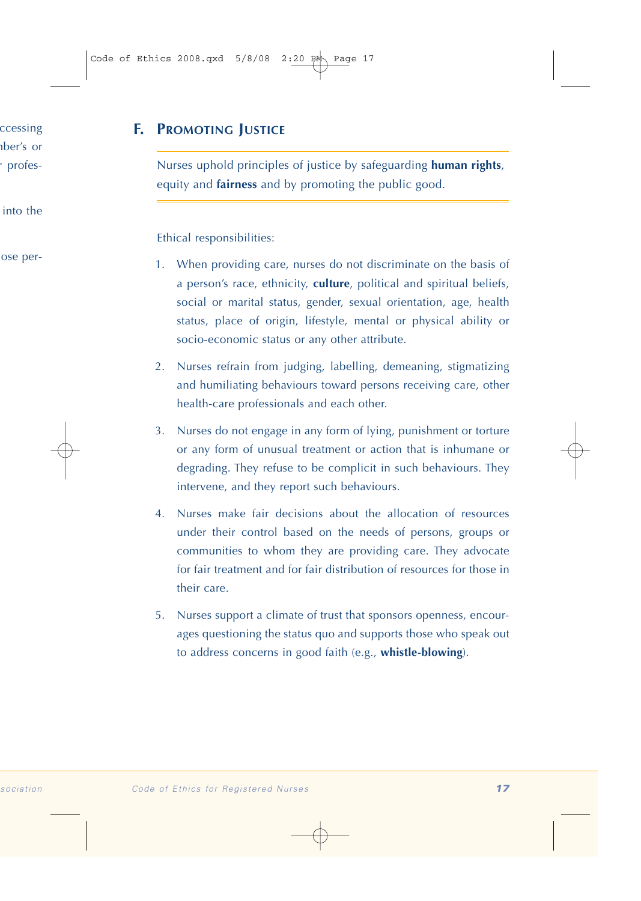## F. Promoting Justice

Nurses uphold principles of justice by safeguarding **human rights**, equity and **fairness** and by promoting the public good.

Ethical responsibilities:

1. When providing care, nurses do not discriminate on the basis of a person's race, ethnicity, **culture**, political and spiritual beliefs, social or marital status, gender, sexual orientation, age, health status, place of origin, lifestyle, mental or physical ability or socio-economic status or any other attribute.

2. Nurses refrain from judging, labelling, demeaning, stigmatizing and humiliating behaviours toward persons receiving care, other health-care professionals and each other.

3. Nurses do not engage in any form of lying, punishment or torture or any form of unusual treatment or action that is inhumane or degrading. They refuse to be complicit in such behaviours. They intervene, and they report such behaviours.

4. Nurses make fair decisions about the allocation of resources under their control based on the needs of persons, groups or communities to whom they are providing care. They advocate for fair treatment and for fair distribution of resources for those in their care.

5. Nurses support a climate of trust that sponsors openness, encourages questioning the status quo and supports those who speak out to address concerns in good faith (e.g., **whistle-blowing**).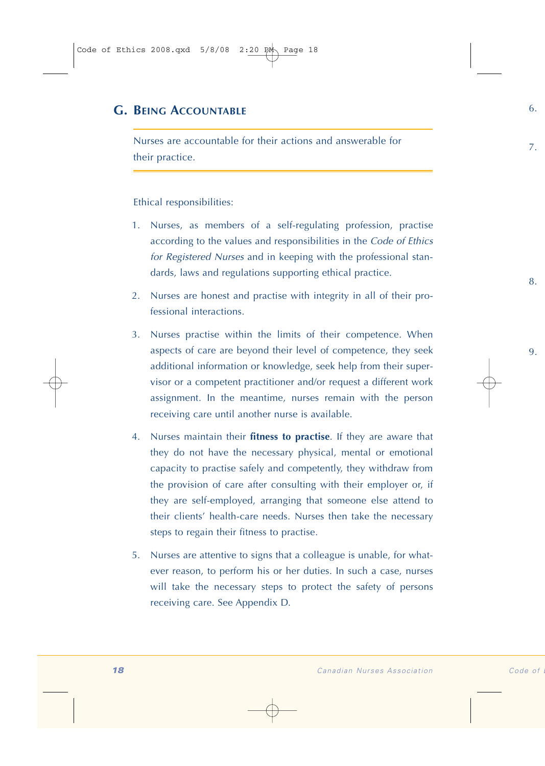## G. Being Accountable

Nurses are accountable for their actions and answerable for their practice.

Ethical responsibilities:

1. Nurses, as members of a self-regulating profession, practise according to the values and responsibilities in the *Code of Ethics for Registered Nurses* and in keeping with the professional standards, laws and regulations supporting ethical practice.

2. Nurses are honest and practise with integrity in all of their professional interactions.

3. Nurses practise within the limits of their competence. When aspects of care are beyond their level of competence, they seek additional information or knowledge, seek help from their supervisor or a competent practitioner and/or request a different work assignment. In the meantime, nurses remain with the person receiving care until another nurse is available.

4. Nurses maintain their **fitness to practise**. If they are aware that they do not have the necessary physical, mental or emotional capacity to practise safely and competently, they withdraw from the provision of care after consulting with their employer or, if they are self-employed, arranging that someone else attend to their clients' health-care needs. Nurses then take the necessary steps to regain their fitness to practise.

5. Nurses are attentive to signs that a colleague is unable, for whatever reason, to perform his or her duties. In such a case, nurses will take the necessary steps to protect the safety of persons receiving care. See Appendix D.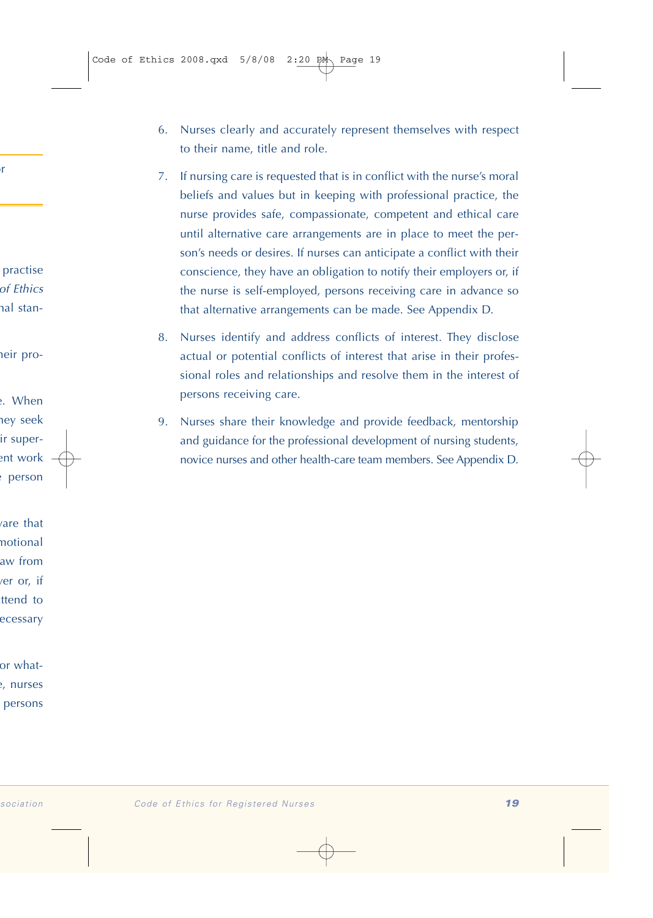6. Nurses clearly and accurately represent themselves with respect to their name, title and role.

7. If nursing care is requested that is in conflict with the nurse's moral beliefs and values but in keeping with professional practice, the nurse provides safe, compassionate, competent and ethical care until alternative care arrangements are in place to meet the person's needs or desires. If nurses can anticipate a conflict with their conscience, they have an obligation to notify their employers or, if the nurse is self-employed, persons receiving care in advance so that alternative arrangements can be made. See Appendix D.

8. Nurses identify and address conflicts of interest. They disclose actual or potential conflicts of interest that arise in their professional roles and relationships and resolve them in the interest of persons receiving care.

9. Nurses share their knowledge and provide feedback, mentorship and guidance for the professional development of nursing students, novice nurses and other health-care team members. See Appendix D.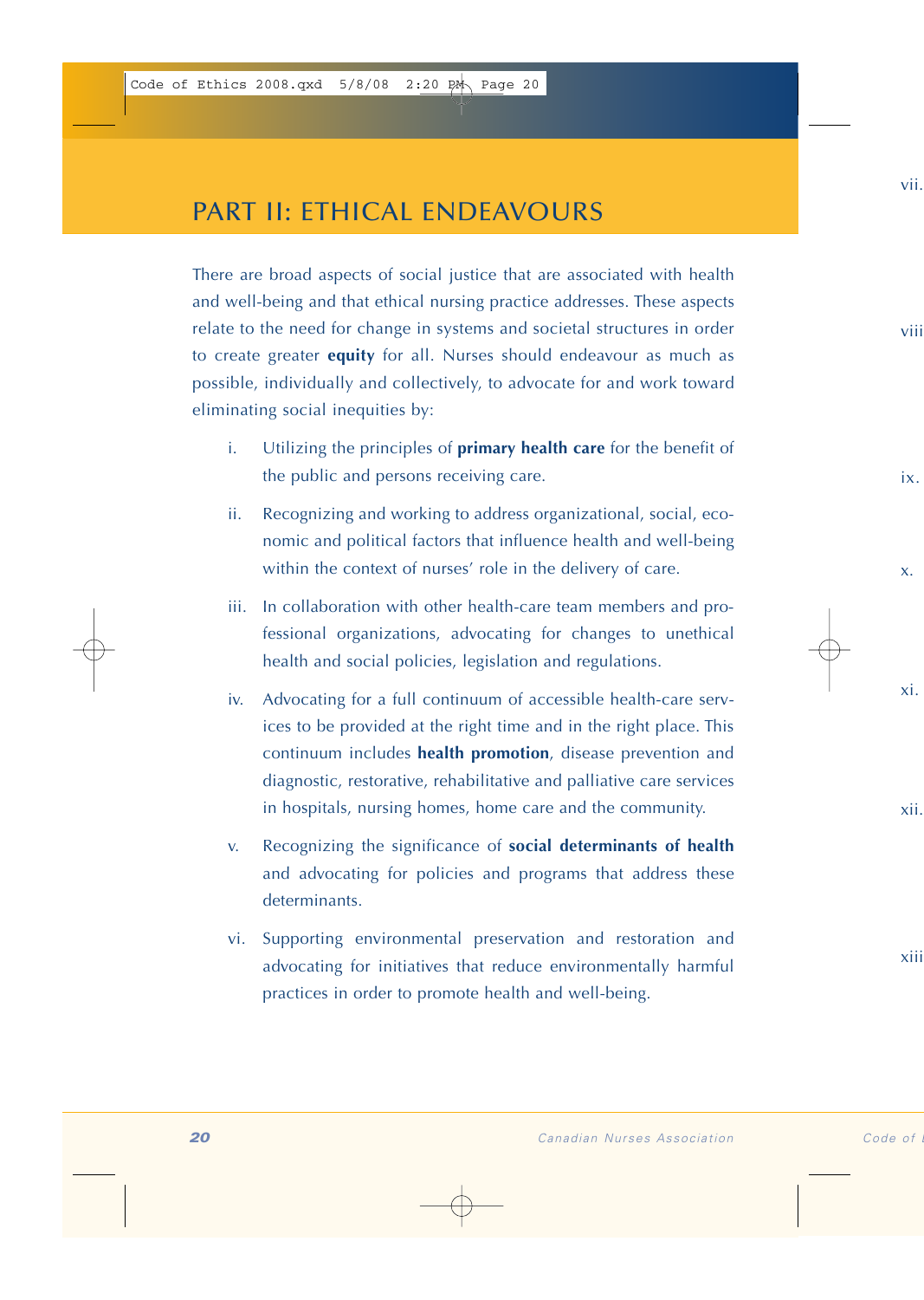# PART II: ETHICAL ENDEAVOURS

There are broad aspects of social justice that are associated with health and well-being and that ethical nursing practice addresses. These aspects relate to the need for change in systems and societal structures in order to create greater **equity** for all. Nurses should endeavour as much as possible, individually and collectively, to advocate for and work toward eliminating social inequities by:

i. Utilizing the principles of **primary health care** for the benefit of the public and persons receiving care.

ii. Recognizing and working to address organizational, social, economic and political factors that influence health and well-being within the context of nurses' role in the delivery of care.

iii. In collaboration with other health-care team members and professional organizations, advocating for changes to unethical health and social policies, legislation and regulations.

iv. Advocating for a full continuum of accessible health-care services to be provided at the right time and in the right place. This continuum includes **health promotion**, disease prevention and diagnostic, restorative, rehabilitative and palliative care services in hospitals, nursing homes, home care and the community.

v. Recognizing the significance of **social determinants of health** and advocating for policies and programs that address these determinants.

vi. Supporting environmental preservation and restoration and advocating for initiatives that reduce environmentally harmful practices in order to promote health and well-being.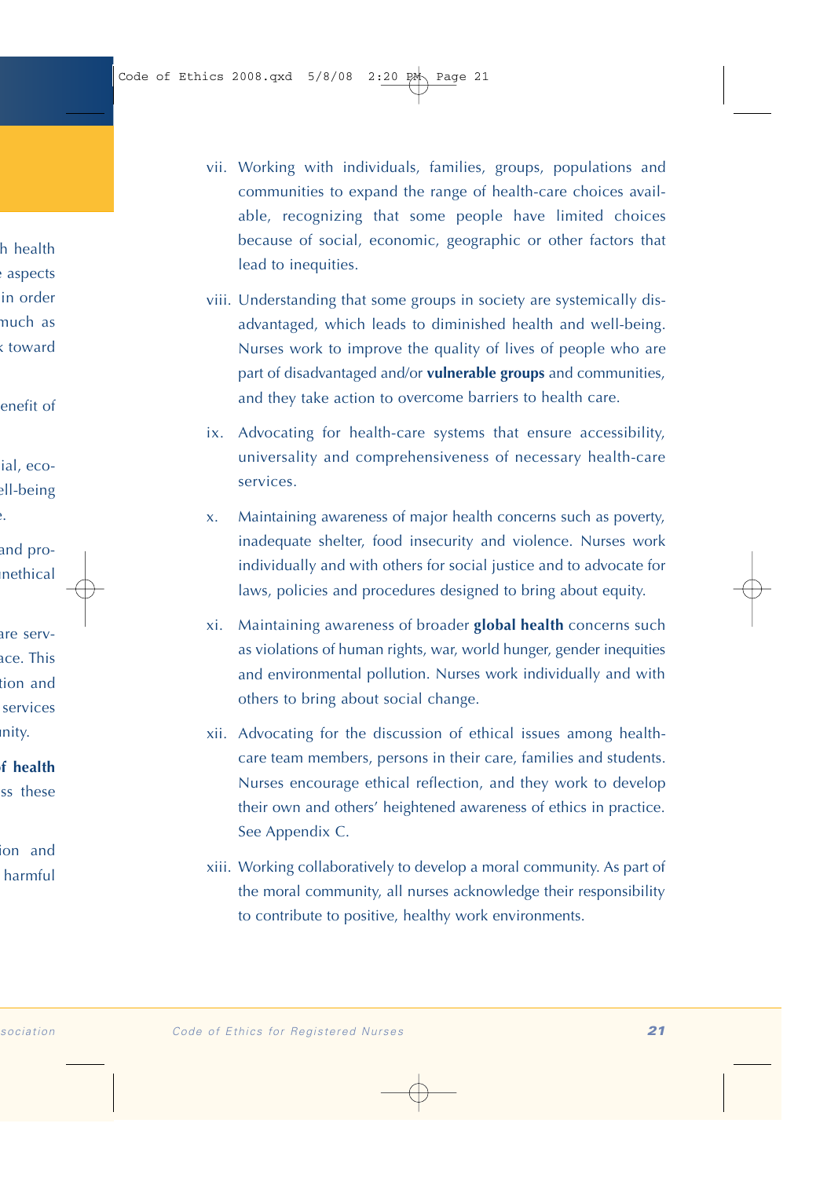vii. Working with individuals, families, groups, populations and communities to expand the range of health-care choices available, recognizing that some people have limited choices because of social, economic, geographic or other factors that lead to inequities.

viii. Understanding that some groups in society are systemically disadvantaged, which leads to diminished health and well-being. Nurses work to improve the quality of lives of people who are part of disadvantaged and/or **vulnerable groups** and communities, and they take action to overcome barriers to health care.

ix. Advocating for health-care systems that ensure accessibility, universality and comprehensiveness of necessary health-care services.

x. Maintaining awareness of major health concerns such as poverty, inadequate shelter, food insecurity and violence. Nurses work individually and with others for social justice and to advocate for laws, policies and procedures designed to bring about equity.

xi. Maintaining awareness of broader **global health** concerns such as violations of human rights, war, world hunger, gender inequities and environmental pollution. Nurses work individually and with others to bring about social change.

xii. Advocating for the discussion of ethical issues among health-care team members, persons in their care, families and students. Nurses encourage ethical reflection, and they work to develop their own and others' heightened awareness of ethics in practice. See Appendix C.

xiii. Working collaboratively to develop a moral community. As part of the moral community, all nurses acknowledge their responsibility to contribute to positive, healthy work environments.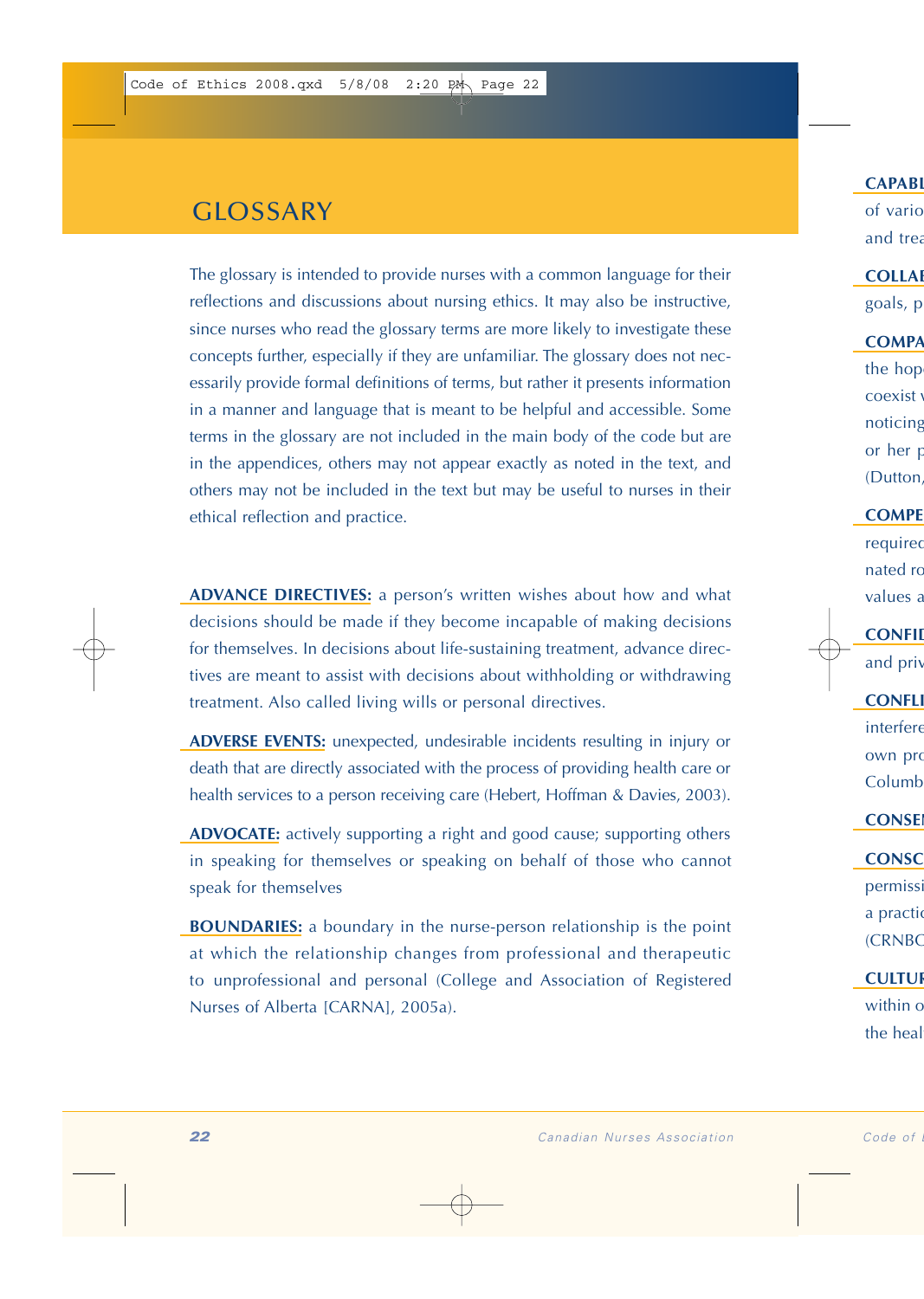# GLOSSARY

The glossary is intended to provide nurses with a common language for their reflections and discussions about nursing ethics. It may also be instructive, since nurses who read the glossary terms are more likely to investigate these concepts further, especially if they are unfamiliar. The glossary does not necessarily provide formal definitions of terms, but rather it presents information in a manner and language that is meant to be helpful and accessible. Some terms in the glossary are not included in the main body of the code but are in the appendices, others may not appear exactly as noted in the text, and others may not be included in the text but may be useful to nurses in their ethical reflection and practice.

**ADVANCE DIRECTIVES:** a person's written wishes about how and what decisions should be made if they become incapable of making decisions for themselves. In decisions about life-sustaining treatment, advance directives are meant to assist with decisions about withholding or withdrawing treatment. Also called living wills or personal directives.

**ADVERSE EVENTS:** unexpected, undesirable incidents resulting in injury or death that are directly associated with the process of providing health care or health services to a person receiving care (Hebert, Hoffman & Davies, 2003).

**ADVOCATE:** actively supporting a right and good cause; supporting others in speaking for themselves or speaking on behalf of those who cannot speak for themselves

**BOUNDARIES:** a boundary in the nurse-person relationship is the point at which the relationship changes from professional and therapeutic to unprofessional and personal (College and Association of Registered Nurses of Alberta [CARNA], 2005a).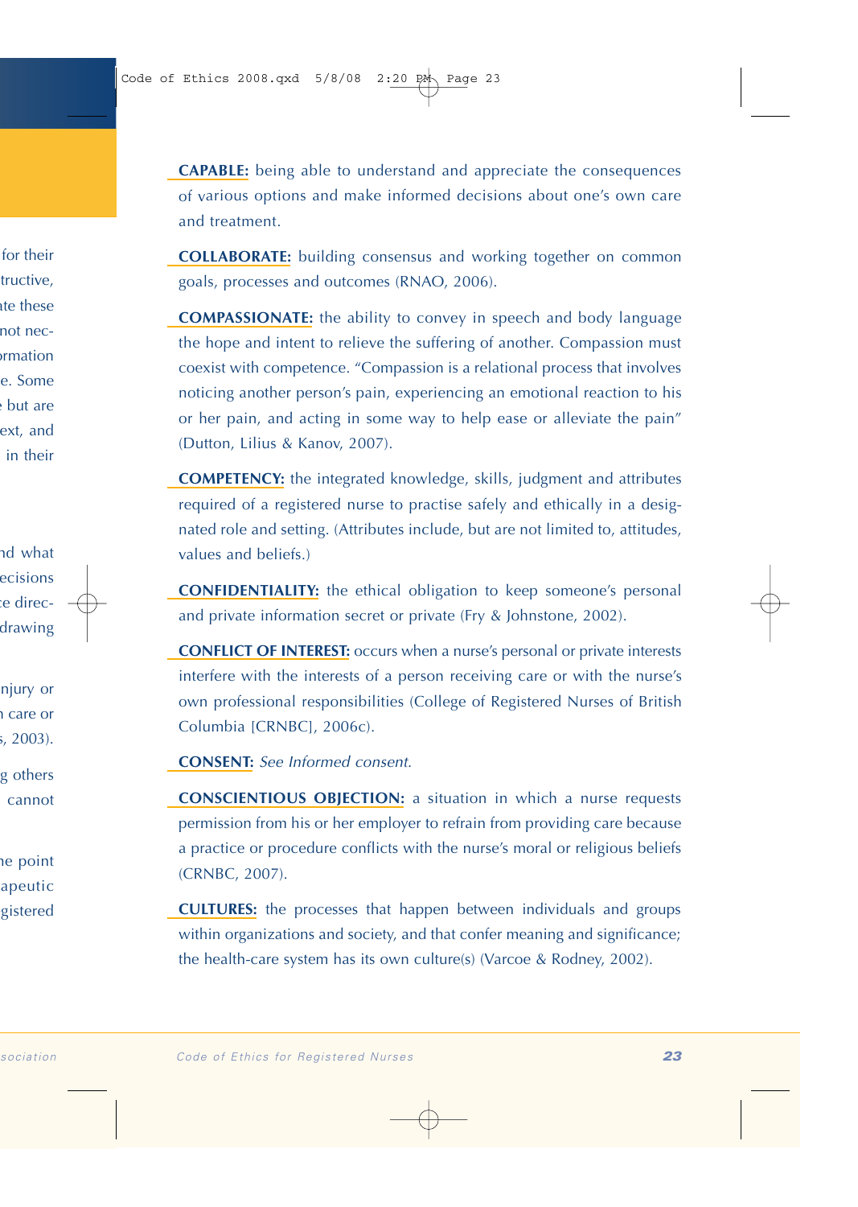**CAPABLE:** being able to understand and appreciate the consequences of various options and make informed decisions about one's own care and treatment.

**COLLABORATE:** building consensus and working together on common goals, processes and outcomes (RNAO, 2006).

**COMPASSIONATE:** the ability to convey in speech and body language the hope and intent to relieve the suffering of another. Compassion must coexist with competence. "Compassion is a relational process that involves noticing another person's pain, experiencing an emotional reaction to his or her pain, and acting in some way to help ease or alleviate the pain" (Dutton, Lilius & Kanov, 2007).

**COMPETENCY:** the integrated knowledge, skills, judgment and attributes required of a registered nurse to practise safely and ethically in a designated role and setting. (Attributes include, but are not limited to, attitudes, values and beliefs.)

**CONFIDENTIALITY:** the ethical obligation to keep someone's personal and private information secret or private (Fry & Johnstone, 2002).

**CONFLICT OF INTEREST:** occurs when a nurse's personal or private interests interfere with the interests of a person receiving care or with the nurse's own professional responsibilities (College of Registered Nurses of British Columbia [CRNBC], 2006c).

**CONSENT:** *See Informed consent.*

**CONSCIENTIOUS OBJECTION:** a situation in which a nurse requests permission from his or her employer to refrain from providing care because a practice or procedure conflicts with the nurse's moral or religious beliefs (CRNBC, 2007).

**CULTURES:** the processes that happen between individuals and groups within organizations and society, and that confer meaning and significance; the health-care system has its own culture(s) (Varcoe & Rodney, 2002).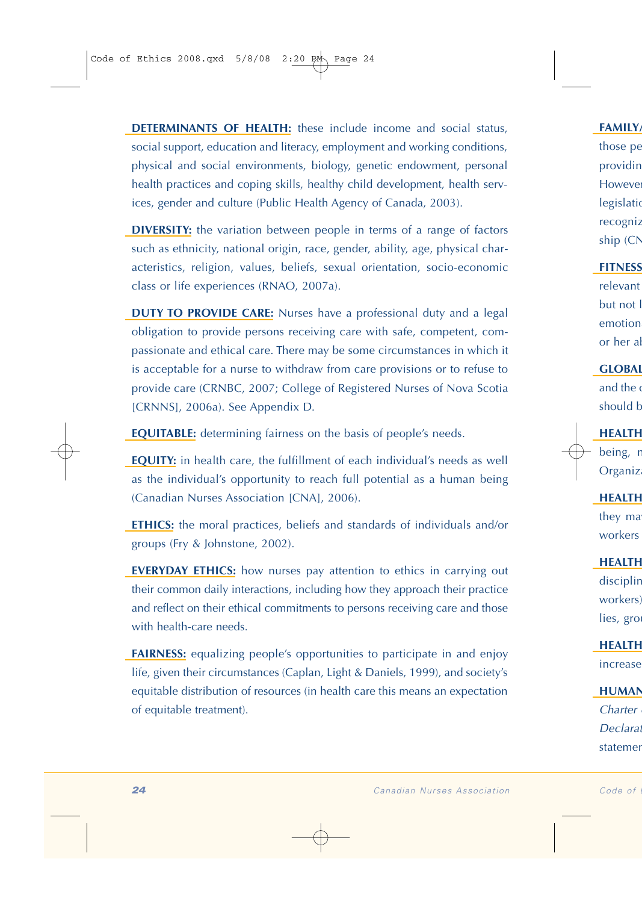**DETERMINANTS OF HEALTH:** these include income and social status, social support, education and literacy, employment and working conditions, physical and social environments, biology, genetic endowment, personal health practices and coping skills, healthy child development, health services, gender and culture (Public Health Agency of Canada, 2003).

**DIVERSITY:** the variation between people in terms of a range of factors such as ethnicity, national origin, race, gender, ability, age, physical characteristics, religion, values, beliefs, sexual orientation, socio-economic class or life experiences (RNAO, 2007a).

**DUTY TO PROVIDE CARE:** Nurses have a professional duty and a legal obligation to provide persons receiving care with safe, competent, compassionate and ethical care. There may be some circumstances in which it is acceptable for a nurse to withdraw from care provisions or to refuse to provide care (CRNBC, 2007; College of Registered Nurses of Nova Scotia [CRNNS], 2006a). See Appendix D.

**EQUITABLE:** determining fairness on the basis of people's needs.

**EQUITY:** in health care, the fulfillment of each individual's needs as well as the individual's opportunity to reach full potential as a human being (Canadian Nurses Association [CNA], 2006).

**ETHICS:** the moral practices, beliefs and standards of individuals and/or groups (Fry & Johnstone, 2002).

**EVERYDAY ETHICS:** how nurses pay attention to ethics in carrying out their common daily interactions, including how they approach their practice and reflect on their ethical commitments to persons receiving care and those with health-care needs.

**FAIRNESS:** equalizing people's opportunities to participate in and enjoy life, given their circumstances (Caplan, Light & Daniels, 1999), and society's equitable distribution of resources (in health care this means an expectation of equitable treatment).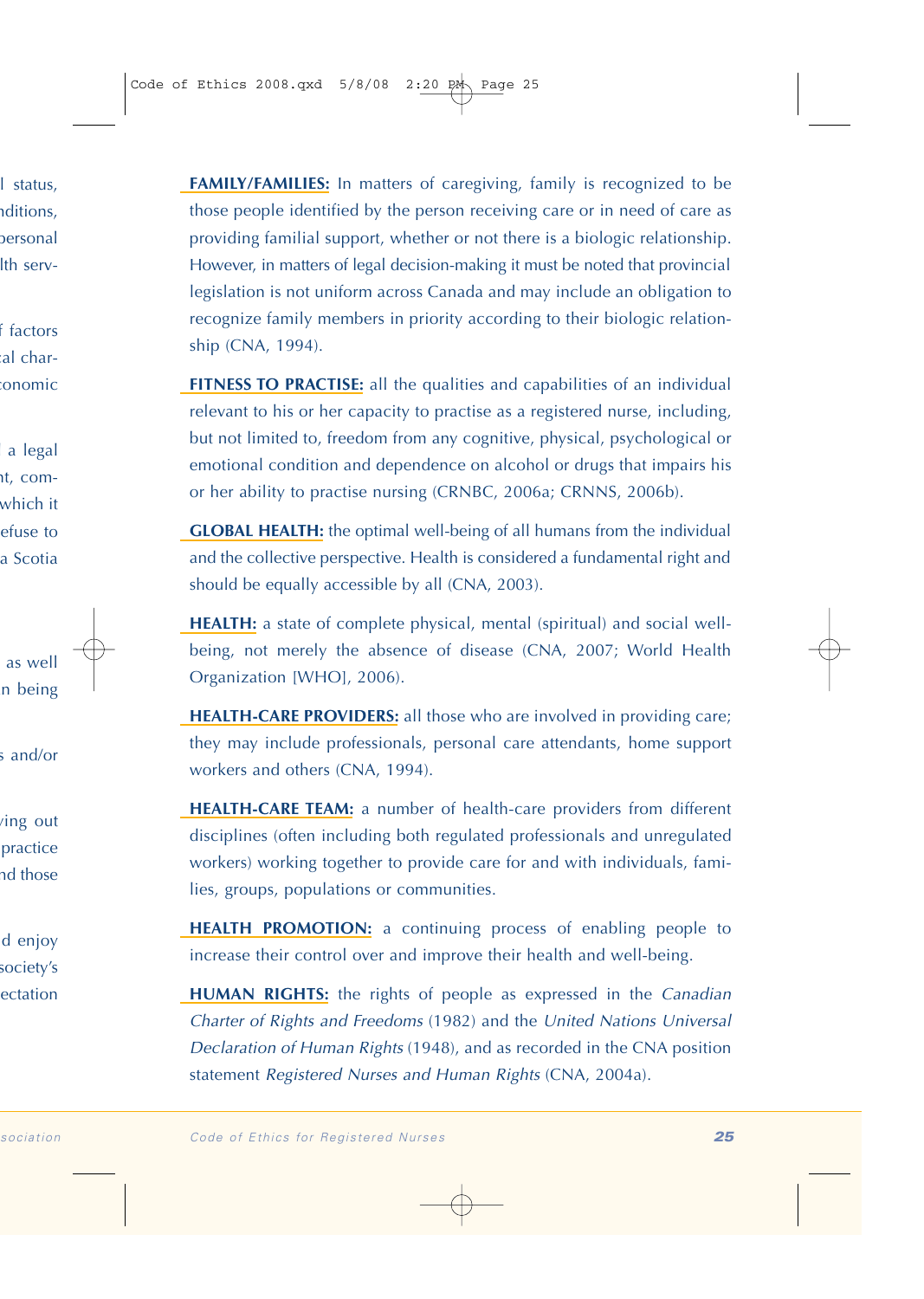**FAMILY/FAMILIES:** In matters of caregiving, family is recognized to be those people identified by the person receiving care or in need of care as providing familial support, whether or not there is a biologic relationship. However, in matters of legal decision-making it must be noted that provincial legislation is not uniform across Canada and may include an obligation to recognize family members in priority according to their biologic relationship (CNA, 1994).

**FITNESS TO PRACTISE:** all the qualities and capabilities of an individual relevant to his or her capacity to practise as a registered nurse, including, but not limited to, freedom from any cognitive, physical, psychological or emotional condition and dependence on alcohol or drugs that impairs his or her ability to practise nursing (CRNBC, 2006a; CRNNS, 2006b).

**GLOBAL HEALTH:** the optimal well-being of all humans from the individual and the collective perspective. Health is considered a fundamental right and should be equally accessible by all (CNA, 2003).

**HEALTH:** a state of complete physical, mental (spiritual) and social well-being, not merely the absence of disease (CNA, 2007; World Health Organization [WHO], 2006).

**HEALTH-CARE PROVIDERS:** all those who are involved in providing care; they may include professionals, personal care attendants, home support workers and others (CNA, 1994).

**HEALTH-CARE TEAM:** a number of health-care providers from different disciplines (often including both regulated professionals and unregulated workers) working together to provide care for and with individuals, families, groups, populations or communities.

**HEALTH PROMOTION:** a continuing process of enabling people to increase their control over and improve their health and well-being.

**HUMAN RIGHTS:** the rights of people as expressed in the *Canadian Charter of Rights and Freedoms* (1982) and the *United Nations Universal Declaration of Human Rights* (1948), and as recorded in the CNA position statement *Registered Nurses and Human Rights* (CNA, 2004a).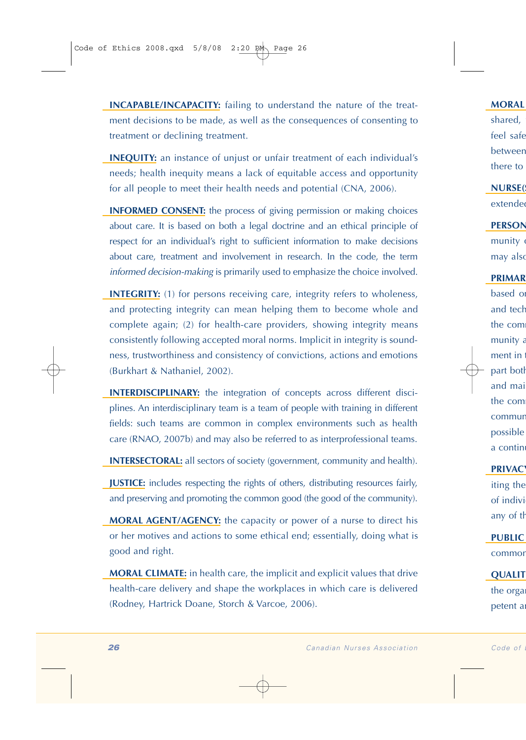**INCAPABLE/INCAPACITY:** failing to understand the nature of the treatment decisions to be made, as well as the consequences of consenting to treatment or declining treatment.

**INEQUITY:** an instance of unjust or unfair treatment of each individual's needs; health inequity means a lack of equitable access and opportunity for all people to meet their health needs and potential (CNA, 2006).

**INFORMED CONSENT:** the process of giving permission or making choices about care. It is based on both a legal doctrine and an ethical principle of respect for an individual's right to sufficient information to make decisions about care, treatment and involvement in research. In the code, the term *informed decision-making* is primarily used to emphasize the choice involved.

**INTEGRITY:** (1) for persons receiving care, integrity refers to wholeness, and protecting integrity can mean helping them to become whole and complete again; (2) for health-care providers, showing integrity means consistently following accepted moral norms. Implicit in integrity is soundness, trustworthiness and consistency of convictions, actions and emotions (Burkhart & Nathaniel, 2002).

**INTERDISCIPLINARY:** the integration of concepts across different disciplines. An interdisciplinary team is a team of people with training in different fields: such teams are common in complex environments such as health care (RNAO, 2007b) and may also be referred to as interprofessional teams.

**INTERSECTORAL:** all sectors of society (government, community and health).

**JUSTICE:** includes respecting the rights of others, distributing resources fairly, and preserving and promoting the common good (the good of the community).

**MORAL AGENT/AGENCY:** the capacity or power of a nurse to direct his or her motives and actions to some ethical end; essentially, doing what is good and right.

**MORAL CLIMATE:** in health care, the implicit and explicit values that drive health-care delivery and shape the workplaces in which care is delivered (Rodney, Hartrick Doane, Storch & Varcoe, 2006).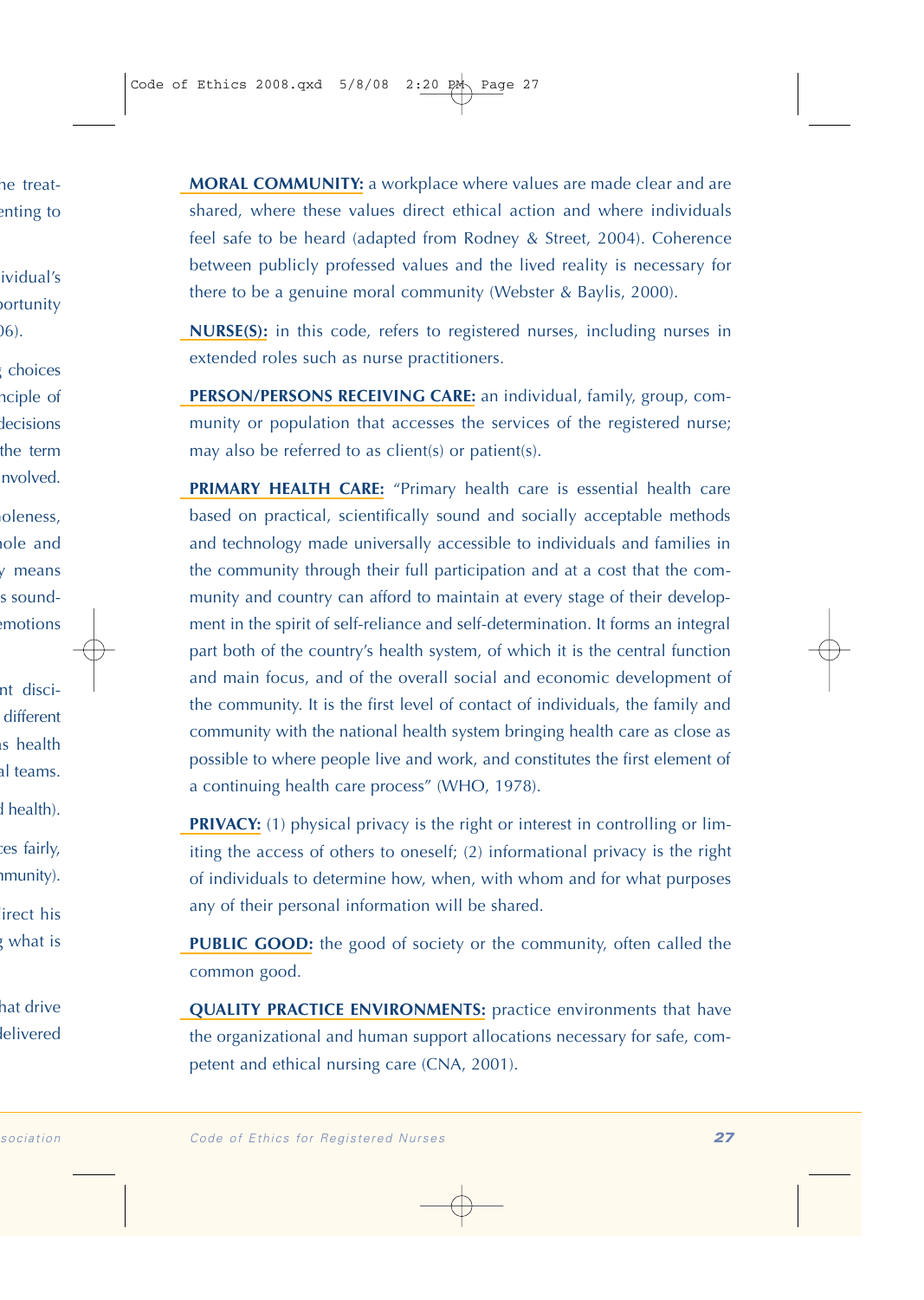**MORAL COMMUNITY:** a workplace where values are made clear and are shared, where these values direct ethical action and where individuals feel safe to be heard (adapted from Rodney & Street, 2004). Coherence between publicly professed values and the lived reality is necessary for there to be a genuine moral community (Webster & Baylis, 2000).

**NURSE(S):** in this code, refers to registered nurses, including nurses in extended roles such as nurse practitioners.

**PERSON/PERSONS RECEIVING CARE:** an individual, family, group, community or population that accesses the services of the registered nurse; may also be referred to as client(s) or patient(s).

**PRIMARY HEALTH CARE:** "Primary health care is essential health care based on practical, scientifically sound and socially acceptable methods and technology made universally accessible to individuals and families in the community through their full participation and at a cost that the community and country can afford to maintain at every stage of their development in the spirit of self-reliance and self-determination. It forms an integral part both of the country's health system, of which it is the central function and main focus, and of the overall social and economic development of the community. It is the first level of contact of individuals, the family and community with the national health system bringing health care as close as possible to where people live and work, and constitutes the first element of a continuing health care process" (WHO, 1978).

**PRIVACY:** (1) physical privacy is the right or interest in controlling or limiting the access of others to oneself; (2) informational privacy is the right of individuals to determine how, when, with whom and for what purposes any of their personal information will be shared.

**PUBLIC GOOD:** the good of society or the community, often called the common good.

**QUALITY PRACTICE ENVIRONMENTS:** practice environments that have the organizational and human support allocations necessary for safe, competent and ethical nursing care (CNA, 2001).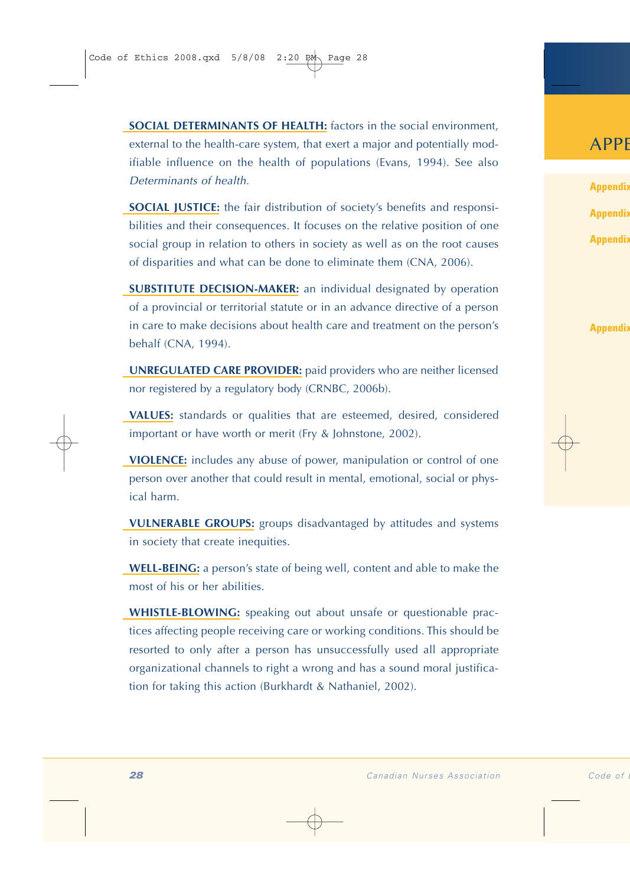**SOCIAL DETERMINANTS OF HEALTH:** factors in the social environment, external to the health-care system, that exert a major and potentially modifiable influence on the health of populations (Evans, 1994). See also *Determinants of health.*

**SOCIAL JUSTICE:** the fair distribution of society's benefits and responsibilities and their consequences. It focuses on the relative position of one social group in relation to others in society as well as on the root causes of disparities and what can be done to eliminate them (CNA, 2006).

**SUBSTITUTE DECISION-MAKER:** an individual designated by operation of a provincial or territorial statute or in an advance directive of a person in care to make decisions about health care and treatment on the person's behalf (CNA, 1994).

**UNREGULATED CARE PROVIDER:** paid providers who are neither licensed nor registered by a regulatory body (CRNBC, 2006b).

**VALUES:** standards or qualities that are esteemed, desired, considered important or have worth or merit (Fry & Johnstone, 2002).

**VIOLENCE:** includes any abuse of power, manipulation or control of one person over another that could result in mental, emotional, social or physical harm.

**VULNERABLE GROUPS:** groups disadvantaged by attitudes and systems in society that create inequities.

**WELL-BEING:** a person's state of being well, content and able to make the most of his or her abilities.

**WHISTLE-BLOWING:** speaking out about unsafe or questionable practices affecting people receiving care or working conditions. This should be resorted to only after a person has unsuccessfully used all appropriate organizational channels to right a wrong and has a sound moral justification for taking this action (Burkhardt & Nathaniel, 2002).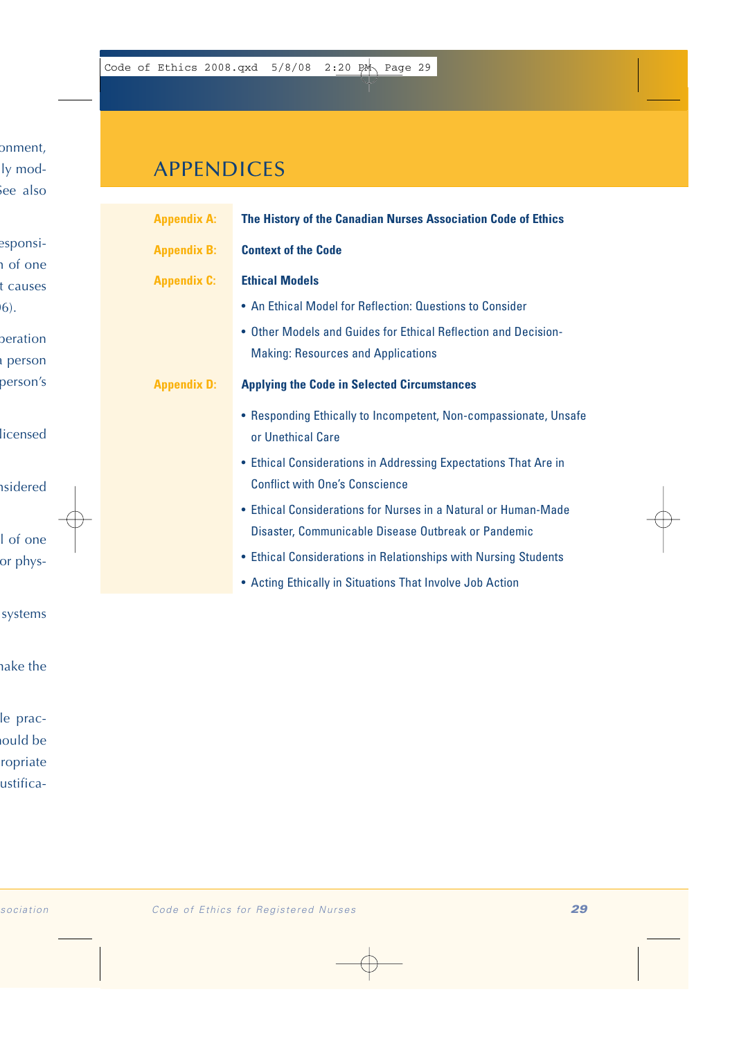# APPENDICES

**Appendix A:** **The History of the Canadian Nurses Association Code of Ethics**

**Appendix B:** **Context of the Code**

**Appendix C:** **Ethical Models**

- An Ethical Model for Reflection: Questions to Consider
- Other Models and Guides for Ethical Reflection and Decision-Making: Resources and Applications

**Appendix D:** **Applying the Code in Selected Circumstances**

- Responding Ethically to Incompetent, Non-compassionate, Unsafe or Unethical Care
- Ethical Considerations in Addressing Expectations That Are in Conflict with One's Conscience
- Ethical Considerations for Nurses in a Natural or Human-Made Disaster, Communicable Disease Outbreak or Pandemic
- Ethical Considerations in Relationships with Nursing Students
- Acting Ethically in Situations That Involve Job Action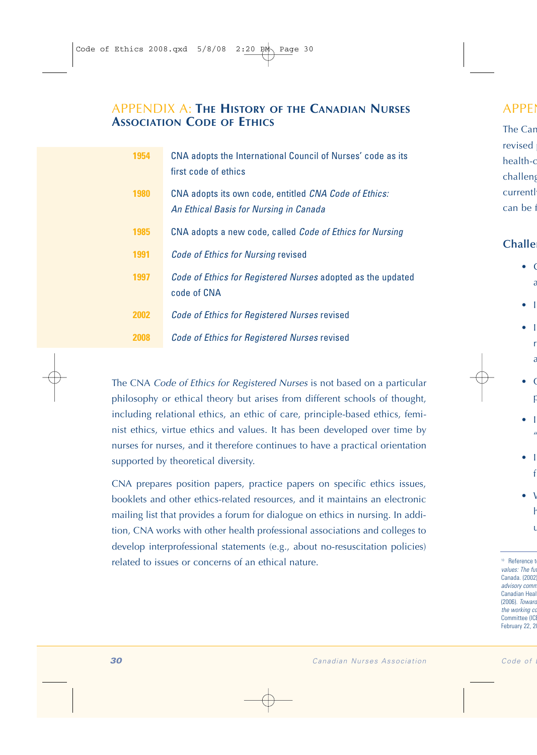# APPENDIX A: The History of the Canadian Nurses Association Code of Ethics

| | |
|---|---|
| **1954** | CNA adopts the International Council of Nurses' code as its first code of ethics |
| **1980** | CNA adopts its own code, entitled *CNA Code of Ethics: An Ethical Basis for Nursing in Canada* |
| **1985** | CNA adopts a new code, called *Code of Ethics for Nursing* |
| **1991** | *Code of Ethics for Nursing* revised |
| **1997** | *Code of Ethics for Registered Nurses* adopted as the updated code of CNA |
| **2002** | *Code of Ethics for Registered Nurses* revised |
| **2008** | *Code of Ethics for Registered Nurses* revised |

The CNA *Code of Ethics for Registered Nurses* is not based on a particular philosophy or ethical theory but arises from different schools of thought, including relational ethics, an ethic of care, principle-based ethics, feminist ethics, virtue ethics and values. It has been developed over time by nurses for nurses, and it therefore continues to have a practical orientation supported by theoretical diversity.

CNA prepares position papers, practice papers on specific ethics issues, booklets and other ethics-related resources, and it maintains an electronic mailing list that provides a forum for dialogue on ethics in nursing. In addition, CNA works with other health professional associations and colleges to develop interprofessional statements (e.g., about no-resuscitation policies) related to issues or concerns of an ethical nature.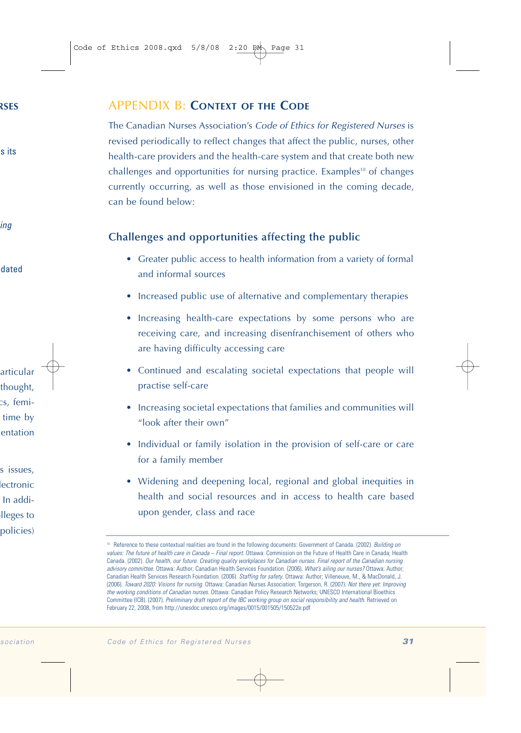## APPENDIX B: CONTEXT OF THE CODE

The Canadian Nurses Association's *Code of Ethics for Registered Nurses* is revised periodically to reflect changes that affect the public, nurses, other health-care providers and the health-care system and that create both new challenges and opportunities for nursing practice. Examples[10] of changes currently occurring, as well as those envisioned in the coming decade, can be found below:

### Challenges and opportunities affecting the public

- Greater public access to health information from a variety of formal and informal sources
- Increased public use of alternative and complementary therapies
- Increasing health-care expectations by some persons who are receiving care, and increasing disenfranchisement of others who are having difficulty accessing care
- Continued and escalating societal expectations that people will practise self-care
- Increasing societal expectations that families and communities will "look after their own"
- Individual or family isolation in the provision of self-care or care for a family member
- Widening and deepening local, regional and global inequities in health and social resources and in access to health care based upon gender, class and race

---

[10] Reference to these contextual realities are found in the following documents: Government of Canada. (2002). *Building on values: The future of health care in Canada – Final report.* Ottawa: Commission on the Future of Health Care in Canada; Health Canada. (2002). *Our health, our future. Creating quality workplaces for Canadian nurses. Final report of the Canadian nursing advisory committee.* Ottawa: Author; Canadian Health Services Foundation. (2006). *What's ailing our nurses?* Ottawa: Author; Canadian Health Services Research Foundation. (2006). *Staffing for safety.* Ottawa: Author; Villeneuve, M., & MacDonald, J. (2006). *Toward 2020: Visions for nursing.* Ottawa: Canadian Nurses Association; Torgerson, R. (2007). *Not there yet: Improving the working conditions of Canadian nurses.* Ottawa: Canadian Policy Research Networks; UNESCO International Bioethics Committee (ICB). (2007). *Preliminary draft report of the IBC working group on social responsibility and health.* Retrieved on February 22, 2008, from http://unesdoc.unesco.org/images/0015/001505/150522e.pdf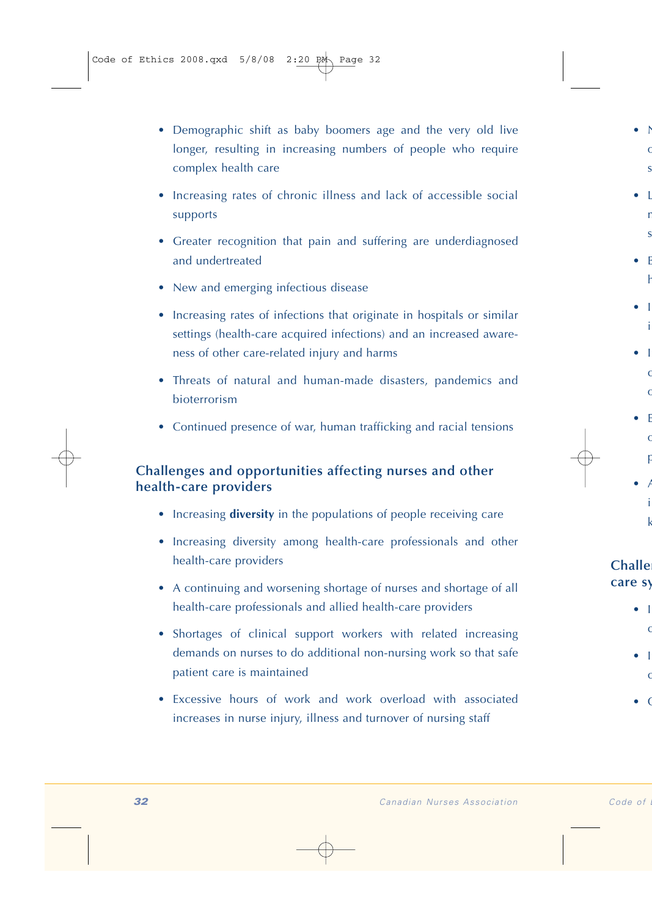- Demographic shift as baby boomers age and the very old live longer, resulting in increasing numbers of people who require complex health care
- Increasing rates of chronic illness and lack of accessible social supports
- Greater recognition that pain and suffering are underdiagnosed and undertreated
- New and emerging infectious disease
- Increasing rates of infections that originate in hospitals or similar settings (health-care acquired infections) and an increased awareness of other care-related injury and harms
- Threats of natural and human-made disasters, pandemics and bioterrorism
- Continued presence of war, human trafficking and racial tensions

### Challenges and opportunities affecting nurses and other health-care providers

- Increasing **diversity** in the populations of people receiving care
- Increasing diversity among health-care professionals and other health-care providers
- A continuing and worsening shortage of nurses and shortage of all health-care professionals and allied health-care providers
- Shortages of clinical support workers with related increasing demands on nurses to do additional non-nursing work so that safe patient care is maintained
- Excessive hours of work and work overload with associated increases in nurse injury, illness and turnover of nursing staff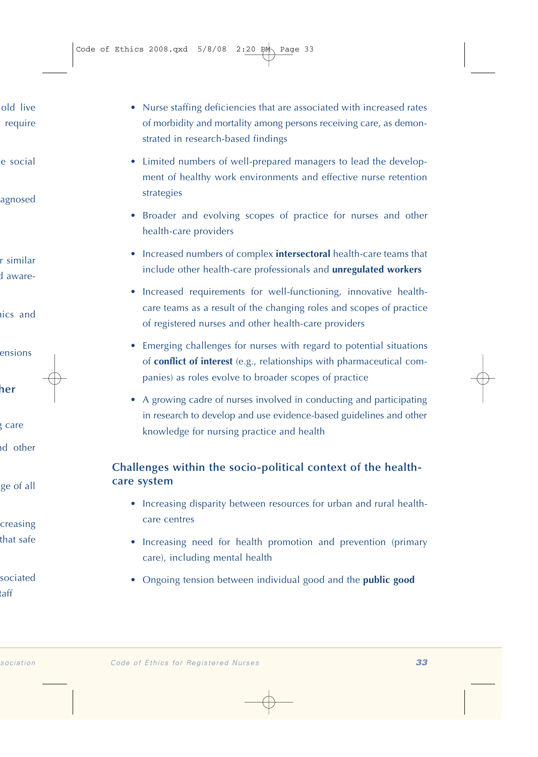- Nurse staffing deficiencies that are associated with increased rates of morbidity and mortality among persons receiving care, as demonstrated in research-based findings
- Limited numbers of well-prepared managers to lead the development of healthy work environments and effective nurse retention strategies
- Broader and evolving scopes of practice for nurses and other health-care providers
- Increased numbers of complex **intersectoral** health-care teams that include other health-care professionals and **unregulated workers**
- Increased requirements for well-functioning, innovative health-care teams as a result of the changing roles and scopes of practice of registered nurses and other health-care providers
- Emerging challenges for nurses with regard to potential situations of **conflict of interest** (e.g., relationships with pharmaceutical companies) as roles evolve to broader scopes of practice
- A growing cadre of nurses involved in conducting and participating in research to develop and use evidence-based guidelines and other knowledge for nursing practice and health

## Challenges within the socio-political context of the health-care system

- Increasing disparity between resources for urban and rural health-care centres
- Increasing need for health promotion and prevention (primary care), including mental health
- Ongoing tension between individual good and the **public good**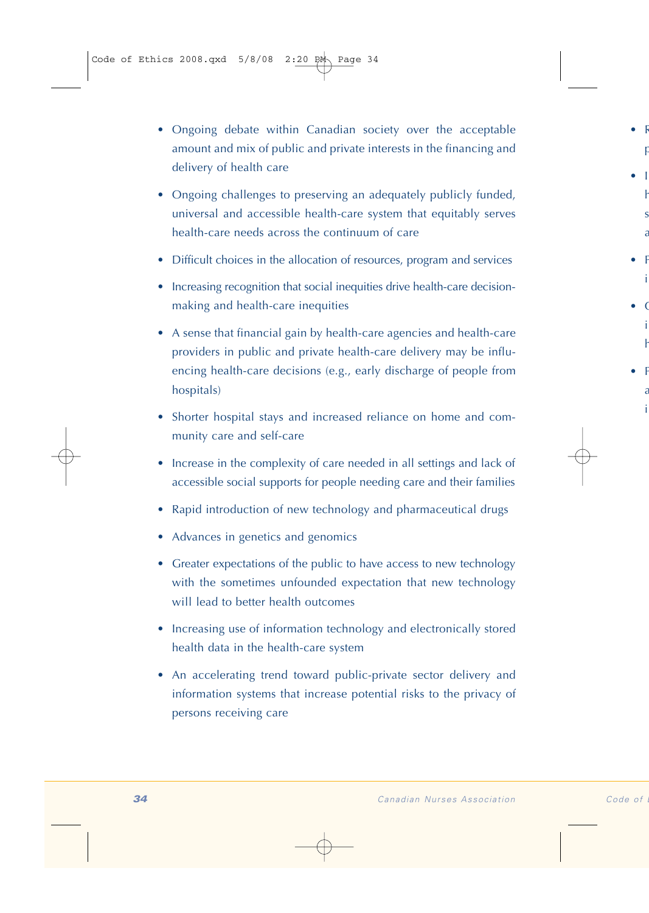- Ongoing debate within Canadian society over the acceptable amount and mix of public and private interests in the financing and delivery of health care
- Ongoing challenges to preserving an adequately publicly funded, universal and accessible health-care system that equitably serves health-care needs across the continuum of care
- Difficult choices in the allocation of resources, program and services
- Increasing recognition that social inequities drive health-care decision-making and health-care inequities
- A sense that financial gain by health-care agencies and health-care providers in public and private health-care delivery may be influencing health-care decisions (e.g., early discharge of people from hospitals)
- Shorter hospital stays and increased reliance on home and community care and self-care
- Increase in the complexity of care needed in all settings and lack of accessible social supports for people needing care and their families
- Rapid introduction of new technology and pharmaceutical drugs
- Advances in genetics and genomics
- Greater expectations of the public to have access to new technology with the sometimes unfounded expectation that new technology will lead to better health outcomes
- Increasing use of information technology and electronically stored health data in the health-care system
- An accelerating trend toward public-private sector delivery and information systems that increase potential risks to the privacy of persons receiving care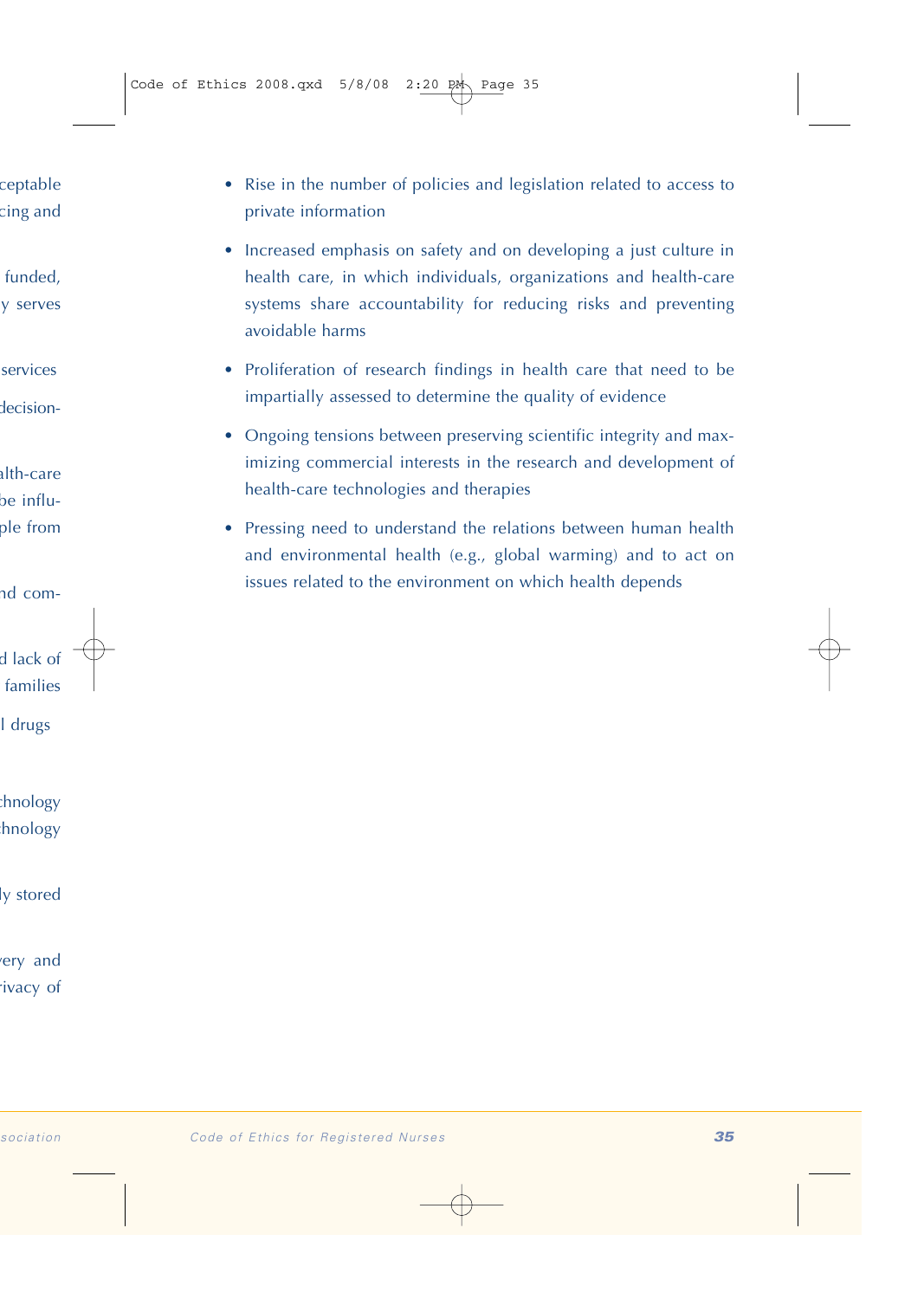- Rise in the number of policies and legislation related to access to private information
- Increased emphasis on safety and on developing a just culture in health care, in which individuals, organizations and health-care systems share accountability for reducing risks and preventing avoidable harms
- Proliferation of research findings in health care that need to be impartially assessed to determine the quality of evidence
- Ongoing tensions between preserving scientific integrity and maximizing commercial interests in the research and development of health-care technologies and therapies
- Pressing need to understand the relations between human health and environmental health (e.g., global warming) and to act on issues related to the environment on which health depends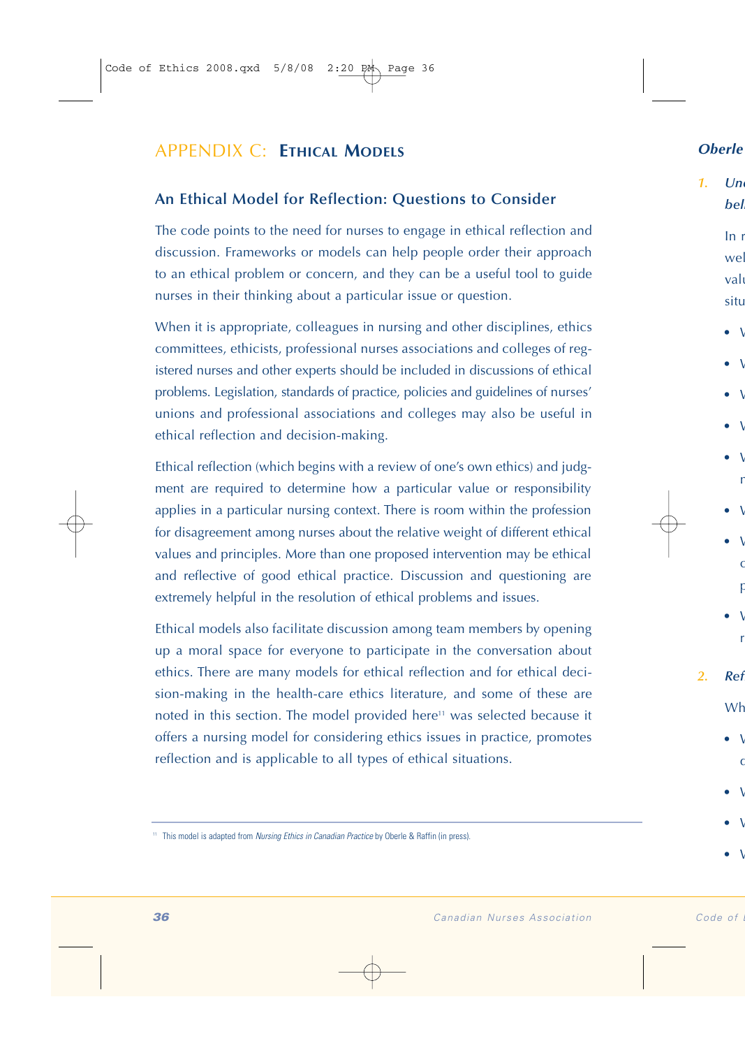# APPENDIX C: Ethical Models

## An Ethical Model for Reflection: Questions to Consider

The code points to the need for nurses to engage in ethical reflection and discussion. Frameworks or models can help people order their approach to an ethical problem or concern, and they can be a useful tool to guide nurses in their thinking about a particular issue or question.

When it is appropriate, colleagues in nursing and other disciplines, ethics committees, ethicists, professional nurses associations and colleges of registered nurses and other experts should be included in discussions of ethical problems. Legislation, standards of practice, policies and guidelines of nurses' unions and professional associations and colleges may also be useful in ethical reflection and decision-making.

Ethical reflection (which begins with a review of one's own ethics) and judgment are required to determine how a particular value or responsibility applies in a particular nursing context. There is room within the profession for disagreement among nurses about the relative weight of different ethical values and principles. More than one proposed intervention may be ethical and reflective of good ethical practice. Discussion and questioning are extremely helpful in the resolution of ethical problems and issues.

Ethical models also facilitate discussion among team members by opening up a moral space for everyone to participate in the conversation about ethics. There are many models for ethical reflection and for ethical decision-making in the health-care ethics literature, and some of these are noted in this section. The model provided here[11] was selected because it offers a nursing model for considering ethics issues in practice, promotes reflection and is applicable to all types of ethical situations.

[11] This model is adapted from *Nursing Ethics in Canadian Practice* by Oberle & Raffin (in press).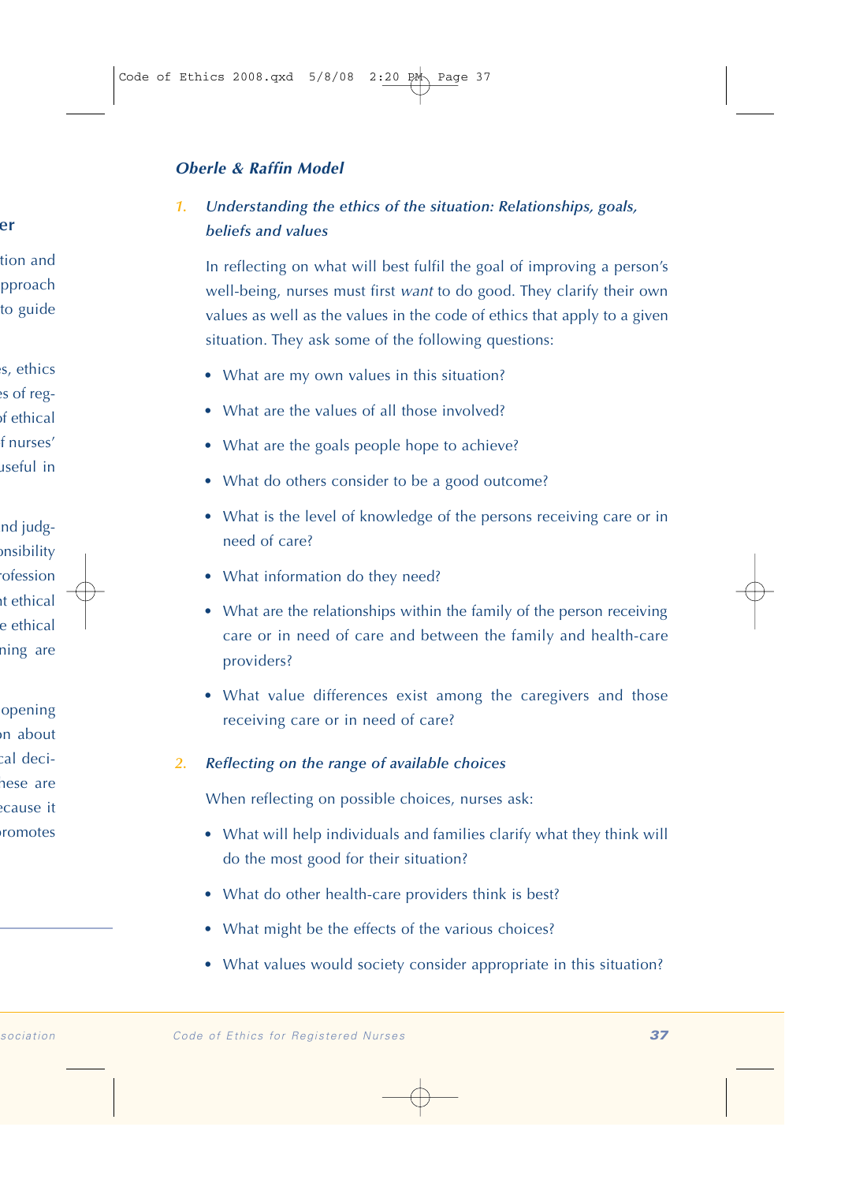### *Oberle & Raffin Model*

1. ***Understanding the ethics of the situation: Relationships, goals, beliefs and values***

   In reflecting on what will best fulfil the goal of improving a person's well-being, nurses must first *want* to do good. They clarify their own values as well as the values in the code of ethics that apply to a given situation. They ask some of the following questions:

   - What are my own values in this situation?
   - What are the values of all those involved?
   - What are the goals people hope to achieve?
   - What do others consider to be a good outcome?
   - What is the level of knowledge of the persons receiving care or in need of care?
   - What information do they need?
   - What are the relationships within the family of the person receiving care or in need of care and between the family and health-care providers?
   - What value differences exist among the caregivers and those receiving care or in need of care?

2. ***Reflecting on the range of available choices***

   When reflecting on possible choices, nurses ask:

   - What will help individuals and families clarify what they think will do the most good for their situation?
   - What do other health-care providers think is best?
   - What might be the effects of the various choices?
   - What values would society consider appropriate in this situation?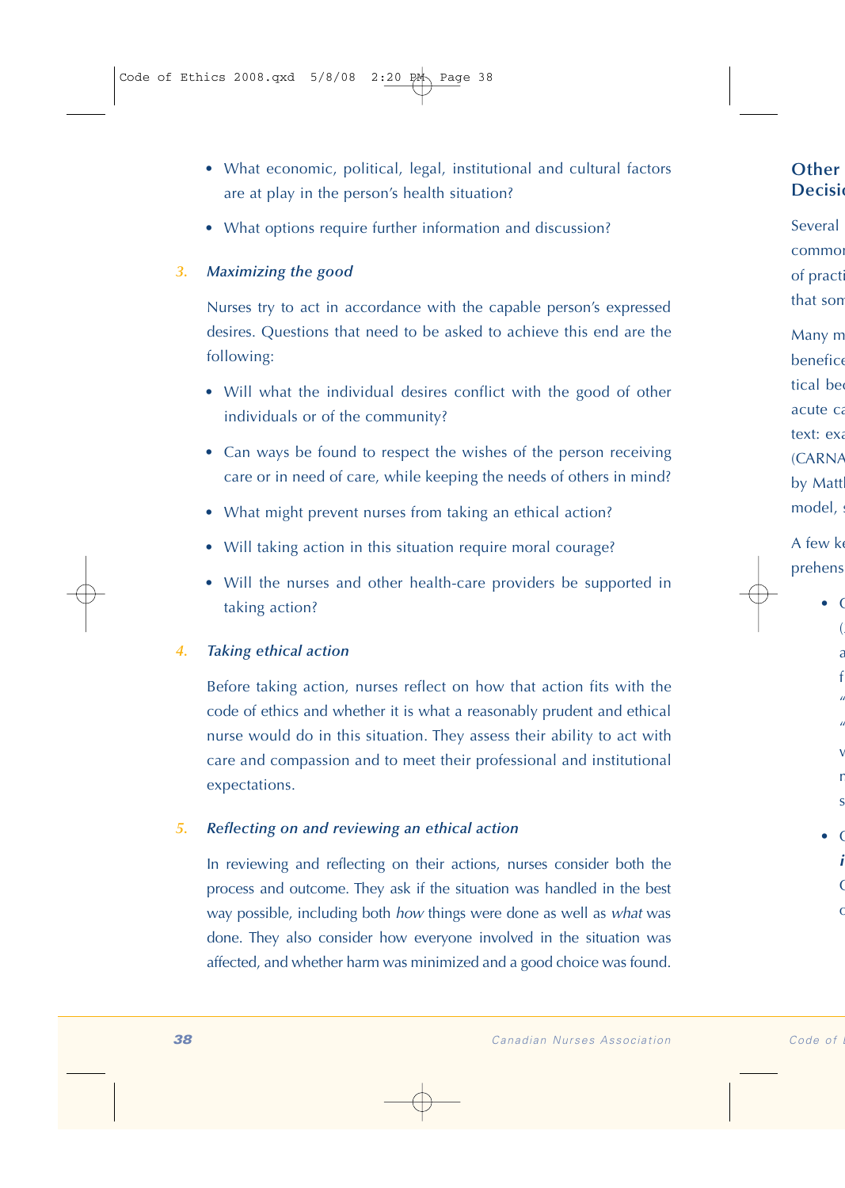- What economic, political, legal, institutional and cultural factors are at play in the person's health situation?
- What options require further information and discussion?

3. ***Maximizing the good***

   Nurses try to act in accordance with the capable person's expressed desires. Questions that need to be asked to achieve this end are the following:

   - Will what the individual desires conflict with the good of other individuals or of the community?
   - Can ways be found to respect the wishes of the person receiving care or in need of care, while keeping the needs of others in mind?
   - What might prevent nurses from taking an ethical action?
   - Will taking action in this situation require moral courage?
   - Will the nurses and other health-care providers be supported in taking action?

4. ***Taking ethical action***

   Before taking action, nurses reflect on how that action fits with the code of ethics and whether it is what a reasonably prudent and ethical nurse would do in this situation. They assess their ability to act with care and compassion and to meet their professional and institutional expectations.

5. ***Reflecting on and reviewing an ethical action***

   In reviewing and reflecting on their actions, nurses consider both the process and outcome. They ask if the situation was handled in the best way possible, including both *how* things were done as well as *what* was done. They also consider how everyone involved in the situation was affected, and whether harm was minimized and a good choice was found.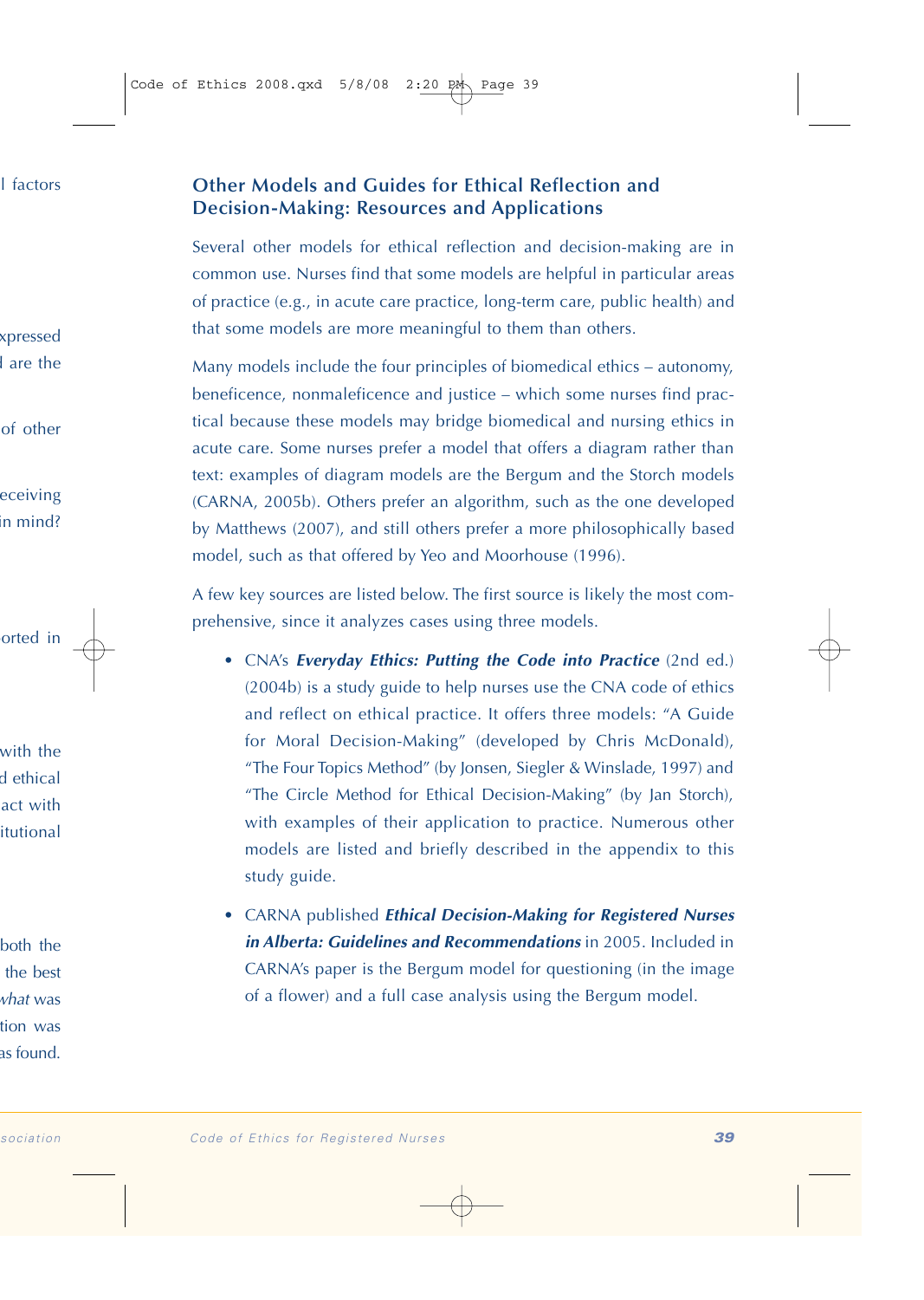## Other Models and Guides for Ethical Reflection and Decision-Making: Resources and Applications

Several other models for ethical reflection and decision-making are in common use. Nurses find that some models are helpful in particular areas of practice (e.g., in acute care practice, long-term care, public health) and that some models are more meaningful to them than others.

Many models include the four principles of biomedical ethics – autonomy, beneficence, nonmaleficence and justice – which some nurses find practical because these models may bridge biomedical and nursing ethics in acute care. Some nurses prefer a model that offers a diagram rather than text: examples of diagram models are the Bergum and the Storch models (CARNA, 2005b). Others prefer an algorithm, such as the one developed by Matthews (2007), and still others prefer a more philosophically based model, such as that offered by Yeo and Moorhouse (1996).

A few key sources are listed below. The first source is likely the most comprehensive, since it analyzes cases using three models.

- CNA's ***Everyday Ethics: Putting the Code into Practice*** (2nd ed.) (2004b) is a study guide to help nurses use the CNA code of ethics and reflect on ethical practice. It offers three models: "A Guide for Moral Decision-Making" (developed by Chris McDonald), "The Four Topics Method" (by Jonsen, Siegler & Winslade, 1997) and "The Circle Method for Ethical Decision-Making" (by Jan Storch), with examples of their application to practice. Numerous other models are listed and briefly described in the appendix to this study guide.
- CARNA published ***Ethical Decision-Making for Registered Nurses in Alberta: Guidelines and Recommendations*** in 2005. Included in CARNA's paper is the Bergum model for questioning (in the image of a flower) and a full case analysis using the Bergum model.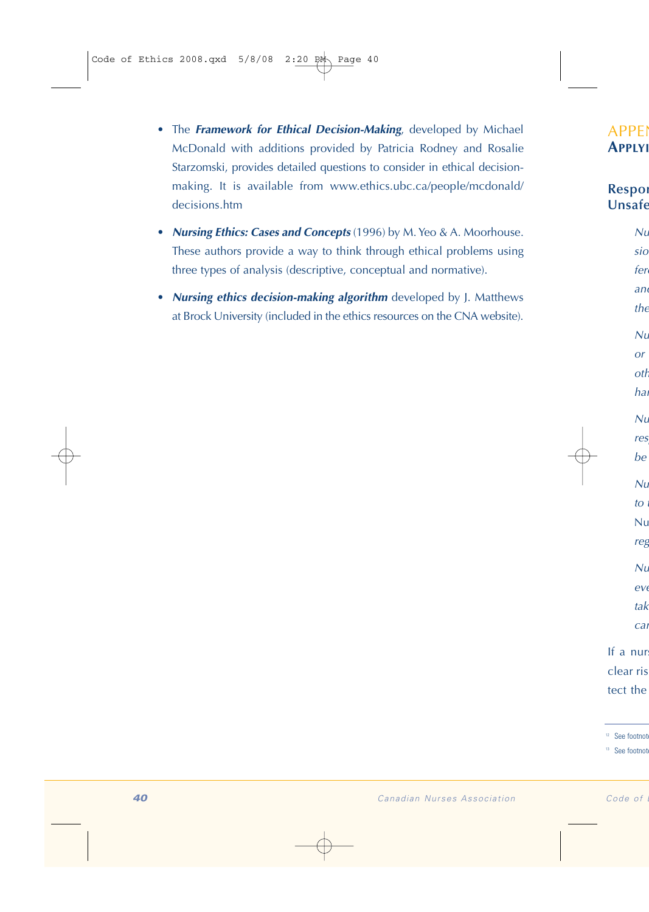- The ***Framework for Ethical Decision-Making***, developed by Michael McDonald with additions provided by Patricia Rodney and Rosalie Starzomski, provides detailed questions to consider in ethical decision-making. It is available from www.ethics.ubc.ca/people/mcdonald/decisions.htm

- ***Nursing Ethics: Cases and Concepts*** (1996) by M. Yeo & A. Moorhouse. These authors provide a way to think through ethical problems using three types of analysis (descriptive, conceptual and normative).

- ***Nursing ethics decision-making algorithm*** developed by J. Matthews at Brock University (included in the ethics resources on the CNA website).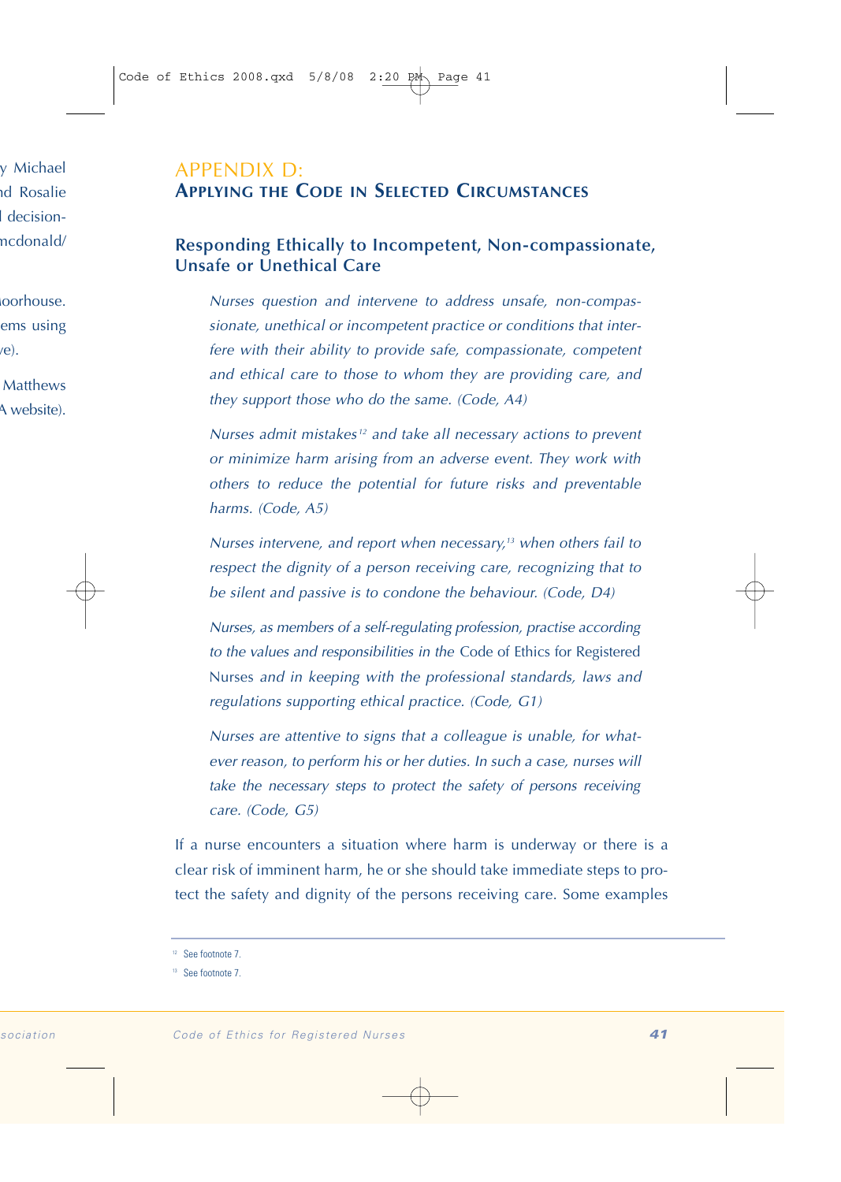# APPENDIX D:
## Applying the Code in Selected Circumstances

### Responding Ethically to Incompetent, Non-compassionate, Unsafe or Unethical Care

*Nurses question and intervene to address unsafe, non-compassionate, unethical or incompetent practice or conditions that interfere with their ability to provide safe, compassionate, competent and ethical care to those to whom they are providing care, and they support those who do the same. (Code, A4)*

*Nurses admit mistakes[12] and take all necessary actions to prevent or minimize harm arising from an adverse event. They work with others to reduce the potential for future risks and preventable harms. (Code, A5)*

*Nurses intervene, and report when necessary,[13] when others fail to respect the dignity of a person receiving care, recognizing that to be silent and passive is to condone the behaviour. (Code, D4)*

*Nurses, as members of a self-regulating profession, practise according to the values and responsibilities in the* Code of Ethics for Registered Nurses *and in keeping with the professional standards, laws and regulations supporting ethical practice. (Code, G1)*

*Nurses are attentive to signs that a colleague is unable, for whatever reason, to perform his or her duties. In such a case, nurses will take the necessary steps to protect the safety of persons receiving care. (Code, G5)*

If a nurse encounters a situation where harm is underway or there is a clear risk of imminent harm, he or she should take immediate steps to protect the safety and dignity of the persons receiving care. Some examples

---

[12] See footnote 7.

[13] See footnote 7.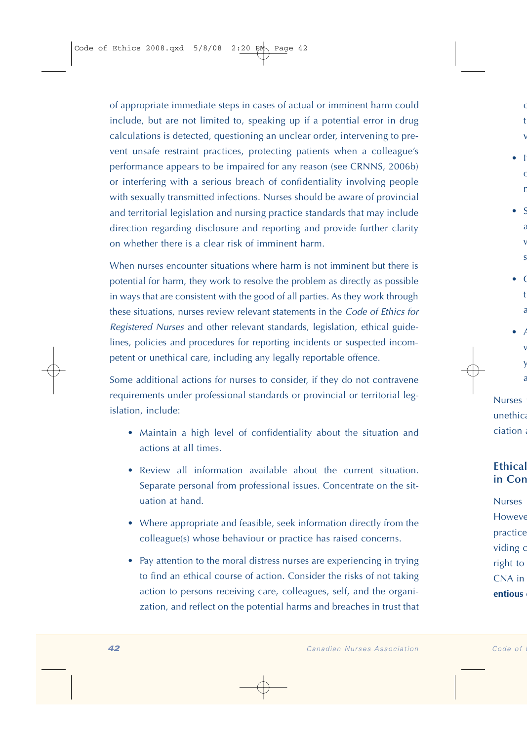of appropriate immediate steps in cases of actual or imminent harm could include, but are not limited to, speaking up if a potential error in drug calculations is detected, questioning an unclear order, intervening to prevent unsafe restraint practices, protecting patients when a colleague's performance appears to be impaired for any reason (see CRNNS, 2006b) or interfering with a serious breach of confidentiality involving people with sexually transmitted infections. Nurses should be aware of provincial and territorial legislation and nursing practice standards that may include direction regarding disclosure and reporting and provide further clarity on whether there is a clear risk of imminent harm.

When nurses encounter situations where harm is not imminent but there is potential for harm, they work to resolve the problem as directly as possible in ways that are consistent with the good of all parties. As they work through these situations, nurses review relevant statements in the *Code of Ethics for Registered Nurses* and other relevant standards, legislation, ethical guidelines, policies and procedures for reporting incidents or suspected incompetent or unethical care, including any legally reportable offence.

Some additional actions for nurses to consider, if they do not contravene requirements under professional standards or provincial or territorial legislation, include:

- Maintain a high level of confidentiality about the situation and actions at all times.
- Review all information available about the current situation. Separate personal from professional issues. Concentrate on the situation at hand.
- Where appropriate and feasible, seek information directly from the colleague(s) whose behaviour or practice has raised concerns.
- Pay attention to the moral distress nurses are experiencing in trying to find an ethical course of action. Consider the risks of not taking action to persons receiving care, colleagues, self, and the organization, and reflect on the potential harms and breaches in trust that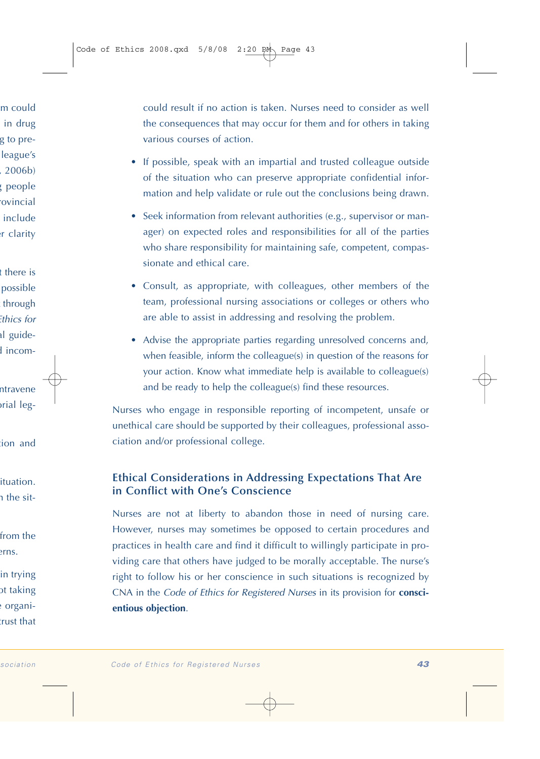could result if no action is taken. Nurses need to consider as well the consequences that may occur for them and for others in taking various courses of action.

- If possible, speak with an impartial and trusted colleague outside of the situation who can preserve appropriate confidential information and help validate or rule out the conclusions being drawn.
- Seek information from relevant authorities (e.g., supervisor or manager) on expected roles and responsibilities for all of the parties who share responsibility for maintaining safe, competent, compassionate and ethical care.
- Consult, as appropriate, with colleagues, other members of the team, professional nursing associations or colleges or others who are able to assist in addressing and resolving the problem.
- Advise the appropriate parties regarding unresolved concerns and, when feasible, inform the colleague(s) in question of the reasons for your action. Know what immediate help is available to colleague(s) and be ready to help the colleague(s) find these resources.

Nurses who engage in responsible reporting of incompetent, unsafe or unethical care should be supported by their colleagues, professional association and/or professional college.

### Ethical Considerations in Addressing Expectations That Are in Conflict with One's Conscience

Nurses are not at liberty to abandon those in need of nursing care. However, nurses may sometimes be opposed to certain procedures and practices in health care and find it difficult to willingly participate in providing care that others have judged to be morally acceptable. The nurse's right to follow his or her conscience in such situations is recognized by CNA in the *Code of Ethics for Registered Nurses* in its provision for **conscientious objection**.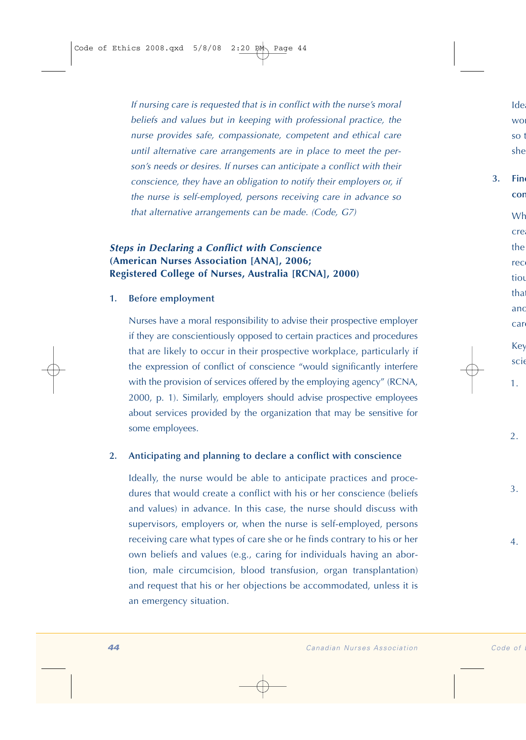*If nursing care is requested that is in conflict with the nurse's moral beliefs and values but in keeping with professional practice, the nurse provides safe, compassionate, competent and ethical care until alternative care arrangements are in place to meet the person's needs or desires. If nurses can anticipate a conflict with their conscience, they have an obligation to notify their employers or, if the nurse is self-employed, persons receiving care in advance so that alternative arrangements can be made. (Code, G7)*

### *Steps in Declaring a Conflict with Conscience*
### (American Nurses Association [ANA], 2006; Registered College of Nurses, Australia [RCNA], 2000)

1. **Before employment**

   Nurses have a moral responsibility to advise their prospective employer if they are conscientiously opposed to certain practices and procedures that are likely to occur in their prospective workplace, particularly if the expression of conflict of conscience "would significantly interfere with the provision of services offered by the employing agency" (RCNA, 2000, p. 1). Similarly, employers should advise prospective employees about services provided by the organization that may be sensitive for some employees.

2. **Anticipating and planning to declare a conflict with conscience**

   Ideally, the nurse would be able to anticipate practices and procedures that would create a conflict with his or her conscience (beliefs and values) in advance. In this case, the nurse should discuss with supervisors, employers or, when the nurse is self-employed, persons receiving care what types of care she or he finds contrary to his or her own beliefs and values (e.g., caring for individuals having an abortion, male circumcision, blood transfusion, organ transplantation) and request that his or her objections be accommodated, unless it is an emergency situation.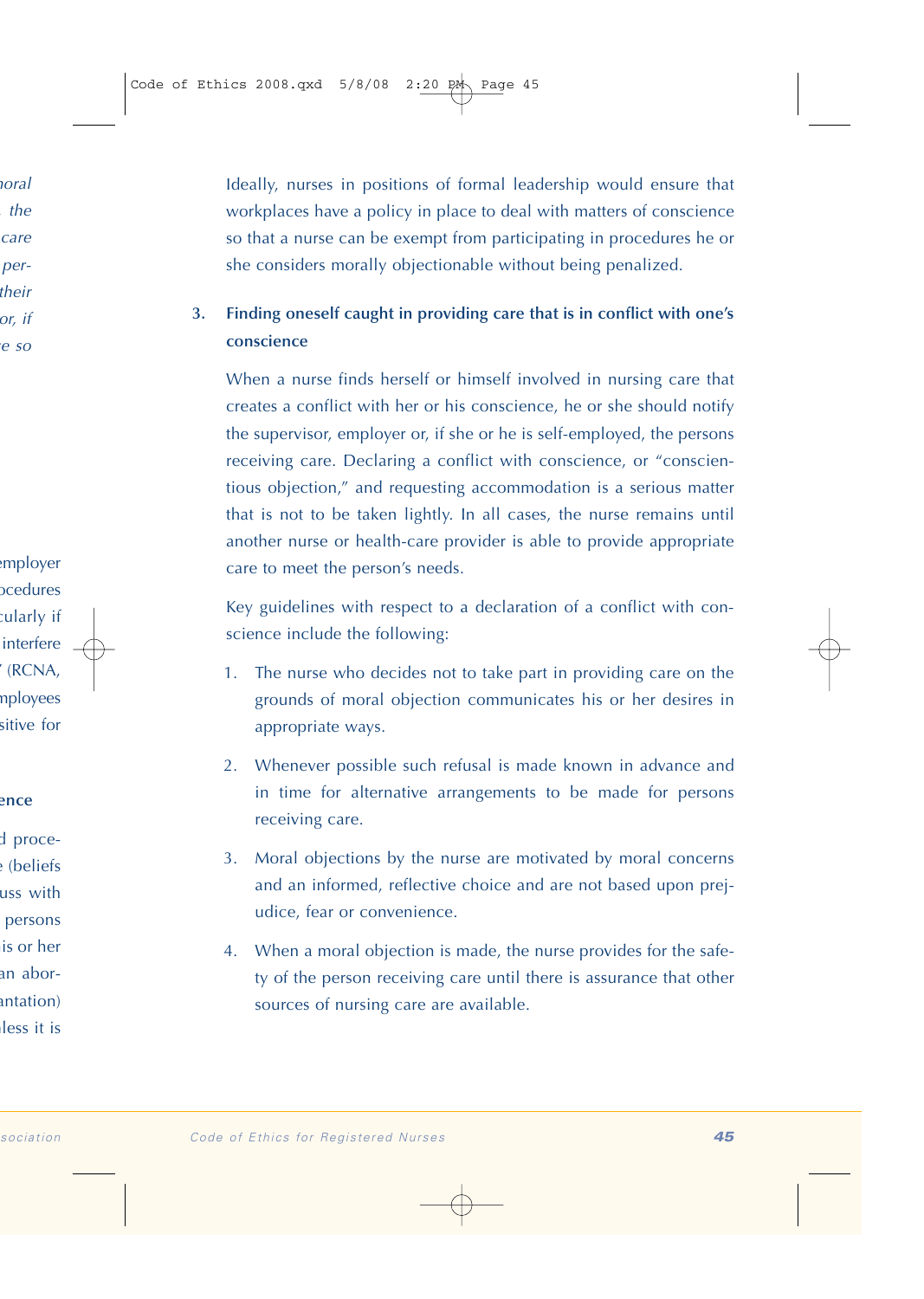Ideally, nurses in positions of formal leadership would ensure that workplaces have a policy in place to deal with matters of conscience so that a nurse can be exempt from participating in procedures he or she considers morally objectionable without being penalized.

3. **Finding oneself caught in providing care that is in conflict with one's conscience**

   When a nurse finds herself or himself involved in nursing care that creates a conflict with her or his conscience, he or she should notify the supervisor, employer or, if she or he is self-employed, the persons receiving care. Declaring a conflict with conscience, or "conscientious objection," and requesting accommodation is a serious matter that is not to be taken lightly. In all cases, the nurse remains until another nurse or health-care provider is able to provide appropriate care to meet the person's needs.

   Key guidelines with respect to a declaration of a conflict with conscience include the following:

   1. The nurse who decides not to take part in providing care on the grounds of moral objection communicates his or her desires in appropriate ways.
   2. Whenever possible such refusal is made known in advance and in time for alternative arrangements to be made for persons receiving care.
   3. Moral objections by the nurse are motivated by moral concerns and an informed, reflective choice and are not based upon prejudice, fear or convenience.
   4. When a moral objection is made, the nurse provides for the safety of the person receiving care until there is assurance that other sources of nursing care are available.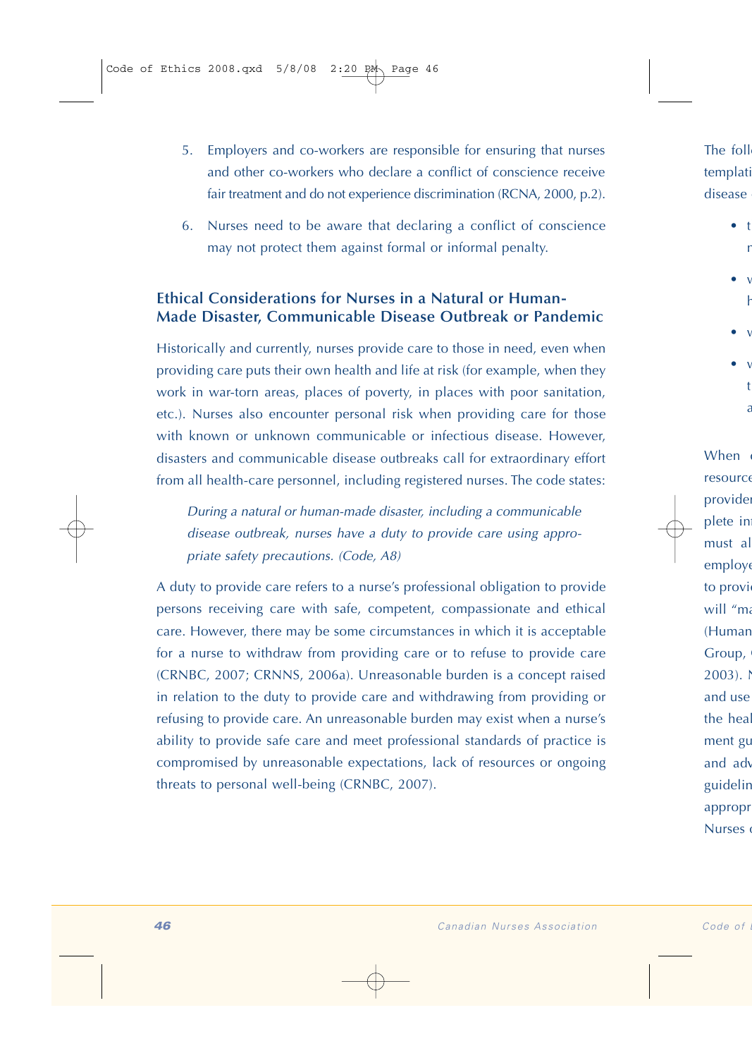5. Employers and co-workers are responsible for ensuring that nurses and other co-workers who declare a conflict of conscience receive fair treatment and do not experience discrimination (RCNA, 2000, p.2).

6. Nurses need to be aware that declaring a conflict of conscience may not protect them against formal or informal penalty.

## Ethical Considerations for Nurses in a Natural or Human-Made Disaster, Communicable Disease Outbreak or Pandemic

Historically and currently, nurses provide care to those in need, even when providing care puts their own health and life at risk (for example, when they work in war-torn areas, places of poverty, in places with poor sanitation, etc.). Nurses also encounter personal risk when providing care for those with known or unknown communicable or infectious disease. However, disasters and communicable disease outbreaks call for extraordinary effort from all health-care personnel, including registered nurses. The code states:

> *During a natural or human-made disaster, including a communicable disease outbreak, nurses have a duty to provide care using appropriate safety precautions. (Code, A8)*

A duty to provide care refers to a nurse's professional obligation to provide persons receiving care with safe, competent, compassionate and ethical care. However, there may be some circumstances in which it is acceptable for a nurse to withdraw from providing care or to refuse to provide care (CRNBC, 2007; CRNNS, 2006a). Unreasonable burden is a concept raised in relation to the duty to provide care and withdrawing from providing or refusing to provide care. An unreasonable burden may exist when a nurse's ability to provide safe care and meet professional standards of practice is compromised by unreasonable expectations, lack of resources or ongoing threats to personal well-being (CRNBC, 2007).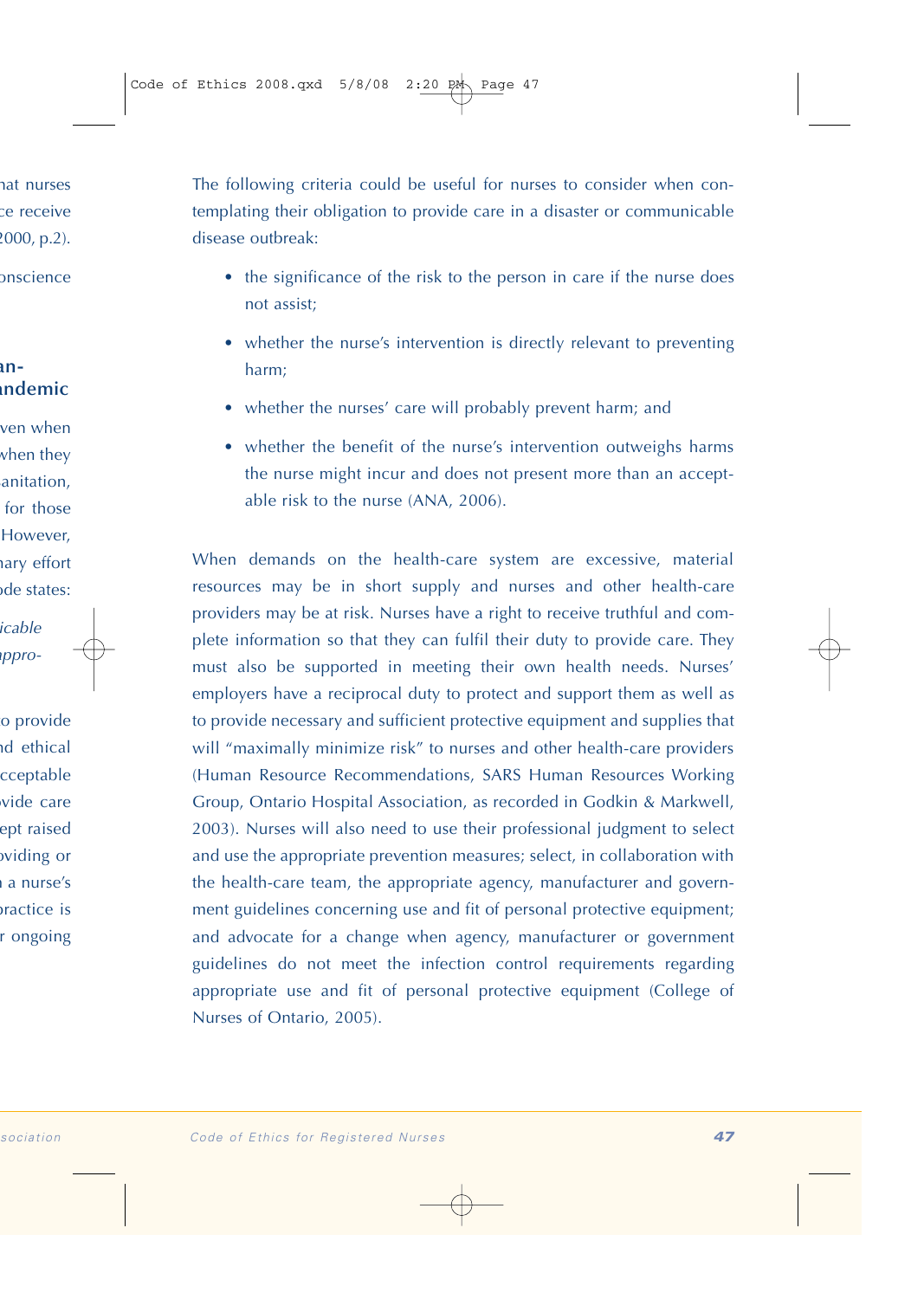The following criteria could be useful for nurses to consider when contemplating their obligation to provide care in a disaster or communicable disease outbreak:

- the significance of the risk to the person in care if the nurse does not assist;
- whether the nurse's intervention is directly relevant to preventing harm;
- whether the nurses' care will probably prevent harm; and
- whether the benefit of the nurse's intervention outweighs harms the nurse might incur and does not present more than an acceptable risk to the nurse (ANA, 2006).

When demands on the health-care system are excessive, material resources may be in short supply and nurses and other health-care providers may be at risk. Nurses have a right to receive truthful and complete information so that they can fulfil their duty to provide care. They must also be supported in meeting their own health needs. Nurses' employers have a reciprocal duty to protect and support them as well as to provide necessary and sufficient protective equipment and supplies that will "maximally minimize risk" to nurses and other health-care providers (Human Resource Recommendations, SARS Human Resources Working Group, Ontario Hospital Association, as recorded in Godkin & Markwell, 2003). Nurses will also need to use their professional judgment to select and use the appropriate prevention measures; select, in collaboration with the health-care team, the appropriate agency, manufacturer and government guidelines concerning use and fit of personal protective equipment; and advocate for a change when agency, manufacturer or government guidelines do not meet the infection control requirements regarding appropriate use and fit of personal protective equipment (College of Nurses of Ontario, 2005).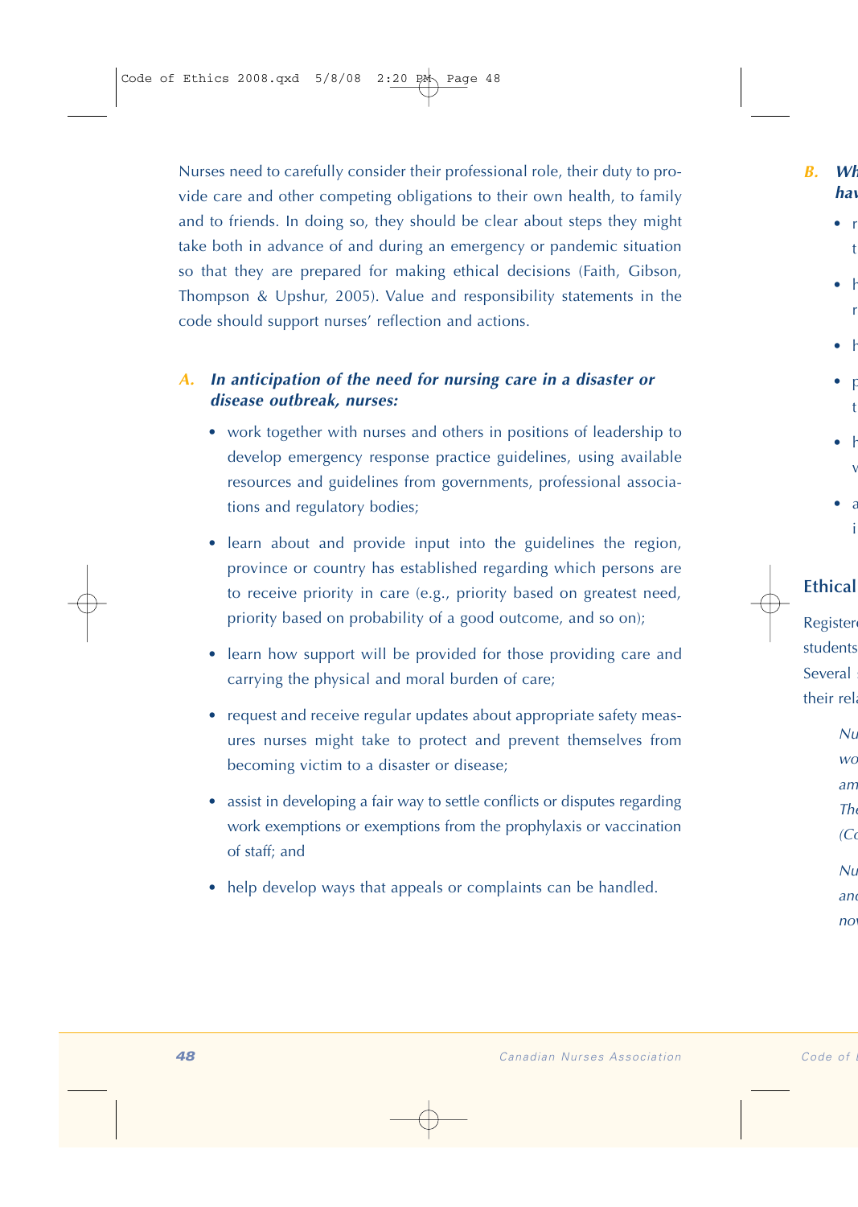Nurses need to carefully consider their professional role, their duty to provide care and other competing obligations to their own health, to family and to friends. In doing so, they should be clear about steps they might take both in advance of and during an emergency or pandemic situation so that they are prepared for making ethical decisions (Faith, Gibson, Thompson & Upshur, 2005). Value and responsibility statements in the code should support nurses' reflection and actions.

### A. *In anticipation of the need for nursing care in a disaster or disease outbreak, nurses:*

- work together with nurses and others in positions of leadership to develop emergency response practice guidelines, using available resources and guidelines from governments, professional associations and regulatory bodies;
- learn about and provide input into the guidelines the region, province or country has established regarding which persons are to receive priority in care (e.g., priority based on greatest need, priority based on probability of a good outcome, and so on);
- learn how support will be provided for those providing care and carrying the physical and moral burden of care;
- request and receive regular updates about appropriate safety measures nurses might take to protect and prevent themselves from becoming victim to a disaster or disease;
- assist in developing a fair way to settle conflicts or disputes regarding work exemptions or exemptions from the prophylaxis or vaccination of staff; and
- help develop ways that appeals or complaints can be handled.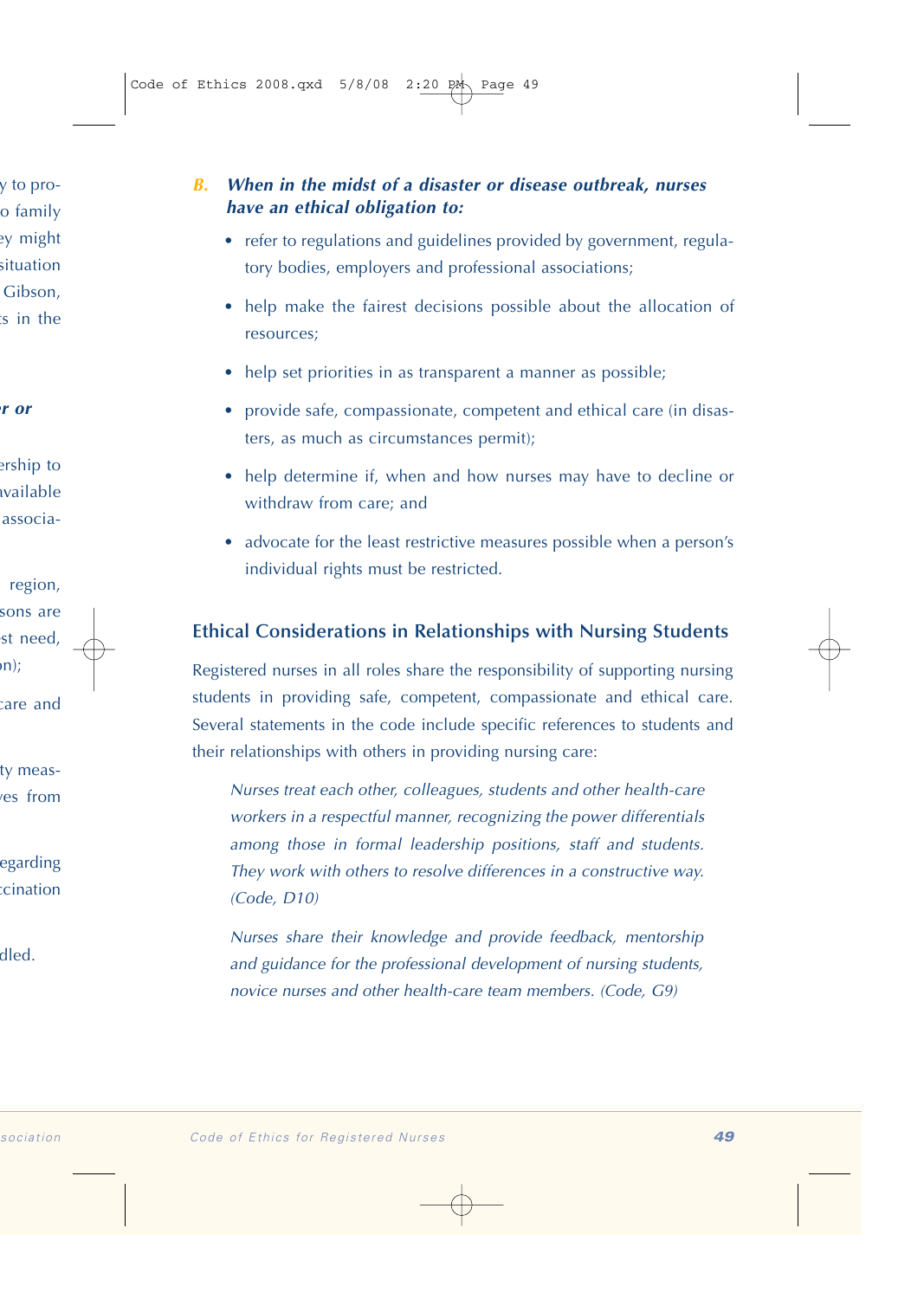***B. When in the midst of a disaster or disease outbreak, nurses have an ethical obligation to:***

- refer to regulations and guidelines provided by government, regulatory bodies, employers and professional associations;
- help make the fairest decisions possible about the allocation of resources;
- help set priorities in as transparent a manner as possible;
- provide safe, compassionate, competent and ethical care (in disasters, as much as circumstances permit);
- help determine if, when and how nurses may have to decline or withdraw from care; and
- advocate for the least restrictive measures possible when a person's individual rights must be restricted.

## Ethical Considerations in Relationships with Nursing Students

Registered nurses in all roles share the responsibility of supporting nursing students in providing safe, competent, compassionate and ethical care. Several statements in the code include specific references to students and their relationships with others in providing nursing care:

> *Nurses treat each other, colleagues, students and other health-care workers in a respectful manner, recognizing the power differentials among those in formal leadership positions, staff and students. They work with others to resolve differences in a constructive way. (Code, D10)*

> *Nurses share their knowledge and provide feedback, mentorship and guidance for the professional development of nursing students, novice nurses and other health-care team members. (Code, G9)*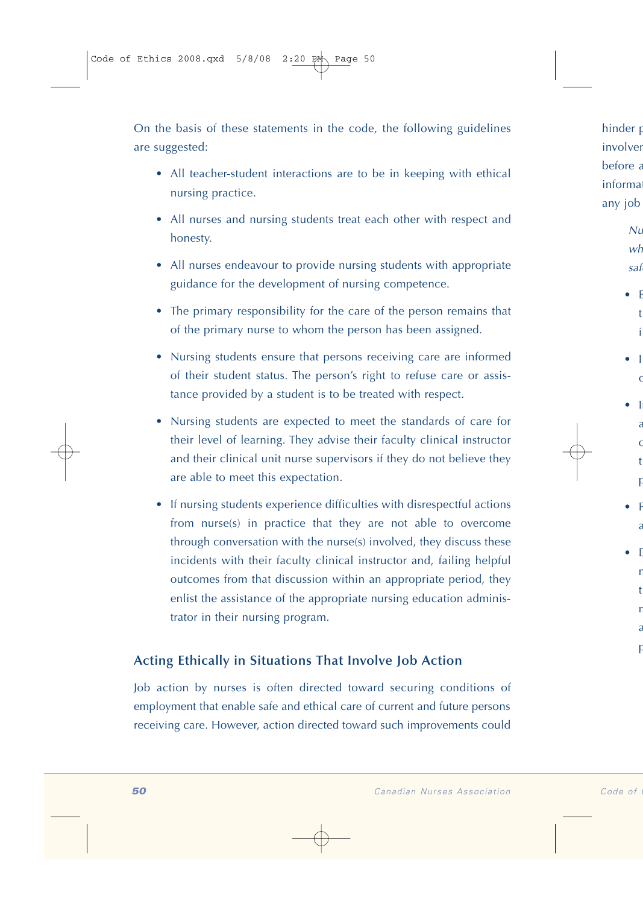On the basis of these statements in the code, the following guidelines are suggested:

- All teacher-student interactions are to be in keeping with ethical nursing practice.
- All nurses and nursing students treat each other with respect and honesty.
- All nurses endeavour to provide nursing students with appropriate guidance for the development of nursing competence.
- The primary responsibility for the care of the person remains that of the primary nurse to whom the person has been assigned.
- Nursing students ensure that persons receiving care are informed of their student status. The person's right to refuse care or assistance provided by a student is to be treated with respect.
- Nursing students are expected to meet the standards of care for their level of learning. They advise their faculty clinical instructor and their clinical unit nurse supervisors if they do not believe they are able to meet this expectation.
- If nursing students experience difficulties with disrespectful actions from nurse(s) in practice that they are not able to overcome through conversation with the nurse(s) involved, they discuss these incidents with their faculty clinical instructor and, failing helpful outcomes from that discussion within an appropriate period, they enlist the assistance of the appropriate nursing education administrator in their nursing program.

## Acting Ethically in Situations That Involve Job Action

Job action by nurses is often directed toward securing conditions of employment that enable safe and ethical care of current and future persons receiving care. However, action directed toward such improvements could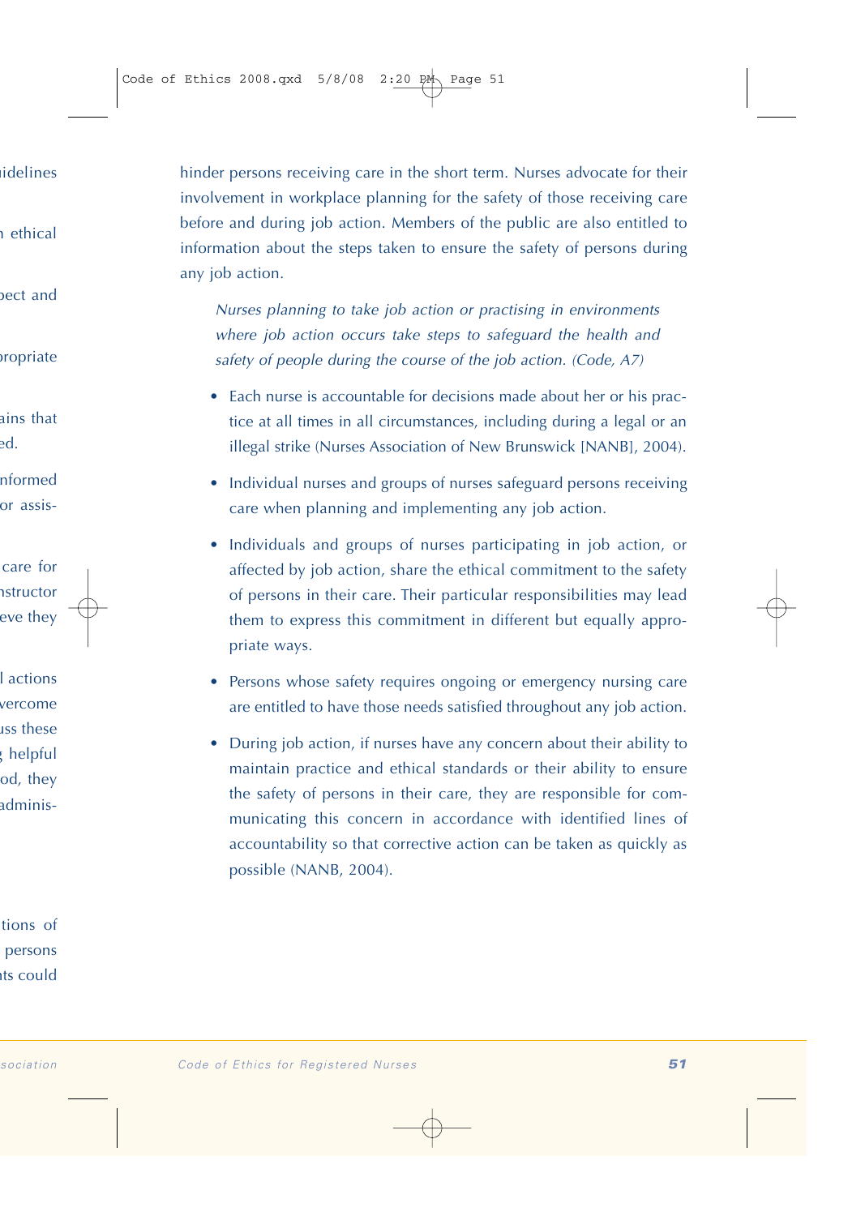hinder persons receiving care in the short term. Nurses advocate for their involvement in workplace planning for the safety of those receiving care before and during job action. Members of the public are also entitled to information about the steps taken to ensure the safety of persons during any job action.

> *Nurses planning to take job action or practising in environments where job action occurs take steps to safeguard the health and safety of people during the course of the job action. (Code, A7)*

- Each nurse is accountable for decisions made about her or his practice at all times in all circumstances, including during a legal or an illegal strike (Nurses Association of New Brunswick [NANB], 2004).
- Individual nurses and groups of nurses safeguard persons receiving care when planning and implementing any job action.
- Individuals and groups of nurses participating in job action, or affected by job action, share the ethical commitment to the safety of persons in their care. Their particular responsibilities may lead them to express this commitment in different but equally appropriate ways.
- Persons whose safety requires ongoing or emergency nursing care are entitled to have those needs satisfied throughout any job action.
- During job action, if nurses have any concern about their ability to maintain practice and ethical standards or their ability to ensure the safety of persons in their care, they are responsible for communicating this concern in accordance with identified lines of accountability so that corrective action can be taken as quickly as possible (NANB, 2004).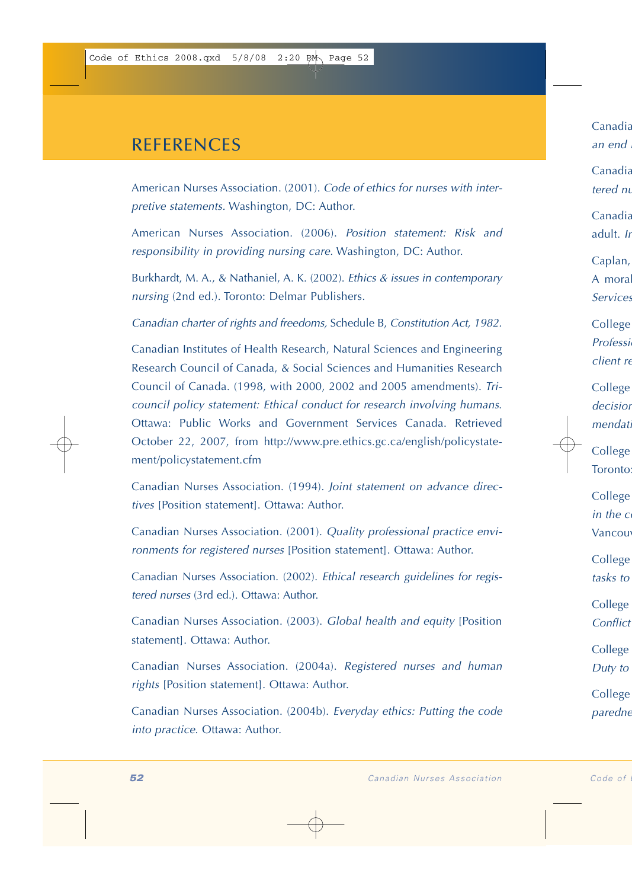# REFERENCES

American Nurses Association. (2001). *Code of ethics for nurses with interpretive statements.* Washington, DC: Author.

American Nurses Association. (2006). *Position statement: Risk and responsibility in providing nursing care.* Washington, DC: Author.

Burkhardt, M. A., & Nathaniel, A. K. (2002). *Ethics & issues in contemporary nursing* (2nd ed.). Toronto: Delmar Publishers.

*Canadian charter of rights and freedoms,* Schedule B, *Constitution Act, 1982.*

Canadian Institutes of Health Research, Natural Sciences and Engineering Research Council of Canada, & Social Sciences and Humanities Research Council of Canada. (1998, with 2000, 2002 and 2005 amendments). *Tri-council policy statement: Ethical conduct for research involving humans.* Ottawa: Public Works and Government Services Canada. Retrieved October 22, 2007, from http://www.pre.ethics.gc.ca/english/policystatement/policystatement.cfm

Canadian Nurses Association. (1994). *Joint statement on advance directives* [Position statement]. Ottawa: Author.

Canadian Nurses Association. (2001). *Quality professional practice environments for registered nurses* [Position statement]. Ottawa: Author.

Canadian Nurses Association. (2002). *Ethical research guidelines for registered nurses* (3rd ed.). Ottawa: Author.

Canadian Nurses Association. (2003). *Global health and equity* [Position statement]. Ottawa: Author.

Canadian Nurses Association. (2004a). *Registered nurses and human rights* [Position statement]. Ottawa: Author.

Canadian Nurses Association. (2004b). *Everyday ethics: Putting the code into practice.* Ottawa: Author.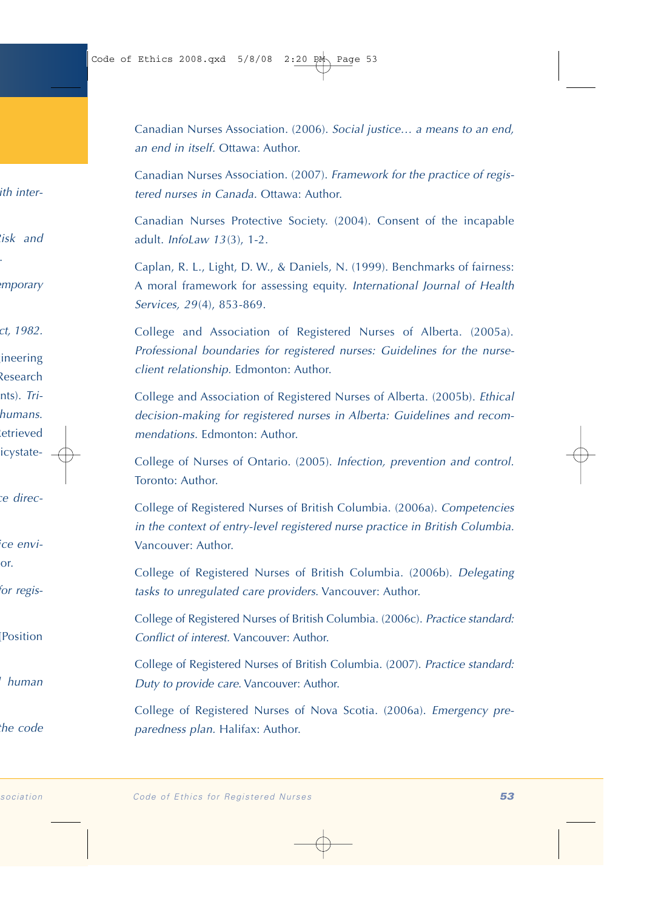Canadian Nurses Association. (2006). *Social justice… a means to an end, an end in itself.* Ottawa: Author.

Canadian Nurses Association. (2007). *Framework for the practice of registered nurses in Canada*. Ottawa: Author.

Canadian Nurses Protective Society. (2004). Consent of the incapable adult. *InfoLaw 13*(3), 1-2.

Caplan, R. L., Light, D. W., & Daniels, N. (1999). Benchmarks of fairness: A moral framework for assessing equity. *International Journal of Health Services, 29*(4), 853-869.

College and Association of Registered Nurses of Alberta. (2005a). *Professional boundaries for registered nurses: Guidelines for the nurse-client relationship.* Edmonton: Author.

College and Association of Registered Nurses of Alberta. (2005b). *Ethical decision-making for registered nurses in Alberta: Guidelines and recommendations.* Edmonton: Author.

College of Nurses of Ontario. (2005). *Infection, prevention and control.* Toronto: Author.

College of Registered Nurses of British Columbia. (2006a). *Competencies in the context of entry-level registered nurse practice in British Columbia.* Vancouver: Author.

College of Registered Nurses of British Columbia. (2006b). *Delegating tasks to unregulated care providers*. Vancouver: Author.

College of Registered Nurses of British Columbia. (2006c). *Practice standard: Conflict of interest.* Vancouver: Author.

College of Registered Nurses of British Columbia. (2007). *Practice standard: Duty to provide care*. Vancouver: Author.

College of Registered Nurses of Nova Scotia. (2006a). *Emergency preparedness plan.* Halifax: Author.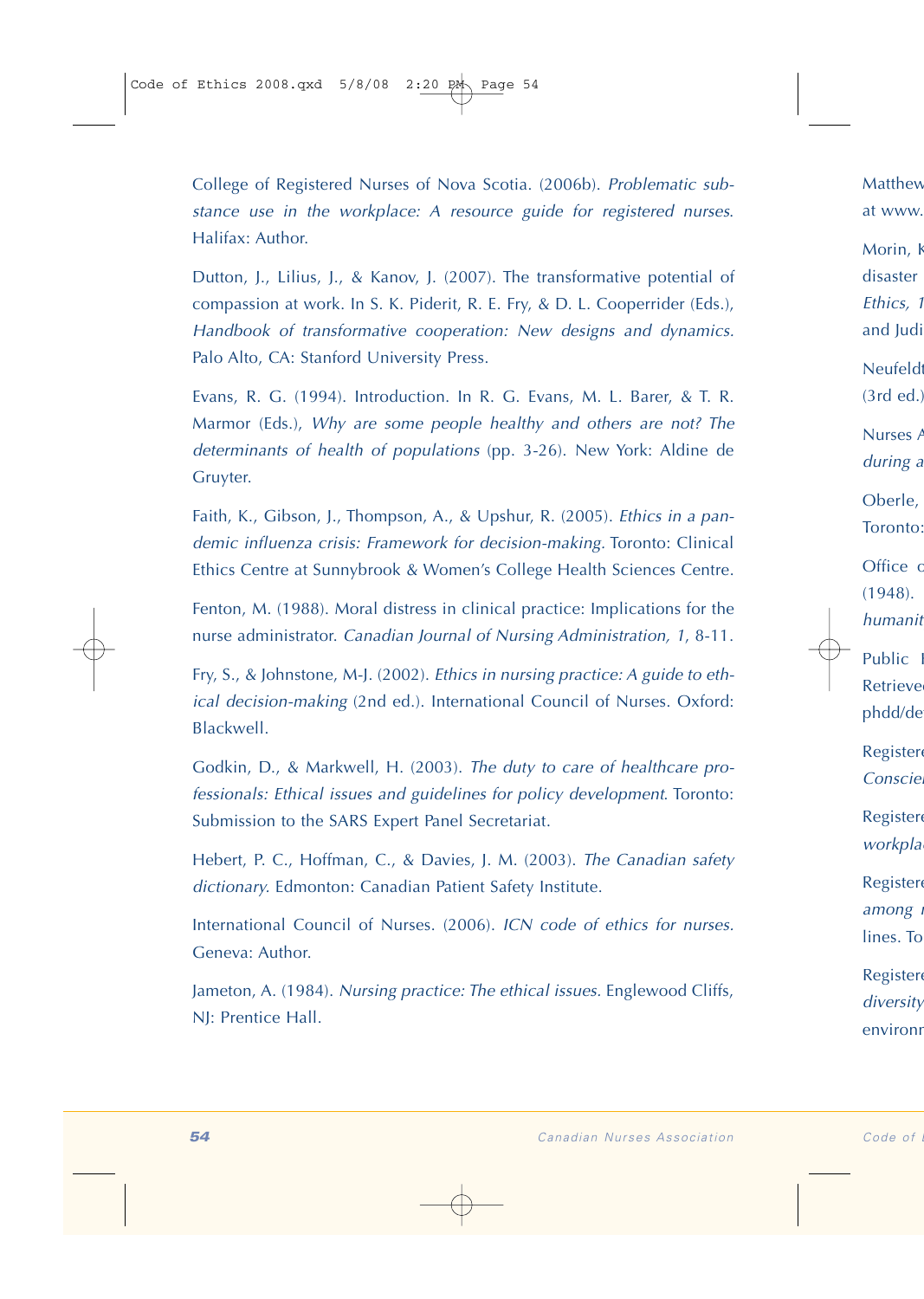College of Registered Nurses of Nova Scotia. (2006b). *Problematic substance use in the workplace: A resource guide for registered nurses*. Halifax: Author.

Dutton, J., Lilius, J., & Kanov, J. (2007). The transformative potential of compassion at work. In S. K. Piderit, R. E. Fry, & D. L. Cooperrider (Eds.), *Handbook of transformative cooperation: New designs and dynamics*. Palo Alto, CA: Stanford University Press.

Evans, R. G. (1994). Introduction. In R. G. Evans, M. L. Barer, & T. R. Marmor (Eds.), *Why are some people healthy and others are not? The determinants of health of populations* (pp. 3-26). New York: Aldine de Gruyter.

Faith, K., Gibson, J., Thompson, A., & Upshur, R. (2005). *Ethics in a pandemic influenza crisis: Framework for decision-making*. Toronto: Clinical Ethics Centre at Sunnybrook & Women's College Health Sciences Centre.

Fenton, M. (1988). Moral distress in clinical practice: Implications for the nurse administrator. *Canadian Journal of Nursing Administration, 1*, 8-11.

Fry, S., & Johnstone, M-J. (2002). *Ethics in nursing practice: A guide to ethical decision-making* (2nd ed.). International Council of Nurses. Oxford: Blackwell.

Godkin, D., & Markwell, H. (2003). *The duty to care of healthcare professionals: Ethical issues and guidelines for policy development*. Toronto: Submission to the SARS Expert Panel Secretariat.

Hebert, P. C., Hoffman, C., & Davies, J. M. (2003). *The Canadian safety dictionary*. Edmonton: Canadian Patient Safety Institute.

International Council of Nurses. (2006). *ICN code of ethics for nurses*. Geneva: Author.

Jameton, A. (1984). *Nursing practice: The ethical issues*. Englewood Cliffs, NJ: Prentice Hall.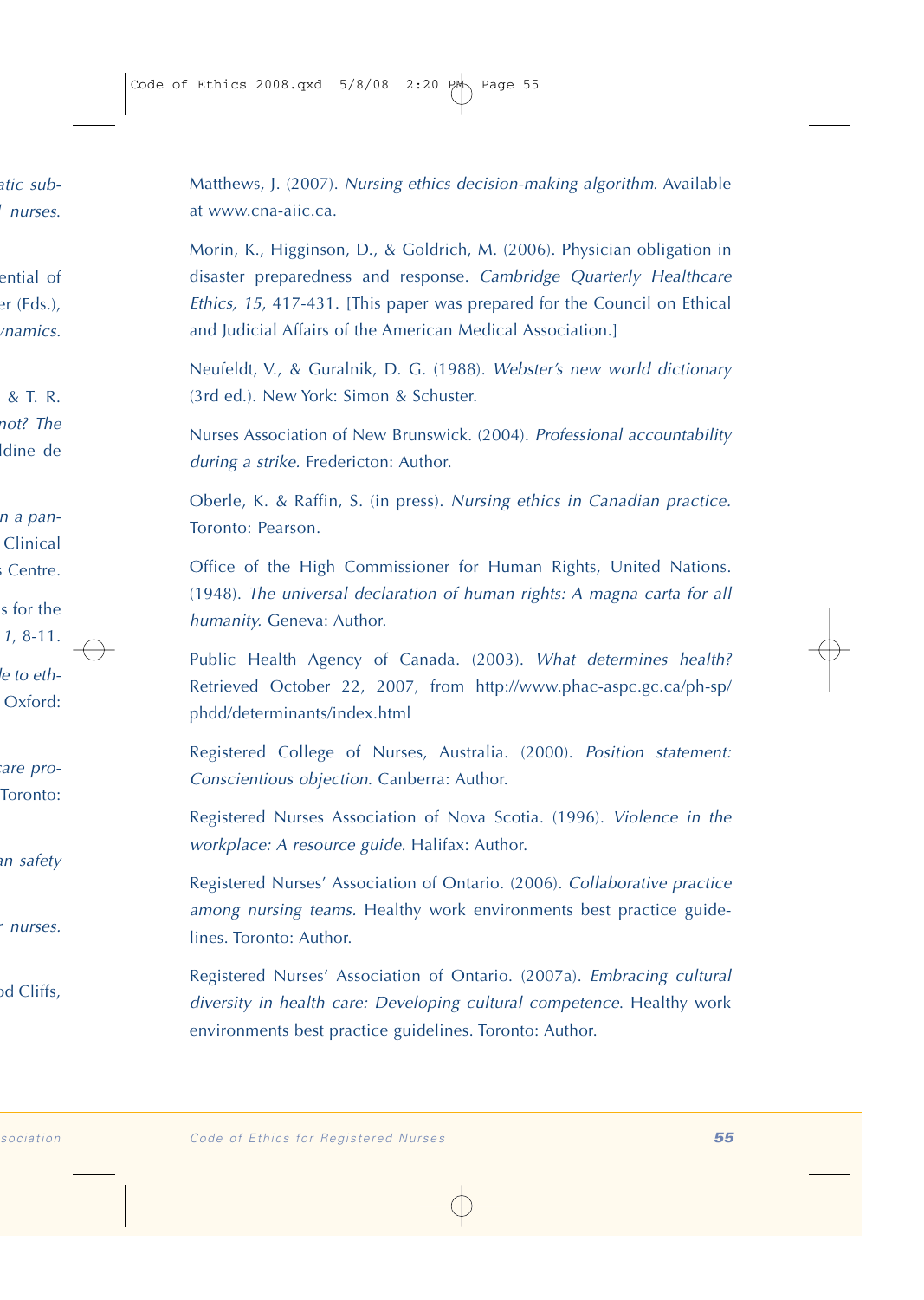Matthews, J. (2007). *Nursing ethics decision-making algorithm*. Available at www.cna-aiic.ca.

Morin, K., Higginson, D., & Goldrich, M. (2006). Physician obligation in disaster preparedness and response. *Cambridge Quarterly Healthcare Ethics, 15*, 417-431. [This paper was prepared for the Council on Ethical and Judicial Affairs of the American Medical Association.]

Neufeldt, V., & Guralnik, D. G. (1988). *Webster's new world dictionary* (3rd ed.). New York: Simon & Schuster.

Nurses Association of New Brunswick. (2004). *Professional accountability during a strike.* Fredericton: Author.

Oberle, K. & Raffin, S. (in press). *Nursing ethics in Canadian practice*. Toronto: Pearson.

Office of the High Commissioner for Human Rights, United Nations. (1948). *The universal declaration of human rights: A magna carta for all humanity*. Geneva: Author.

Public Health Agency of Canada. (2003). *What determines health?* Retrieved October 22, 2007, from http://www.phac-aspc.gc.ca/ph-sp/phdd/determinants/index.html

Registered College of Nurses, Australia. (2000). *Position statement: Conscientious objection*. Canberra: Author.

Registered Nurses Association of Nova Scotia. (1996). *Violence in the workplace: A resource guide*. Halifax: Author.

Registered Nurses' Association of Ontario. (2006). *Collaborative practice among nursing teams*. Healthy work environments best practice guidelines. Toronto: Author.

Registered Nurses' Association of Ontario. (2007a). *Embracing cultural diversity in health care: Developing cultural competence*. Healthy work environments best practice guidelines. Toronto: Author.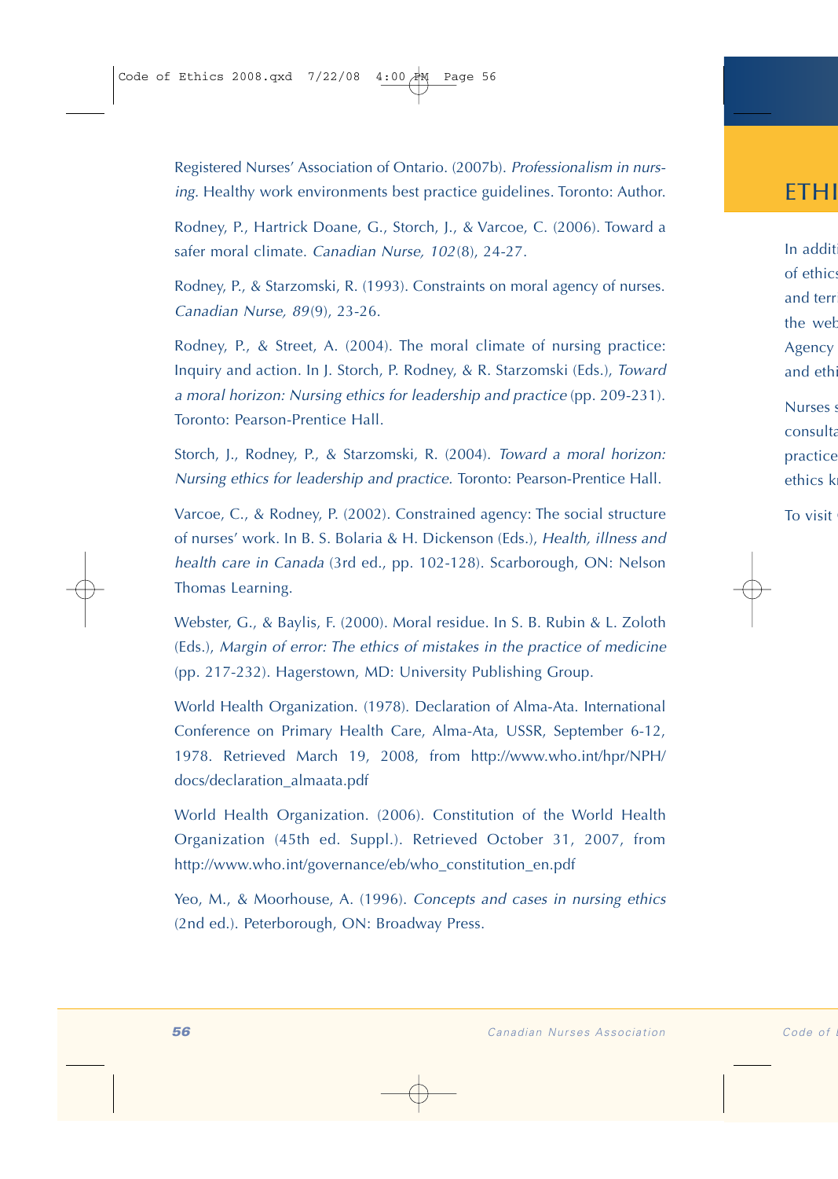Registered Nurses' Association of Ontario. (2007b). *Professionalism in nursing.* Healthy work environments best practice guidelines. Toronto: Author.

Rodney, P., Hartrick Doane, G., Storch, J., & Varcoe, C. (2006). Toward a safer moral climate. *Canadian Nurse, 102*(8), 24-27.

Rodney, P., & Starzomski, R. (1993). Constraints on moral agency of nurses. *Canadian Nurse, 89*(9), 23-26.

Rodney, P., & Street, A. (2004). The moral climate of nursing practice: Inquiry and action. In J. Storch, P. Rodney, & R. Starzomski (Eds.), *Toward a moral horizon: Nursing ethics for leadership and practice* (pp. 209-231). Toronto: Pearson-Prentice Hall.

Storch, J., Rodney, P., & Starzomski, R. (2004). *Toward a moral horizon: Nursing ethics for leadership and practice.* Toronto: Pearson-Prentice Hall.

Varcoe, C., & Rodney, P. (2002). Constrained agency: The social structure of nurses' work. In B. S. Bolaria & H. Dickenson (Eds.), *Health, illness and health care in Canada* (3rd ed., pp. 102-128). Scarborough, ON: Nelson Thomas Learning.

Webster, G., & Baylis, F. (2000). Moral residue. In S. B. Rubin & L. Zoloth (Eds.), *Margin of error: The ethics of mistakes in the practice of medicine* (pp. 217-232). Hagerstown, MD: University Publishing Group.

World Health Organization. (1978). Declaration of Alma-Ata. International Conference on Primary Health Care, Alma-Ata, USSR, September 6-12, 1978. Retrieved March 19, 2008, from http://www.who.int/hpr/NPH/docs/declaration_almaata.pdf

World Health Organization. (2006). Constitution of the World Health Organization (45th ed. Suppl.). Retrieved October 31, 2007, from http://www.who.int/governance/eb/who_constitution_en.pdf

Yeo, M., & Moorhouse, A. (1996). *Concepts and cases in nursing ethics* (2nd ed.). Peterborough, ON: Broadway Press.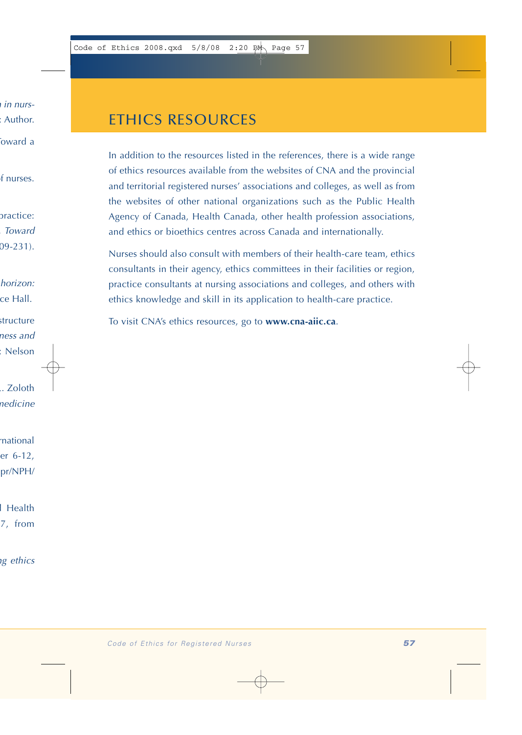# ETHICS RESOURCES

In addition to the resources listed in the references, there is a wide range of ethics resources available from the websites of CNA and the provincial and territorial registered nurses' associations and colleges, as well as from the websites of other national organizations such as the Public Health Agency of Canada, Health Canada, other health profession associations, and ethics or bioethics centres across Canada and internationally.

Nurses should also consult with members of their health-care team, ethics consultants in their agency, ethics committees in their facilities or region, practice consultants at nursing associations and colleges, and others with ethics knowledge and skill in its application to health-care practice.

To visit CNA's ethics resources, go to **www.cna-aiic.ca**.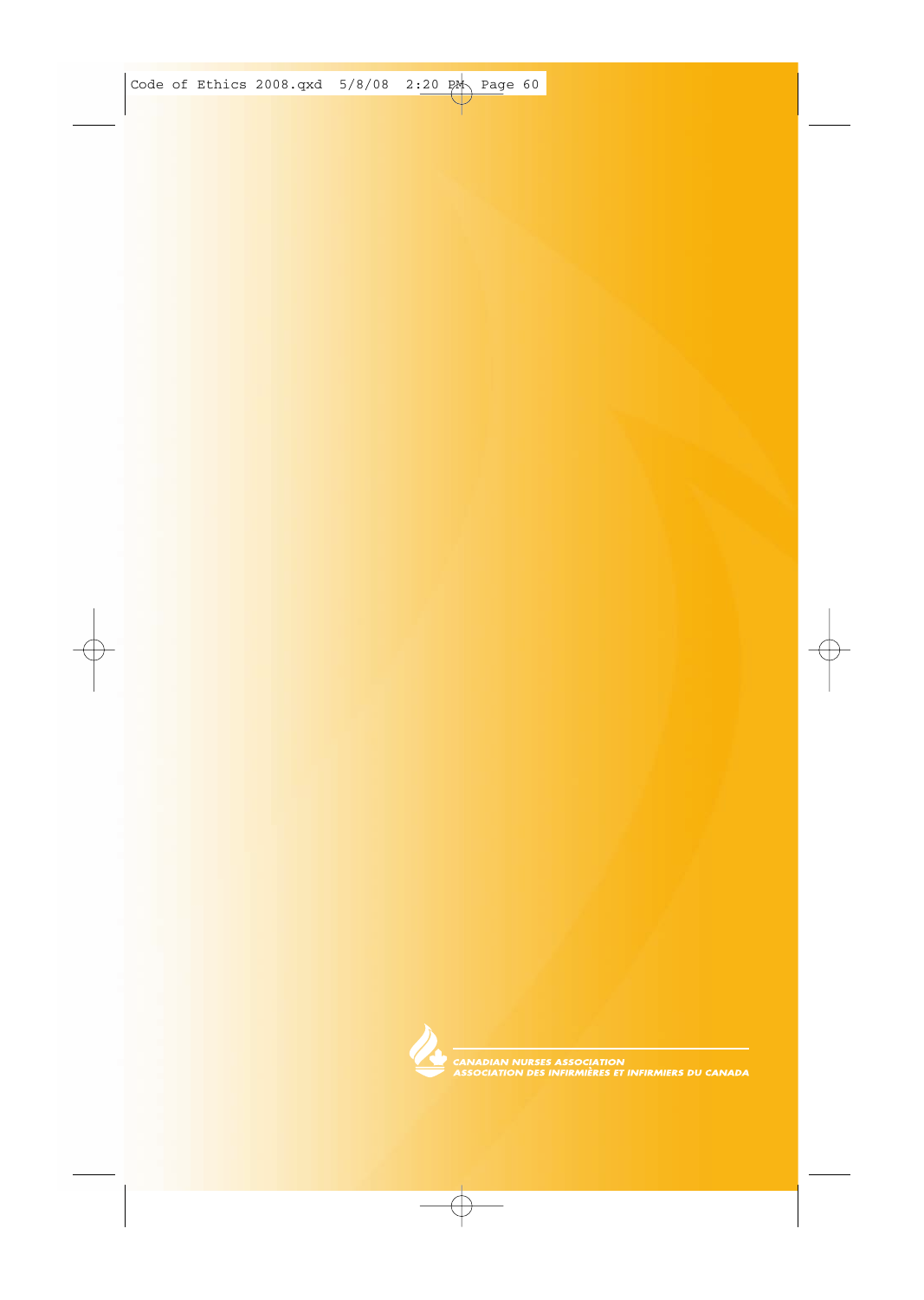CANADIAN NURSES ASSOCIATION
ASSOCIATION DES INFIRMIÈRES ET INFIRMIERS DU CANADA